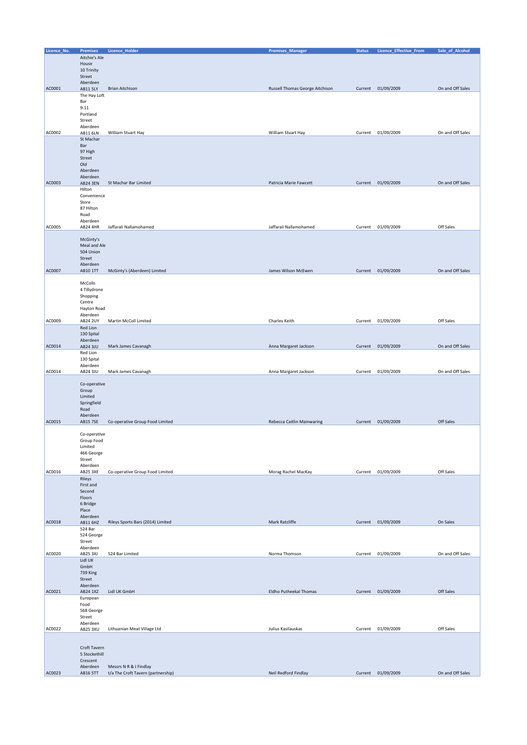| Licence_No. | Premises | Licence_Holder | Premises_Manager | Status | Licence_Effective_From | Sale_of_Alcohol |
|---|---|---|---|---|---|---|
| AC0001 | Aitchie's Ale House 10 Trinity Street Aberdeen AB11 5LY | Brian Aitchison | Russell Thomas George Aitchison | Current | 01/09/2009 | On and Off Sales |
| AC0002 | The Hay Loft Bar 9-11 Portland Street Aberdeen AB11 6LN | William Stuart Hay | William Stuart Hay | Current | 01/09/2009 | On and Off Sales |
| AC0003 | St Machar Bar 97 High Street Old Aberdeen Aberdeen AB24 3EN | St Machar Bar Limited | Patricia Marie Fawcett | Current | 01/09/2009 | On and Off Sales |
| AC0005 | Hilton Convenience Store 87 Hilton Road Aberdeen AB24 4HR | Jaffarali Nallamohamed | Jaffarali Nallamohamed | Current | 01/09/2009 | Off Sales |
| AC0007 | McGinty's Meal and Ale 504 Union Street Aberdeen AB10 1TT | McGinty's (Aberdeen) Limited | James Wilson McEwen | Current | 01/09/2009 | On and Off Sales |
| AC0009 | McColls 4 Tillydrone Shopping Centre Hayton Road Aberdeen AB24 2UY | Martin McColl Limited | Charles Keith | Current | 01/09/2009 | Off Sales |
| AC0014 | Red Lion 130 Spital Aberdeen AB24 3JU | Mark James Cavanagh | Anna Margaret Jackson | Current | 01/09/2009 | On and Off Sales |
| AC0014 | Red Lion 130 Spital Aberdeen AB24 3JU | Mark James Cavanagh | Anna Margaret Jackson | Current | 01/09/2009 | On and Off Sales |
| AC0015 | Co-operative Group Limited Springfield Road Aberdeen AB15 7SE | Co-operative Group Food Limited | Rebecca Caitlin Mainwaring | Current | 01/09/2009 | Off Sales |
| AC0016 | Co-operative Group Food Limited 466 George Street Aberdeen AB25 3XE | Co-operative Group Food Limited | Morag Rachel MacKay | Current | 01/09/2009 | Off Sales |
| AC0018 | Rileys First and Second Floors 6 Bridge Place Aberdeen AB11 6HZ | Rileys Sports Bars (2014) Limited | Mark Ratcliffe | Current | 01/09/2009 | On Sales |
| AC0020 | 524 Bar 524 George Street Aberdeen AB25 3XJ | 524 Bar Limited | Norma Thomson | Current | 01/09/2009 | On and Off Sales |
| AC0021 | Lidl UK GmbH 739 King Street Aberdeen AB24 1XZ | Lidl UK GmbH | Eldho Putheekal Thomas | Current | 01/09/2009 | Off Sales |
| AC0022 | European Food 568 George Street Aberdeen AB25 3XU | Lithuanian Meat Village Ltd | Julius Kasilauskas | Current | 01/09/2009 | Off Sales |
| AC0023 | Croft Tavern 5 Stockethill Crescent Aberdeen AB16 5TT | Messrs N R & I Findlay t/a The Croft Tavern (partnership) | Neil Redford Findlay | Current | 01/09/2009 | On and Off Sales |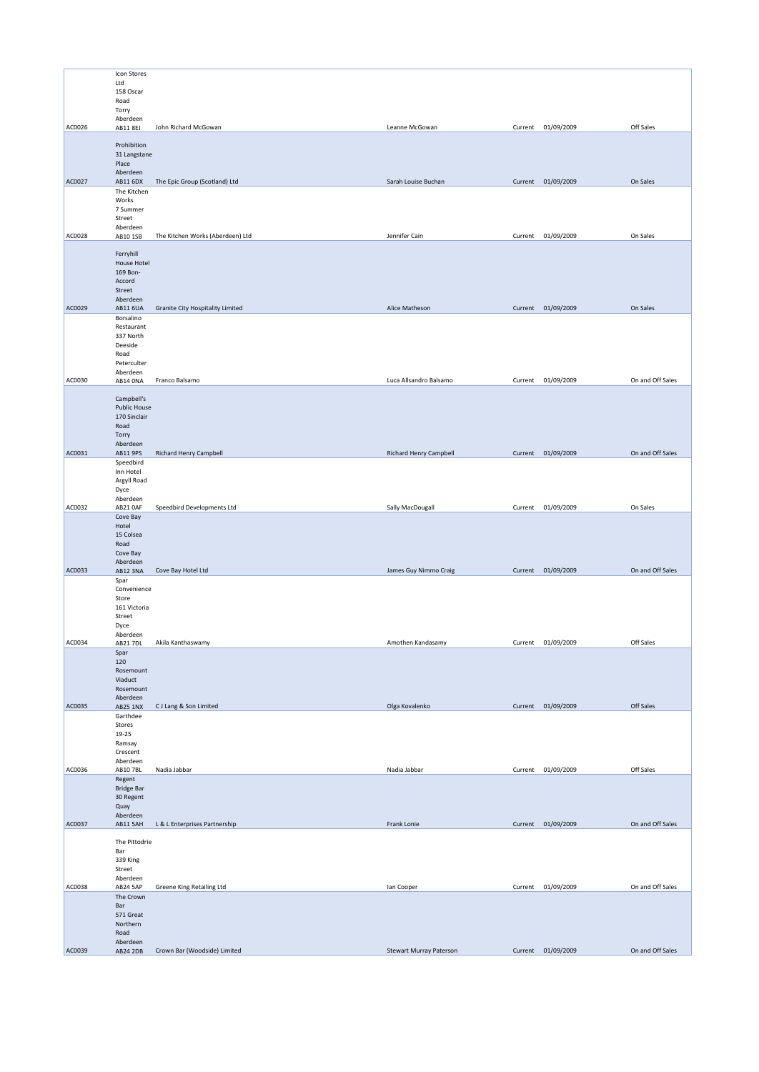| | | | | | | |
|---|---|---|---|---|---|---|
| AC0026 | Icon Stores Ltd 158 Oscar Road Torry Aberdeen AB11 8EJ | John Richard McGowan | Leanne McGowan | Current | 01/09/2009 | Off Sales |
| AC0027 | Prohibition 31 Langstane Place Aberdeen AB11 6DX | The Epic Group (Scotland) Ltd | Sarah Louise Buchan | Current | 01/09/2009 | On Sales |
| AC0028 | The Kitchen Works 7 Summer Street Aberdeen AB10 1SB | The Kitchen Works (Aberdeen) Ltd | Jennifer Cain | Current | 01/09/2009 | On Sales |
| AC0029 | Ferryhill House Hotel 169 Bon-Accord Street Aberdeen AB11 6UA | Granite City Hospitality Limited | Alice Matheson | Current | 01/09/2009 | On Sales |
| AC0030 | Borsalino Restaurant 337 North Deeside Road Peterculter Aberdeen AB14 0NA | Franco Balsamo | Luca Allsandro Balsamo | Current | 01/09/2009 | On and Off Sales |
| AC0031 | Campbell's Public House 170 Sinclair Road Torry Aberdeen AB11 9PS | Richard Henry Campbell | Richard Henry Campbell | Current | 01/09/2009 | On and Off Sales |
| AC0032 | Speedbird Inn Hotel Argyll Road Dyce Aberdeen AB21 0AF | Speedbird Developments Ltd | Sally MacDougall | Current | 01/09/2009 | On Sales |
| AC0033 | Cove Bay Hotel 15 Colsea Road Cove Bay Aberdeen AB12 3NA | Cove Bay Hotel Ltd | James Guy Nimmo Craig | Current | 01/09/2009 | On and Off Sales |
| AC0034 | Spar Convenience Store 161 Victoria Street Dyce Aberdeen AB21 7DL | Akila Kanthaswamy | Amothen Kandasamy | Current | 01/09/2009 | Off Sales |
| AC0035 | Spar 120 Rosemount Viaduct Rosemount Aberdeen AB25 1NX | C J Lang & Son Limited | Olga Kovalenko | Current | 01/09/2009 | Off Sales |
| AC0036 | Garthdee Stores 19-25 Ramsay Crescent Aberdeen AB10 7BL | Nadia Jabbar | Nadia Jabbar | Current | 01/09/2009 | Off Sales |
| AC0037 | Regent Bridge Bar 30 Regent Quay Aberdeen AB11 5AH | L & L Enterprises Partnership | Frank Lonie | Current | 01/09/2009 | On and Off Sales |
| AC0038 | The Pittodrie Bar 339 King Street Aberdeen AB24 5AP | Greene King Retailing Ltd | Ian Cooper | Current | 01/09/2009 | On and Off Sales |
| AC0039 | The Crown Bar 571 Great Northern Road Aberdeen AB24 2DB | Crown Bar (Woodside) Limited | Stewart Murray Paterson | Current | 01/09/2009 | On and Off Sales |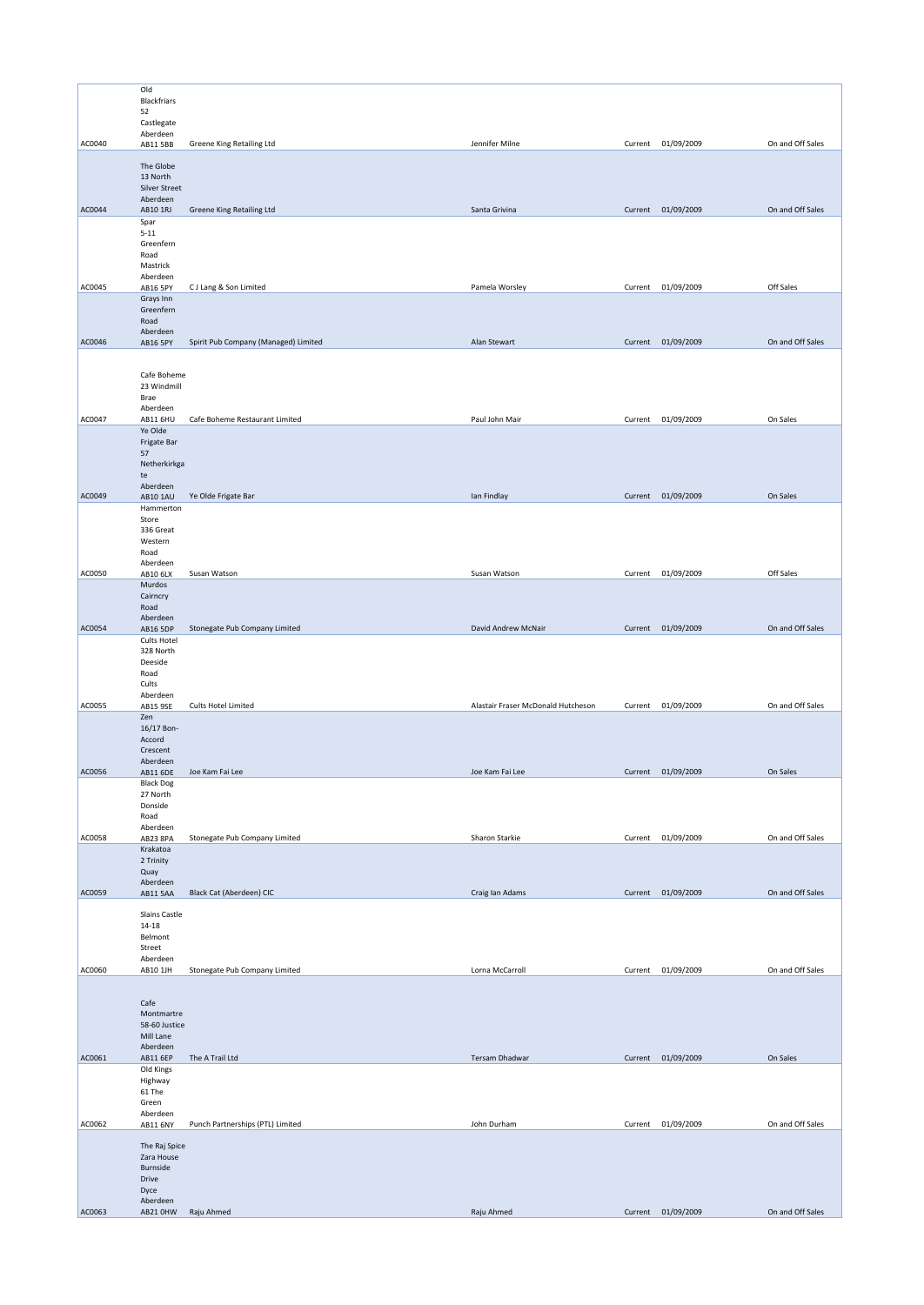| | | | | | | |
|---|---|---|---|---|---|---|
| AC0040 | Old Blackfriars 52 Castlegate Aberdeen AB11 5BB | Greene King Retailing Ltd | Jennifer Milne | Current | 01/09/2009 | On and Off Sales |
| AC0044 | The Globe 13 North Silver Street Aberdeen AB10 1RJ | Greene King Retailing Ltd | Santa Grivina | Current | 01/09/2009 | On and Off Sales |
| AC0045 | Spar 5-11 Greenfern Road Mastrick Aberdeen AB16 5PY | C J Lang & Son Limited | Pamela Worsley | Current | 01/09/2009 | Off Sales |
| AC0046 | Grays Inn Greenfern Road Aberdeen AB16 5PY | Spirit Pub Company (Managed) Limited | Alan Stewart | Current | 01/09/2009 | On and Off Sales |
| AC0047 | Cafe Boheme 23 Windmill Brae Aberdeen AB11 6HU | Cafe Boheme Restaurant Limited | Paul John Mair | Current | 01/09/2009 | On Sales |
| AC0049 | Ye Olde Frigate Bar 57 Netherkirkgate Aberdeen AB10 1AU | Ye Olde Frigate Bar | Ian Findlay | Current | 01/09/2009 | On Sales |
| AC0050 | Hammerton Store 336 Great Western Road Aberdeen AB10 6LX | Susan Watson | Susan Watson | Current | 01/09/2009 | Off Sales |
| AC0054 | Murdos Cairncry Road Aberdeen AB16 5DP | Stonegate Pub Company Limited | David Andrew McNair | Current | 01/09/2009 | On and Off Sales |
| AC0055 | Cults Hotel 328 North Deeside Road Cults Aberdeen AB15 9SE | Cults Hotel Limited | Alastair Fraser McDonald Hutcheson | Current | 01/09/2009 | On and Off Sales |
| AC0056 | Zen 16/17 Bon-Accord Crescent Aberdeen AB11 6DE | Joe Kam Fai Lee | Joe Kam Fai Lee | Current | 01/09/2009 | On Sales |
| AC0058 | Black Dog 27 North Donside Road Aberdeen AB23 8PA | Stonegate Pub Company Limited | Sharon Starkie | Current | 01/09/2009 | On and Off Sales |
| AC0059 | Krakatoa 2 Trinity Quay Aberdeen AB11 5AA | Black Cat (Aberdeen) CIC | Craig Ian Adams | Current | 01/09/2009 | On and Off Sales |
| AC0060 | Slains Castle 14-18 Belmont Street Aberdeen AB10 1JH | Stonegate Pub Company Limited | Lorna McCarroll | Current | 01/09/2009 | On and Off Sales |
| AC0061 | Cafe Montmartre 58-60 Justice Mill Lane Aberdeen AB11 6EP | The A Trail Ltd | Tersam Dhadwar | Current | 01/09/2009 | On Sales |
| AC0062 | Old Kings Highway 61 The Green Aberdeen AB11 6NY | Punch Partnerships (PTL) Limited | John Durham | Current | 01/09/2009 | On and Off Sales |
| AC0063 | The Raj Spice Zara House Burnside Drive Dyce Aberdeen AB21 0HW | Raju Ahmed | Raju Ahmed | Current | 01/09/2009 | On and Off Sales |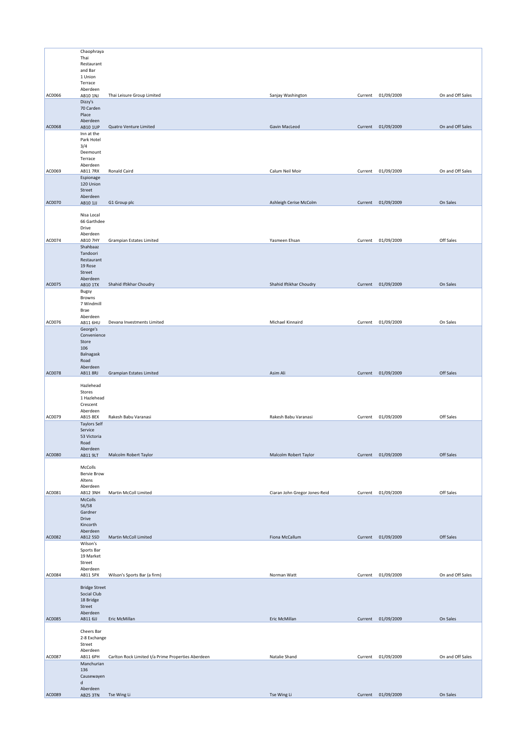| | | | | | | |
|---|---|---|---|---|---|---|
| AC0066 | Chaophraya Thai Restaurant and Bar 1 Union Terrace Aberdeen AB10 1NJ | Thai Leisure Group Limited | Sanjay Washington | Current | 01/09/2009 | On and Off Sales |
| AC0068 | Dizzy's 70 Carden Place Aberdeen AB10 1UP | Quatro Venture Limited | Gavin MacLeod | Current | 01/09/2009 | On and Off Sales |
| AC0069 | Inn at the Park Hotel 3/4 Deemount Terrace Aberdeen AB11 7RX | Ronald Caird | Calum Neil Moir | Current | 01/09/2009 | On and Off Sales |
| AC0070 | Espionage 120 Union Street Aberdeen AB10 1JJ | G1 Group plc | Ashleigh Cerise McColm | Current | 01/09/2009 | On Sales |
| AC0074 | Nisa Local 66 Garthdee Drive Aberdeen AB10 7HY | Grampian Estates Limited | Yasmeen Ehsan | Current | 01/09/2009 | Off Sales |
| AC0075 | Shahbaaz Tandoori Restaurant 19 Rose Street Aberdeen AB10 1TX | Shahid Iftikhar Choudry | Shahid Iftikhar Choudry | Current | 01/09/2009 | On Sales |
| AC0076 | Bugsy Browns 7 Windmill Brae Aberdeen AB11 6HU | Devana Investments Limited | Michael Kinnaird | Current | 01/09/2009 | On Sales |
| AC0078 | George's Convenience Store 106 Balnagask Road Aberdeen AB11 8RJ | Grampian Estates Limited | Asim Ali | Current | 01/09/2009 | Off Sales |
| AC0079 | Hazlehead Stores 1 Hazlehead Crescent Aberdeen AB15 8EX | Rakesh Babu Varanasi | Rakesh Babu Varanasi | Current | 01/09/2009 | Off Sales |
| AC0080 | Taylors Self Service 53 Victoria Road Aberdeen AB11 9LT | Malcolm Robert Taylor | Malcolm Robert Taylor | Current | 01/09/2009 | Off Sales |
| AC0081 | McColls Bervie Brow Altens Aberdeen AB12 3NH | Martin McColl Limited | Ciaran John Gregor Jones-Reid | Current | 01/09/2009 | Off Sales |
| AC0082 | McColls 56/58 Gardner Drive Kincorth Aberdeen AB12 5SD | Martin McColl Limited | Fiona McCallum | Current | 01/09/2009 | Off Sales |
| AC0084 | Wilson's Sports Bar 19 Market Street Aberdeen AB11 5PX | Wilson's Sports Bar (a firm) | Norman Watt | Current | 01/09/2009 | On and Off Sales |
| AC0085 | Bridge Street Social Club 18 Bridge Street Aberdeen AB11 6JJ | Eric McMillan | Eric McMillan | Current | 01/09/2009 | On Sales |
| AC0087 | Cheers Bar 2-8 Exchange Street Aberdeen AB11 6PH | Carlton Rock Limited t/a Prime Properties Aberdeen | Natalie Shand | Current | 01/09/2009 | On and Off Sales |
| AC0089 | Manchurian 136 Causewayend Aberdeen AB25 3TN | Tse Wing Li | Tse Wing Li | Current | 01/09/2009 | On Sales |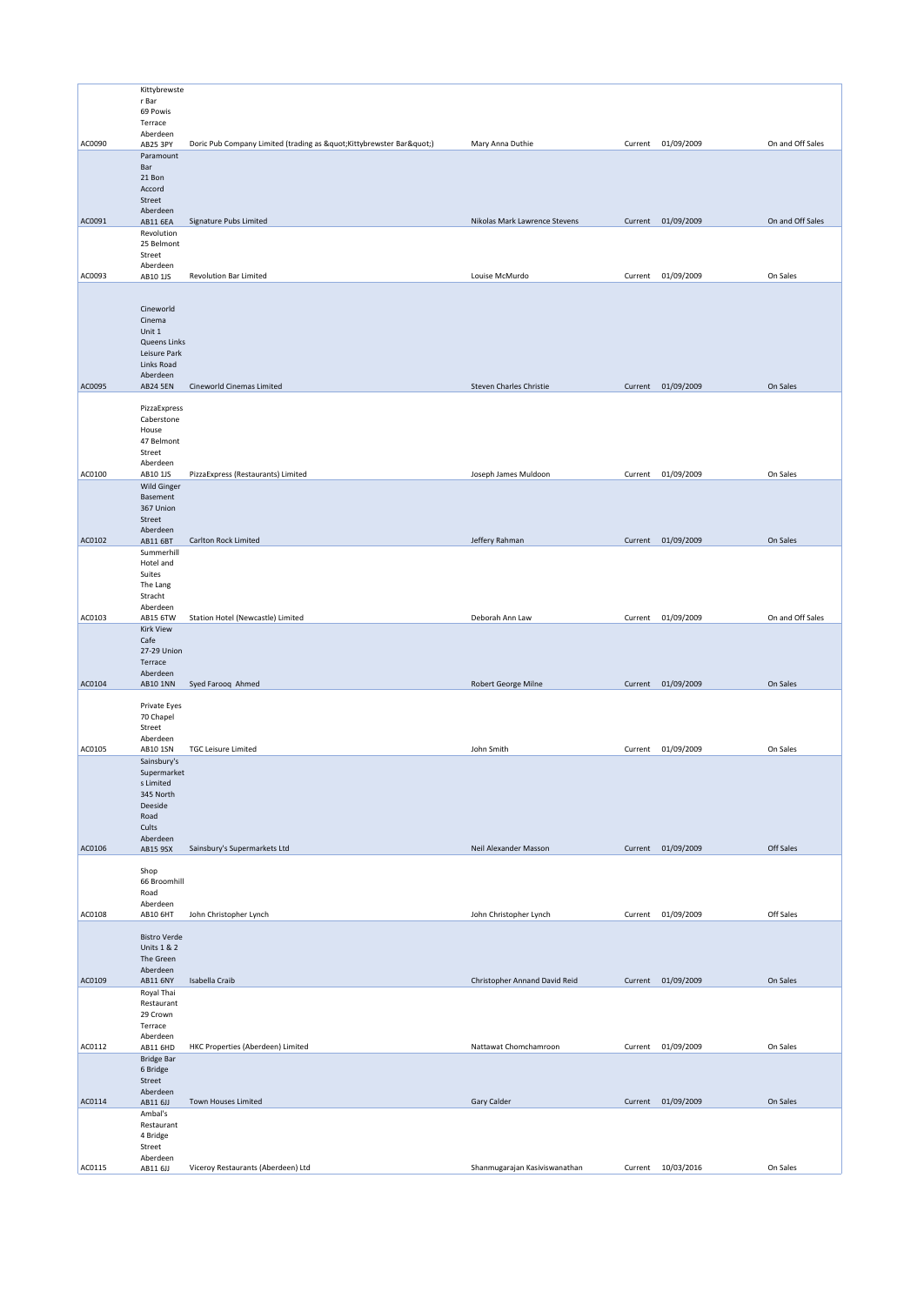| | | | | | | |
|---|---|---|---|---|---|---|
| AC0090 | Kittybrewster Bar 69 Powis Terrace Aberdeen AB25 3PY | Doric Pub Company Limited (trading as &quot;Kittybrewster Bar&quot;) | Mary Anna Duthie | Current | 01/09/2009 | On and Off Sales |
| AC0091 | Paramount Bar 21 Bon Accord Street Aberdeen AB11 6EA | Signature Pubs Limited | Nikolas Mark Lawrence Stevens | Current | 01/09/2009 | On and Off Sales |
| AC0093 | Revolution 25 Belmont Street Aberdeen AB10 1JS | Revolution Bar Limited | Louise McMurdo | Current | 01/09/2009 | On Sales |
| AC0095 | Cineworld Cinema Unit 1 Queens Links Leisure Park Links Road Aberdeen AB24 5EN | Cineworld Cinemas Limited | Steven Charles Christie | Current | 01/09/2009 | On Sales |
| AC0100 | PizzaExpress Caberstone House 47 Belmont Street Aberdeen AB10 1JS | PizzaExpress (Restaurants) Limited | Joseph James Muldoon | Current | 01/09/2009 | On Sales |
| AC0102 | Wild Ginger Basement 367 Union Street Aberdeen AB11 6BT | Carlton Rock Limited | Jeffery Rahman | Current | 01/09/2009 | On Sales |
| AC0103 | Summerhill Hotel and Suites The Lang Stracht Aberdeen AB15 6TW | Station Hotel (Newcastle) Limited | Deborah Ann Law | Current | 01/09/2009 | On and Off Sales |
| AC0104 | Kirk View Cafe 27-29 Union Terrace Aberdeen AB10 1NN | Syed Farooq Ahmed | Robert George Milne | Current | 01/09/2009 | On Sales |
| AC0105 | Private Eyes 70 Chapel Street Aberdeen AB10 1SN | TGC Leisure Limited | John Smith | Current | 01/09/2009 | On Sales |
| AC0106 | Sainsbury's Supermarkets Limited 345 North Deeside Road Cults Aberdeen AB15 9SX | Sainsbury's Supermarkets Ltd | Neil Alexander Masson | Current | 01/09/2009 | Off Sales |
| AC0108 | Shop 66 Broomhill Road Aberdeen AB10 6HT | John Christopher Lynch | John Christopher Lynch | Current | 01/09/2009 | Off Sales |
| AC0109 | Bistro Verde Units 1 & 2 The Green Aberdeen AB11 6NY | Isabella Craib | Christopher Annand David Reid | Current | 01/09/2009 | On Sales |
| AC0112 | Royal Thai Restaurant 29 Crown Terrace Aberdeen AB11 6HD | HKC Properties (Aberdeen) Limited | Nattawat Chomchamroon | Current | 01/09/2009 | On Sales |
| AC0114 | Bridge Bar 6 Bridge Street Aberdeen AB11 6JJ | Town Houses Limited | Gary Calder | Current | 01/09/2009 | On Sales |
| AC0115 | Ambal's Restaurant 4 Bridge Street Aberdeen AB11 6JJ | Viceroy Restaurants (Aberdeen) Ltd | Shanmugarajan Kasiviswanathan | Current | 10/03/2016 | On Sales |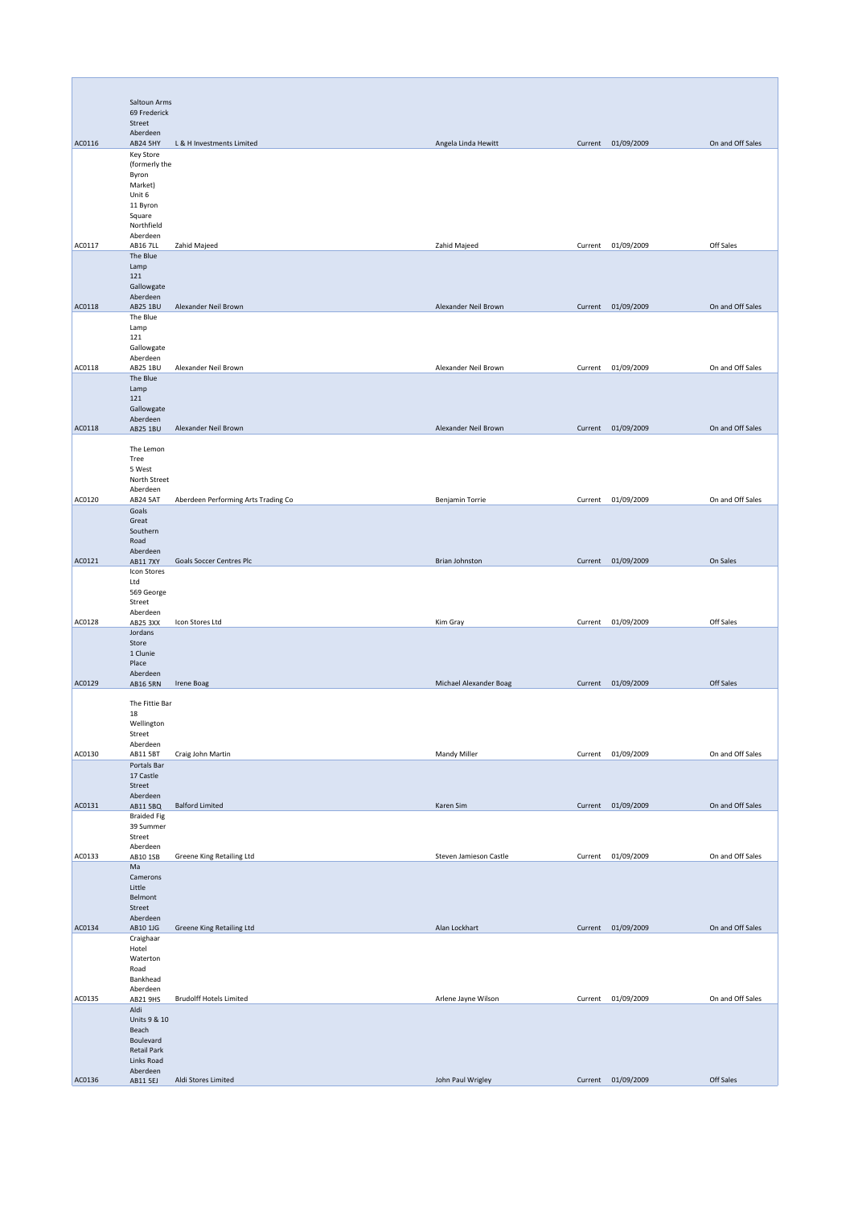| | | | | | | |
|---|---|---|---|---|---|---|
| AC0116 | Saltoun Arms 69 Frederick Street Aberdeen AB24 5HY | L & H Investments Limited | Angela Linda Hewitt | Current | 01/09/2009 | On and Off Sales |
| AC0117 | Key Store (formerly the Byron Market) Unit 6 11 Byron Square Northfield Aberdeen AB16 7LL | Zahid Majeed | Zahid Majeed | Current | 01/09/2009 | Off Sales |
| AC0118 | The Blue Lamp 121 Gallowgate Aberdeen AB25 1BU | Alexander Neil Brown | Alexander Neil Brown | Current | 01/09/2009 | On and Off Sales |
| AC0118 | The Blue Lamp 121 Gallowgate Aberdeen AB25 1BU | Alexander Neil Brown | Alexander Neil Brown | Current | 01/09/2009 | On and Off Sales |
| AC0118 | The Blue Lamp 121 Gallowgate Aberdeen AB25 1BU | Alexander Neil Brown | Alexander Neil Brown | Current | 01/09/2009 | On and Off Sales |
| AC0120 | The Lemon Tree 5 West North Street Aberdeen AB24 5AT | Aberdeen Performing Arts Trading Co | Benjamin Torrie | Current | 01/09/2009 | On and Off Sales |
| AC0121 | Goals Great Southern Road Aberdeen AB11 7XY | Goals Soccer Centres Plc | Brian Johnston | Current | 01/09/2009 | On Sales |
| AC0128 | Icon Stores Ltd 569 George Street Aberdeen AB25 3XX | Icon Stores Ltd | Kim Gray | Current | 01/09/2009 | Off Sales |
| AC0129 | Jordans Store 1 Clunie Place Aberdeen AB16 5RN | Irene Boag | Michael Alexander Boag | Current | 01/09/2009 | Off Sales |
| AC0130 | The Fittie Bar 18 Wellington Street Aberdeen AB11 5BT | Craig John Martin | Mandy Miller | Current | 01/09/2009 | On and Off Sales |
| AC0131 | Portals Bar 17 Castle Street Aberdeen AB11 5BQ | Balford Limited | Karen Sim | Current | 01/09/2009 | On and Off Sales |
| AC0133 | Braided Fig 39 Summer Street Aberdeen AB10 1SB | Greene King Retailing Ltd | Steven Jamieson Castle | Current | 01/09/2009 | On and Off Sales |
| AC0134 | Ma Camerons Little Belmont Street Aberdeen AB10 1JG | Greene King Retailing Ltd | Alan Lockhart | Current | 01/09/2009 | On and Off Sales |
| AC0135 | Craighaar Hotel Waterton Road Bankhead Aberdeen AB21 9HS | Brudolff Hotels Limited | Arlene Jayne Wilson | Current | 01/09/2009 | On and Off Sales |
| AC0136 | Aldi Units 9 & 10 Beach Boulevard Retail Park Links Road Aberdeen AB11 5EJ | Aldi Stores Limited | John Paul Wrigley | Current | 01/09/2009 | Off Sales |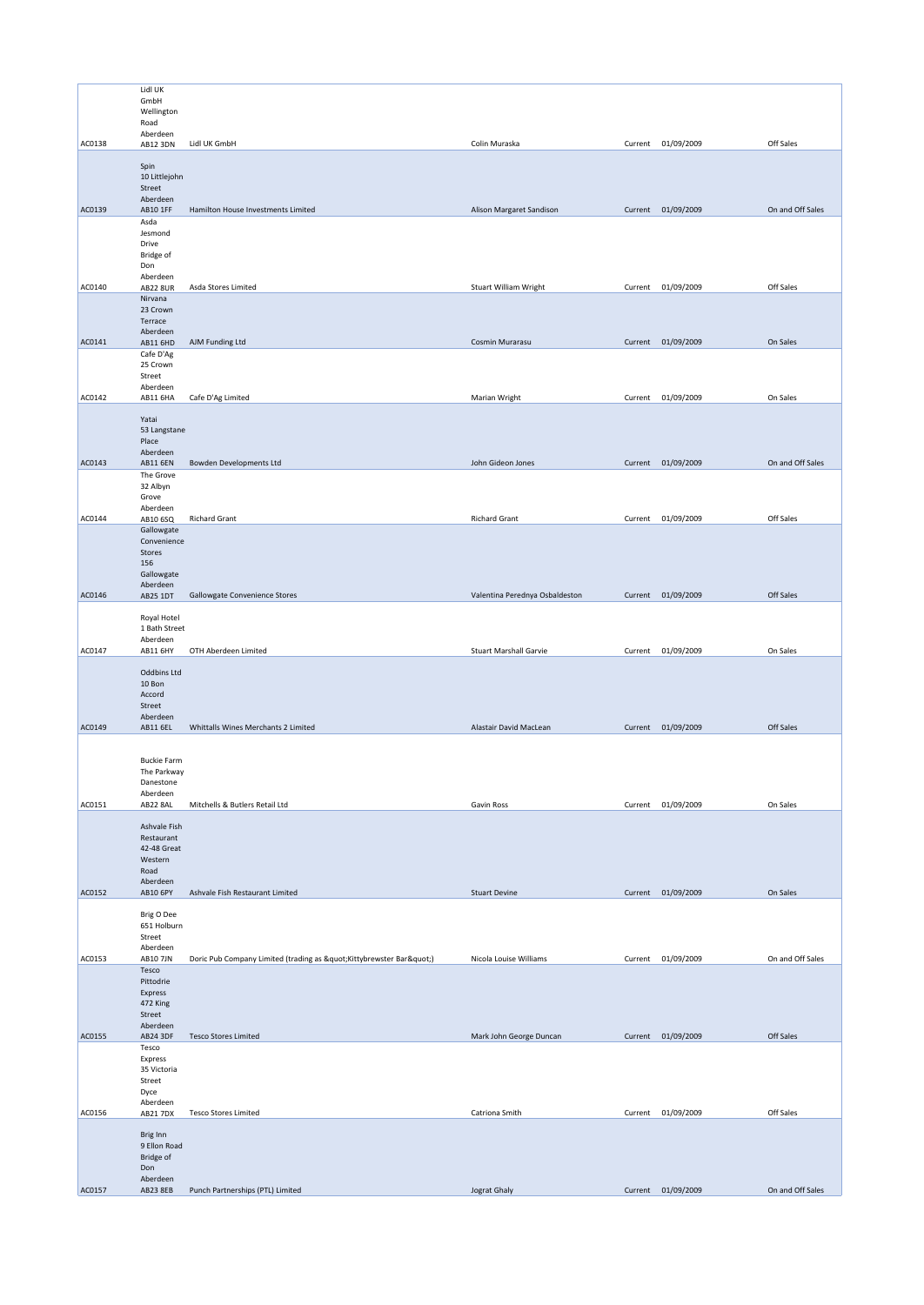| | | | | | | |
|---|---|---|---|---|---|---|
| AC0138 | Lidl UK GmbH Wellington Road Aberdeen AB12 3DN | Lidl UK GmbH | Colin Muraska | Current | 01/09/2009 | Off Sales |
| AC0139 | Spin 10 Littlejohn Street Aberdeen AB10 1FF | Hamilton House Investments Limited | Alison Margaret Sandison | Current | 01/09/2009 | On and Off Sales |
| AC0140 | Asda Jesmond Drive Bridge of Don Aberdeen AB22 8UR | Asda Stores Limited | Stuart William Wright | Current | 01/09/2009 | Off Sales |
| AC0141 | Nirvana 23 Crown Terrace Aberdeen AB11 6HD | AJM Funding Ltd | Cosmin Murarasu | Current | 01/09/2009 | On Sales |
| AC0142 | Cafe D'Ag 25 Crown Street Aberdeen AB11 6HA | Cafe D'Ag Limited | Marian Wright | Current | 01/09/2009 | On Sales |
| AC0143 | Yatai 53 Langstane Place Aberdeen AB11 6EN | Bowden Developments Ltd | John Gideon Jones | Current | 01/09/2009 | On and Off Sales |
| AC0144 | The Grove 32 Albyn Grove Aberdeen AB10 6SQ | Richard Grant | Richard Grant | Current | 01/09/2009 | Off Sales |
| AC0146 | Gallowgate Convenience Stores 156 Gallowgate Aberdeen AB25 1DT | Gallowgate Convenience Stores | Valentina Perednya Osbaldeston | Current | 01/09/2009 | Off Sales |
| AC0147 | Royal Hotel 1 Bath Street Aberdeen AB11 6HY | OTH Aberdeen Limited | Stuart Marshall Garvie | Current | 01/09/2009 | On Sales |
| AC0149 | Oddbins Ltd 10 Bon Accord Street Aberdeen AB11 6EL | Whittalls Wines Merchants 2 Limited | Alastair David MacLean | Current | 01/09/2009 | Off Sales |
| AC0151 | Buckie Farm The Parkway Danestone Aberdeen AB22 8AL | Mitchells & Butlers Retail Ltd | Gavin Ross | Current | 01/09/2009 | On Sales |
| AC0152 | Ashvale Fish Restaurant 42-48 Great Western Road Aberdeen AB10 6PY | Ashvale Fish Restaurant Limited | Stuart Devine | Current | 01/09/2009 | On Sales |
| AC0153 | Brig O Dee 651 Holburn Street Aberdeen AB10 7JN | Doric Pub Company Limited (trading as &quot;Kittybrewster Bar&quot;) | Nicola Louise Williams | Current | 01/09/2009 | On and Off Sales |
| AC0155 | Tesco Pittodrie Express 472 King Street Aberdeen AB24 3DF | Tesco Stores Limited | Mark John George Duncan | Current | 01/09/2009 | Off Sales |
| AC0156 | Tesco Express 35 Victoria Street Dyce Aberdeen AB21 7DX | Tesco Stores Limited | Catriona Smith | Current | 01/09/2009 | Off Sales |
| AC0157 | Brig Inn 9 Ellon Road Bridge of Don Aberdeen AB23 8EB | Punch Partnerships (PTL) Limited | Jograt Ghaly | Current | 01/09/2009 | On and Off Sales |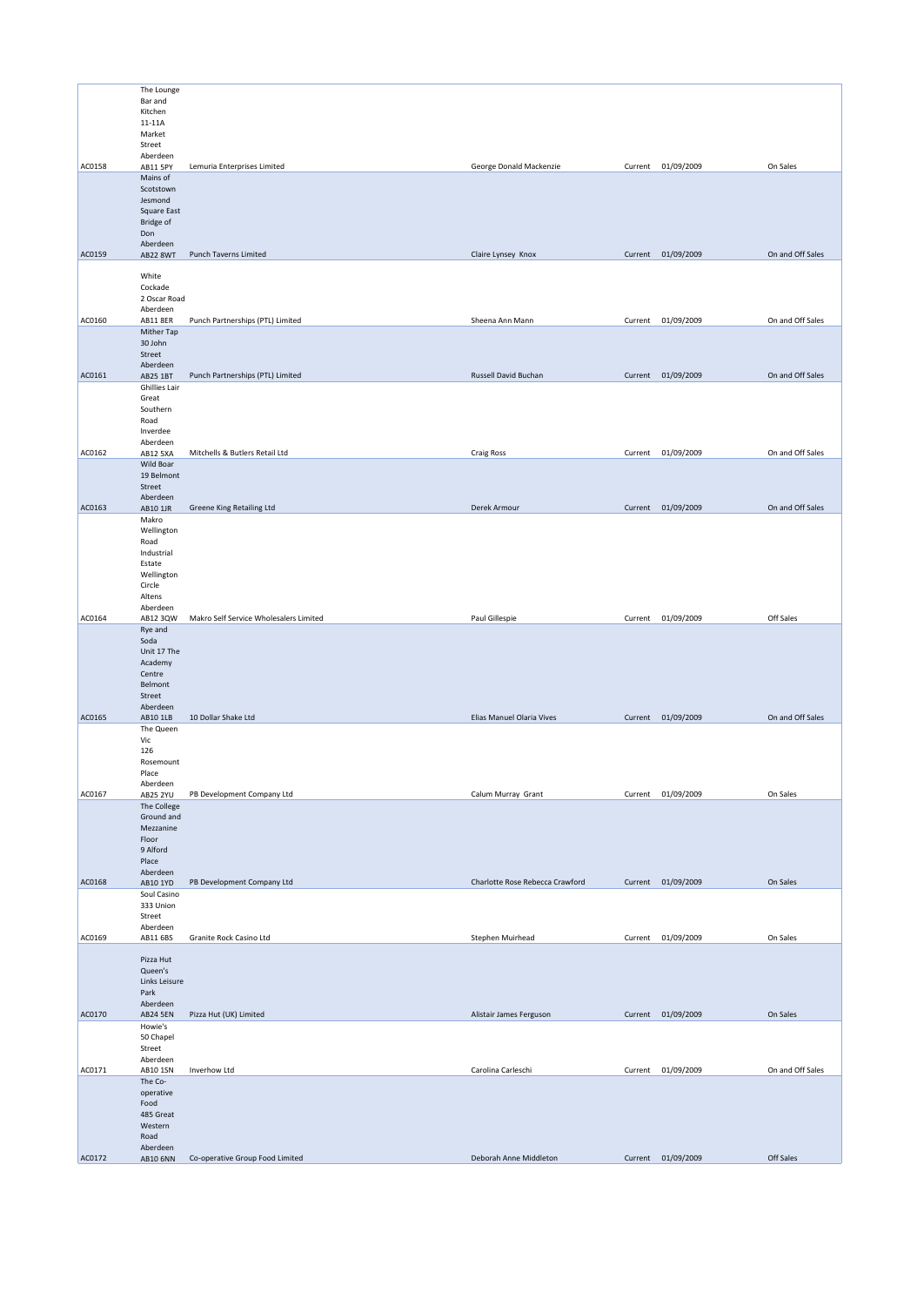| | | | | | | |
|---|---|---|---|---|---|---|
| AC0158 | The Lounge Bar and Kitchen 11-11A Market Street Aberdeen AB11 5PY | Lemuria Enterprises Limited | George Donald Mackenzie | Current | 01/09/2009 | On Sales |
| AC0159 | Mains of Scotstown Jesmond Square East Bridge of Don Aberdeen AB22 8WT | Punch Taverns Limited | Claire Lynsey Knox | Current | 01/09/2009 | On and Off Sales |
| AC0160 | White Cockade 2 Oscar Road Aberdeen AB11 8ER | Punch Partnerships (PTL) Limited | Sheena Ann Mann | Current | 01/09/2009 | On and Off Sales |
| AC0161 | Mither Tap 30 John Street Aberdeen AB25 1BT | Punch Partnerships (PTL) Limited | Russell David Buchan | Current | 01/09/2009 | On and Off Sales |
| AC0162 | Ghillies Lair Great Southern Road Inverdee Aberdeen AB12 5XA | Mitchells & Butlers Retail Ltd | Craig Ross | Current | 01/09/2009 | On and Off Sales |
| AC0163 | Wild Boar 19 Belmont Street Aberdeen AB10 1JR | Greene King Retailing Ltd | Derek Armour | Current | 01/09/2009 | On and Off Sales |
| AC0164 | Makro Wellington Road Industrial Estate Wellington Circle Altens Aberdeen AB12 3QW | Makro Self Service Wholesalers Limited | Paul Gillespie | Current | 01/09/2009 | Off Sales |
| AC0165 | Rye and Soda Unit 17 The Academy Centre Belmont Street Aberdeen AB10 1LB | 10 Dollar Shake Ltd | Elias Manuel Olaria Vives | Current | 01/09/2009 | On and Off Sales |
| AC0167 | The Queen Vic 126 Rosemount Place Aberdeen AB25 2YU | PB Development Company Ltd | Calum Murray Grant | Current | 01/09/2009 | On Sales |
| AC0168 | The College Ground and Mezzanine Floor 9 Alford Place Aberdeen AB10 1YD | PB Development Company Ltd | Charlotte Rose Rebecca Crawford | Current | 01/09/2009 | On Sales |
| AC0169 | Soul Casino 333 Union Street Aberdeen AB11 6BS | Granite Rock Casino Ltd | Stephen Muirhead | Current | 01/09/2009 | On Sales |
| AC0170 | Pizza Hut Queen's Links Leisure Park Aberdeen AB24 5EN | Pizza Hut (UK) Limited | Alistair James Ferguson | Current | 01/09/2009 | On Sales |
| AC0171 | Howie's 50 Chapel Street Aberdeen AB10 1SN | Inverhow Ltd | Carolina Carleschi | Current | 01/09/2009 | On and Off Sales |
| AC0172 | The Co-operative Food 485 Great Western Road Aberdeen AB10 6NN | Co-operative Group Food Limited | Deborah Anne Middleton | Current | 01/09/2009 | Off Sales |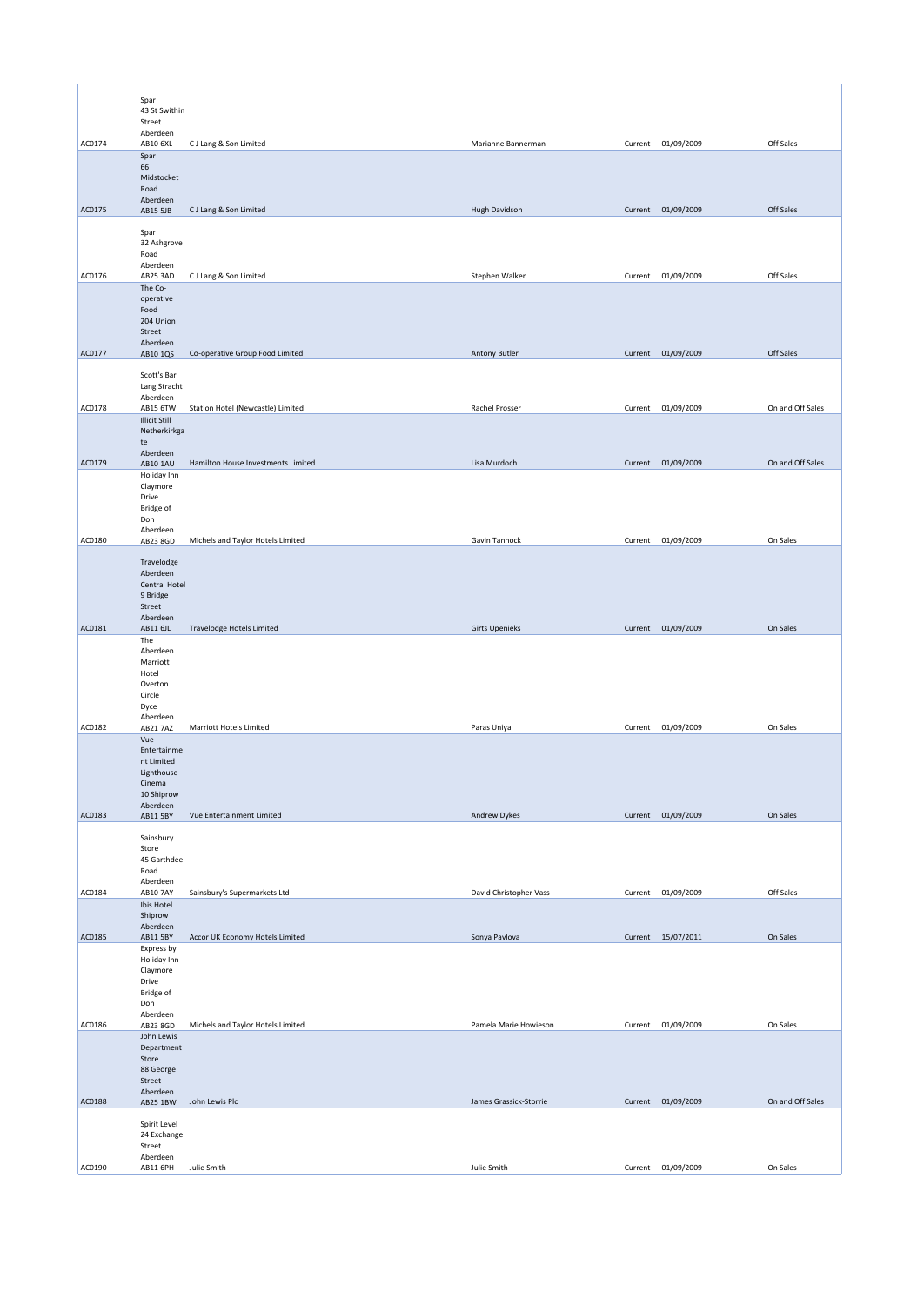| | | | | | | |
|---|---|---|---|---|---|---|
| AC0174 | Spar 43 St Swithin Street Aberdeen AB10 6XL | C J Lang & Son Limited | Marianne Bannerman | Current | 01/09/2009 | Off Sales |
| AC0175 | Spar 66 Midstocket Road Aberdeen AB15 5JB | C J Lang & Son Limited | Hugh Davidson | Current | 01/09/2009 | Off Sales |
| AC0176 | Spar 32 Ashgrove Road Aberdeen AB25 3AD | C J Lang & Son Limited | Stephen Walker | Current | 01/09/2009 | Off Sales |
| AC0177 | The Co-operative Food 204 Union Street Aberdeen AB10 1QS | Co-operative Group Food Limited | Antony Butler | Current | 01/09/2009 | Off Sales |
| AC0178 | Scott's Bar Lang Stracht Aberdeen AB15 6TW | Station Hotel (Newcastle) Limited | Rachel Prosser | Current | 01/09/2009 | On and Off Sales |
| AC0179 | Illicit Still Netherkirkgate Aberdeen AB10 1AU | Hamilton House Investments Limited | Lisa Murdoch | Current | 01/09/2009 | On and Off Sales |
| AC0180 | Holiday Inn Claymore Drive Bridge of Don Aberdeen AB23 8GD | Michels and Taylor Hotels Limited | Gavin Tannock | Current | 01/09/2009 | On Sales |
| AC0181 | Travelodge Aberdeen Central Hotel 9 Bridge Street Aberdeen AB11 6JL | Travelodge Hotels Limited | Girts Upenieks | Current | 01/09/2009 | On Sales |
| AC0182 | The Aberdeen Marriott Hotel Overton Circle Dyce Aberdeen AB21 7AZ | Marriott Hotels Limited | Paras Uniyal | Current | 01/09/2009 | On Sales |
| AC0183 | Vue Entertainment Limited Lighthouse Cinema 10 Shiprow Aberdeen AB11 5BY | Vue Entertainment Limited | Andrew Dykes | Current | 01/09/2009 | On Sales |
| AC0184 | Sainsbury Store 45 Garthdee Road Aberdeen AB10 7AY | Sainsbury's Supermarkets Ltd | David Christopher Vass | Current | 01/09/2009 | Off Sales |
| AC0185 | Ibis Hotel Shiprow Aberdeen AB11 5BY | Accor UK Economy Hotels Limited | Sonya Pavlova | Current | 15/07/2011 | On Sales |
| AC0186 | Express by Holiday Inn Claymore Drive Bridge of Don Aberdeen AB23 8GD | Michels and Taylor Hotels Limited | Pamela Marie Howieson | Current | 01/09/2009 | On Sales |
| AC0188 | John Lewis Department Store 88 George Street Aberdeen AB25 1BW | John Lewis Plc | James Grassick-Storrie | Current | 01/09/2009 | On and Off Sales |
| AC0190 | Spirit Level 24 Exchange Street Aberdeen AB11 6PH | Julie Smith | Julie Smith | Current | 01/09/2009 | On Sales |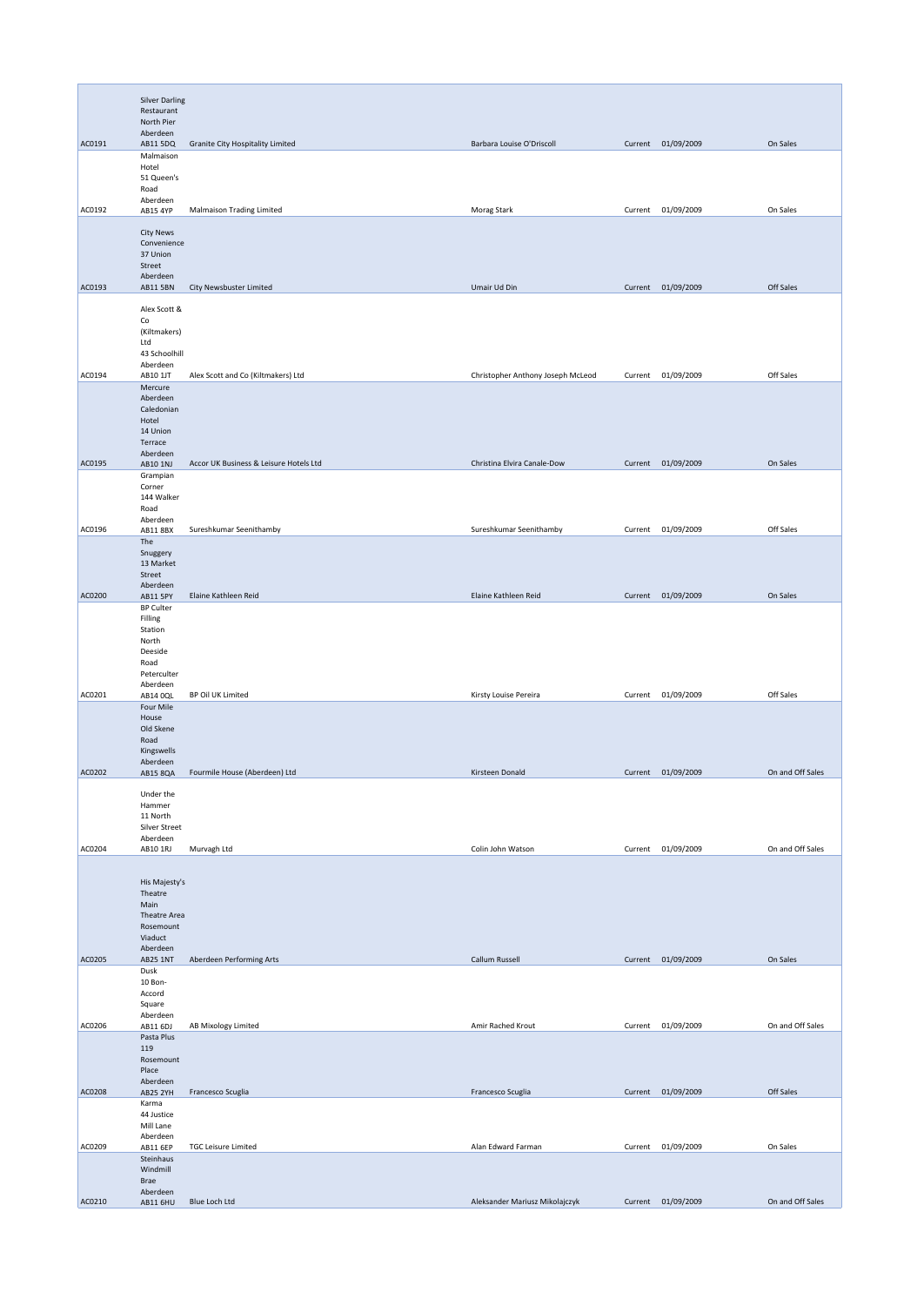| | | | | | | |
|---|---|---|---|---|---|---|
| AC0191 | Silver Darling Restaurant North Pier Aberdeen AB11 5DQ | Granite City Hospitality Limited | Barbara Louise O'Driscoll | Current | 01/09/2009 | On Sales |
| AC0192 | Malmaison Hotel 51 Queen's Road Aberdeen AB15 4YP | Malmaison Trading Limited | Morag Stark | Current | 01/09/2009 | On Sales |
| AC0193 | City News Convenience 37 Union Street Aberdeen AB11 5BN | City Newsbuster Limited | Umair Ud Din | Current | 01/09/2009 | Off Sales |
| AC0194 | Alex Scott & Co (Kiltmakers) Ltd 43 Schoolhill Aberdeen AB10 1JT | Alex Scott and Co (Kiltmakers) Ltd | Christopher Anthony Joseph McLeod | Current | 01/09/2009 | Off Sales |
| AC0195 | Mercure Aberdeen Caledonian Hotel 14 Union Terrace Aberdeen AB10 1NJ | Accor UK Business & Leisure Hotels Ltd | Christina Elvira Canale-Dow | Current | 01/09/2009 | On Sales |
| AC0196 | Grampian Corner 144 Walker Road Aberdeen AB11 8BX | Sureshkumar Seenithamby | Sureshkumar Seenithamby | Current | 01/09/2009 | Off Sales |
| AC0200 | The Snuggery 13 Market Street Aberdeen AB11 5PY | Elaine Kathleen Reid | Elaine Kathleen Reid | Current | 01/09/2009 | On Sales |
| AC0201 | BP Culter Filling Station North Deeside Road Peterculter Aberdeen AB14 0QL | BP Oil UK Limited | Kirsty Louise Pereira | Current | 01/09/2009 | Off Sales |
| AC0202 | Four Mile House Old Skene Road Kingswells Aberdeen AB15 8QA | Fourmile House (Aberdeen) Ltd | Kirsteen Donald | Current | 01/09/2009 | On and Off Sales |
| AC0204 | Under the Hammer 11 North Silver Street Aberdeen AB10 1RJ | Murvagh Ltd | Colin John Watson | Current | 01/09/2009 | On and Off Sales |
| AC0205 | His Majesty's Theatre Main Theatre Area Rosemount Viaduct Aberdeen AB25 1NT | Aberdeen Performing Arts | Callum Russell | Current | 01/09/2009 | On Sales |
| AC0206 | Dusk 10 Bon-Accord Square Aberdeen AB11 6DJ | AB Mixology Limited | Amir Rached Krout | Current | 01/09/2009 | On and Off Sales |
| AC0208 | Pasta Plus 119 Rosemount Place Aberdeen AB25 2YH | Francesco Scuglia | Francesco Scuglia | Current | 01/09/2009 | Off Sales |
| AC0209 | Karma 44 Justice Mill Lane Aberdeen AB11 6EP | TGC Leisure Limited | Alan Edward Farman | Current | 01/09/2009 | On Sales |
| AC0210 | Steinhaus Windmill Brae Aberdeen AB11 6HU | Blue Loch Ltd | Aleksander Mariusz Mikolajczyk | Current | 01/09/2009 | On and Off Sales |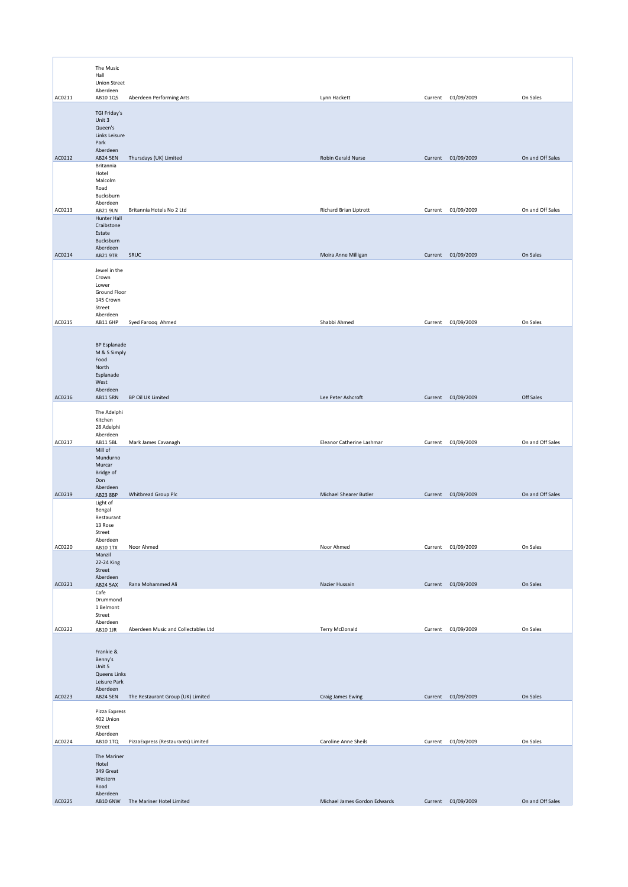| | | | | | | |
|---|---|---|---|---|---|---|
| AC0211 | The Music Hall Union Street Aberdeen AB10 1QS | Aberdeen Performing Arts | Lynn Hackett | Current | 01/09/2009 | On Sales |
| AC0212 | TGI Friday's Unit 3 Queen's Links Leisure Park Aberdeen AB24 5EN | Thursdays (UK) Limited | Robin Gerald Nurse | Current | 01/09/2009 | On and Off Sales |
| AC0213 | Britannia Hotel Malcolm Road Bucksburn Aberdeen AB21 9LN | Britannia Hotels No 2 Ltd | Richard Brian Liptrott | Current | 01/09/2009 | On and Off Sales |
| AC0214 | Hunter Hall Craibstone Estate Bucksburn Aberdeen AB21 9TR | SRUC | Moira Anne Milligan | Current | 01/09/2009 | On Sales |
| AC0215 | Jewel in the Crown Lower Ground Floor 145 Crown Street Aberdeen AB11 6HP | Syed Farooq Ahmed | Shabbi Ahmed | Current | 01/09/2009 | On Sales |
| AC0216 | BP Esplanade M & S Simply Food North Esplanade West Aberdeen AB11 5RN | BP Oil UK Limited | Lee Peter Ashcroft | Current | 01/09/2009 | Off Sales |
| AC0217 | The Adelphi Kitchen 28 Adelphi Aberdeen AB11 5BL | Mark James Cavanagh | Eleanor Catherine Lashmar | Current | 01/09/2009 | On and Off Sales |
| AC0219 | Mill of Mundurno Murcar Bridge of Don Aberdeen AB23 8BP | Whitbread Group Plc | Michael Shearer Butler | Current | 01/09/2009 | On and Off Sales |
| AC0220 | Light of Bengal Restaurant 13 Rose Street Aberdeen AB10 1TX | Noor Ahmed | Noor Ahmed | Current | 01/09/2009 | On Sales |
| AC0221 | Manzil 22-24 King Street Aberdeen AB24 5AX | Rana Mohammed Ali | Nazier Hussain | Current | 01/09/2009 | On Sales |
| AC0222 | Cafe Drummond 1 Belmont Street Aberdeen AB10 1JR | Aberdeen Music and Collectables Ltd | Terry McDonald | Current | 01/09/2009 | On Sales |
| AC0223 | Frankie & Benny's Unit 5 Queens Links Leisure Park Aberdeen AB24 5EN | The Restaurant Group (UK) Limited | Craig James Ewing | Current | 01/09/2009 | On Sales |
| AC0224 | Pizza Express 402 Union Street Aberdeen AB10 1TQ | PizzaExpress (Restaurants) Limited | Caroline Anne Sheils | Current | 01/09/2009 | On Sales |
| AC0225 | The Mariner Hotel 349 Great Western Road Aberdeen AB10 6NW | The Mariner Hotel Limited | Michael James Gordon Edwards | Current | 01/09/2009 | On and Off Sales |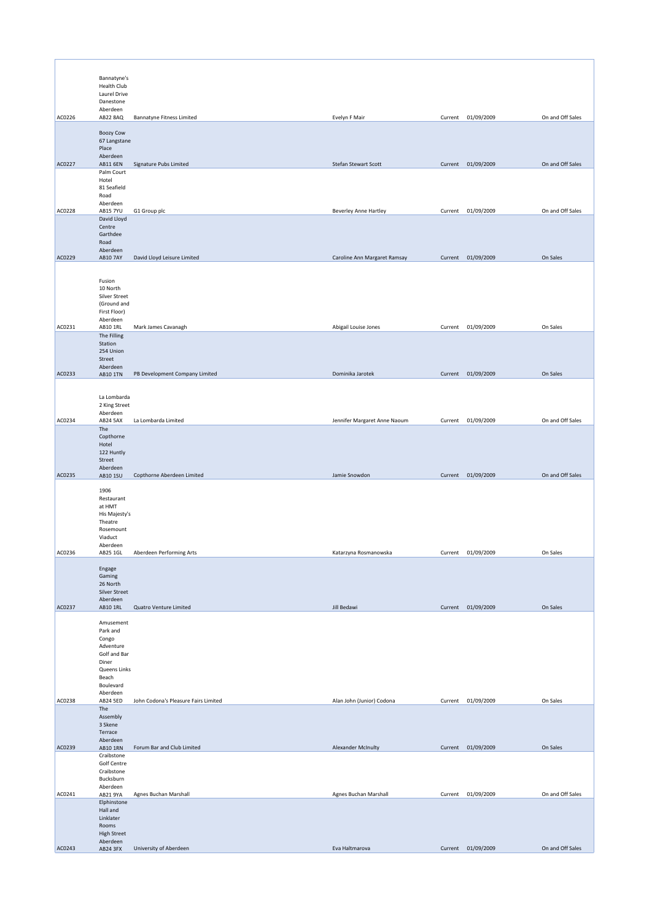| | | | | | | |
|---|---|---|---|---|---|---|
| AC0226 | Bannatyne's Health Club Laurel Drive Danestone Aberdeen AB22 8AQ | Bannatyne Fitness Limited | Evelyn F Mair | Current | 01/09/2009 | On and Off Sales |
| AC0227 | Boozy Cow 67 Langstane Place Aberdeen AB11 6EN | Signature Pubs Limited | Stefan Stewart Scott | Current | 01/09/2009 | On and Off Sales |
| AC0228 | Palm Court Hotel 81 Seafield Road Aberdeen AB15 7YU | G1 Group plc | Beverley Anne Hartley | Current | 01/09/2009 | On and Off Sales |
| AC0229 | David Lloyd Centre Garthdee Road Aberdeen AB10 7AY | David Lloyd Leisure Limited | Caroline Ann Margaret Ramsay | Current | 01/09/2009 | On Sales |
| AC0231 | Fusion 10 North Silver Street (Ground and First Floor) Aberdeen AB10 1RL | Mark James Cavanagh | Abigail Louise Jones | Current | 01/09/2009 | On Sales |
| AC0233 | The Filling Station 254 Union Street Aberdeen AB10 1TN | PB Development Company Limited | Dominika Jarotek | Current | 01/09/2009 | On Sales |
| AC0234 | La Lombarda 2 King Street Aberdeen AB24 5AX | La Lombarda Limited | Jennifer Margaret Anne Naoum | Current | 01/09/2009 | On and Off Sales |
| AC0235 | The Copthorne Hotel 122 Huntly Street Aberdeen AB10 1SU | Copthorne Aberdeen Limited | Jamie Snowdon | Current | 01/09/2009 | On and Off Sales |
| AC0236 | 1906 Restaurant at HMT His Majesty's Theatre Rosemount Viaduct Aberdeen AB25 1GL | Aberdeen Performing Arts | Katarzyna Rosmanowska | Current | 01/09/2009 | On Sales |
| AC0237 | Engage Gaming 26 North Silver Street Aberdeen AB10 1RL | Quatro Venture Limited | Jill Bedawi | Current | 01/09/2009 | On Sales |
| AC0238 | Amusement Park and Congo Adventure Golf and Bar Diner Queens Links Beach Boulevard Aberdeen AB24 5ED | John Codona's Pleasure Fairs Limited | Alan John (Junior) Codona | Current | 01/09/2009 | On Sales |
| AC0239 | The Assembly 3 Skene Terrace Aberdeen AB10 1RN | Forum Bar and Club Limited | Alexander McInulty | Current | 01/09/2009 | On Sales |
| AC0241 | Craibstone Golf Centre Craibstone Bucksburn Aberdeen AB21 9YA | Agnes Buchan Marshall | Agnes Buchan Marshall | Current | 01/09/2009 | On and Off Sales |
| AC0243 | Elphinstone Hall and Linklater Rooms High Street Aberdeen AB24 3FX | University of Aberdeen | Eva Haltmarova | Current | 01/09/2009 | On and Off Sales |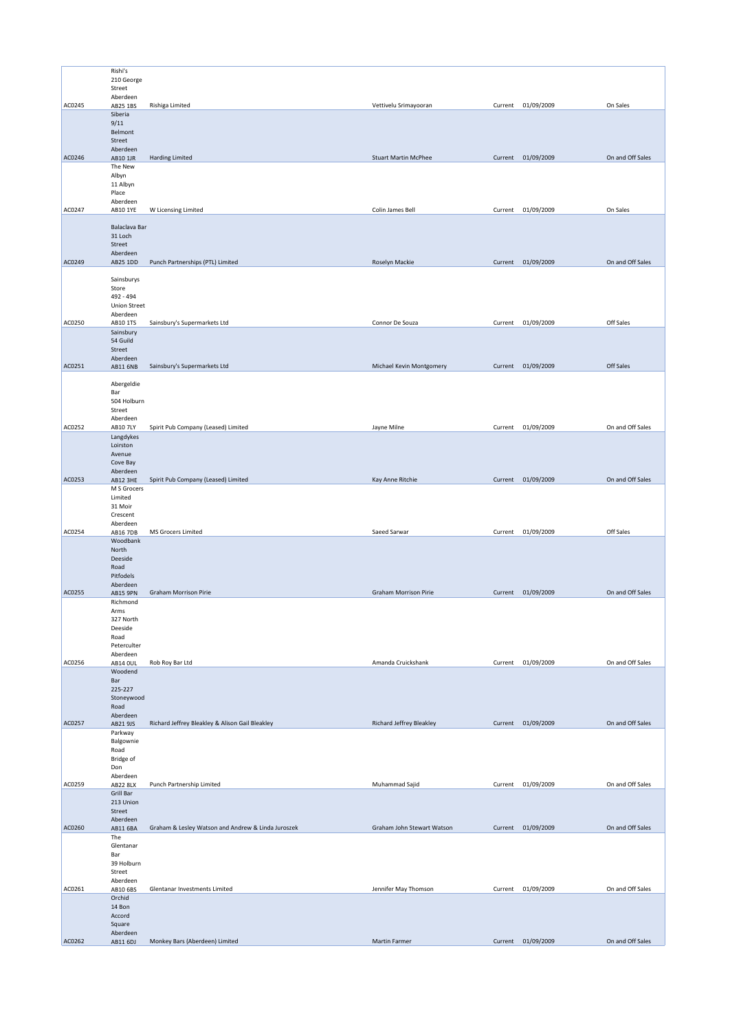| | | | | | | |
|---|---|---|---|---|---|---|
| AC0245 | Rishi's 210 George Street Aberdeen AB25 1BS | Rishiga Limited | Vettivelu Srimayooran | Current | 01/09/2009 | On Sales |
| AC0246 | Siberia 9/11 Belmont Street Aberdeen AB10 1JR | Harding Limited | Stuart Martin McPhee | Current | 01/09/2009 | On and Off Sales |
| AC0247 | The New Albyn 11 Albyn Place Aberdeen AB10 1YE | W Licensing Limited | Colin James Bell | Current | 01/09/2009 | On Sales |
| AC0249 | Balaclava Bar 31 Loch Street Aberdeen AB25 1DD | Punch Partnerships (PTL) Limited | Roselyn Mackie | Current | 01/09/2009 | On and Off Sales |
| AC0250 | Sainsburys Store 492 - 494 Union Street Aberdeen AB10 1TS | Sainsbury's Supermarkets Ltd | Connor De Souza | Current | 01/09/2009 | Off Sales |
| AC0251 | Sainsbury 54 Guild Street Aberdeen AB11 6NB | Sainsbury's Supermarkets Ltd | Michael Kevin Montgomery | Current | 01/09/2009 | Off Sales |
| AC0252 | Abergeldie Bar 504 Holburn Street Aberdeen AB10 7LY | Spirit Pub Company (Leased) Limited | Jayne Milne | Current | 01/09/2009 | On and Off Sales |
| AC0253 | Langdykes Loirston Avenue Cove Bay Aberdeen AB12 3HE | Spirit Pub Company (Leased) Limited | Kay Anne Ritchie | Current | 01/09/2009 | On and Off Sales |
| AC0254 | M S Grocers Limited 31 Moir Crescent Aberdeen AB16 7DB | MS Grocers Limited | Saeed Sarwar | Current | 01/09/2009 | Off Sales |
| AC0255 | Woodbank North Deeside Road Pitfodels Aberdeen AB15 9PN | Graham Morrison Pirie | Graham Morrison Pirie | Current | 01/09/2009 | On and Off Sales |
| AC0256 | Richmond Arms 327 North Deeside Road Peterculter Aberdeen AB14 0UL | Rob Roy Bar Ltd | Amanda Cruickshank | Current | 01/09/2009 | On and Off Sales |
| AC0257 | Woodend Bar 225-227 Stoneywood Road Aberdeen AB21 9JS | Richard Jeffrey Bleakley & Alison Gail Bleakley | Richard Jeffrey Bleakley | Current | 01/09/2009 | On and Off Sales |
| AC0259 | Parkway Balgownie Road Bridge of Don Aberdeen AB22 8LX | Punch Partnership Limited | Muhammad Sajid | Current | 01/09/2009 | On and Off Sales |
| AC0260 | Grill Bar 213 Union Street Aberdeen AB11 6BA | Graham & Lesley Watson and Andrew & Linda Juroszek | Graham John Stewart Watson | Current | 01/09/2009 | On and Off Sales |
| AC0261 | The Glentanar Bar 39 Holburn Street Aberdeen AB10 6BS | Glentanar Investments Limited | Jennifer May Thomson | Current | 01/09/2009 | On and Off Sales |
| AC0262 | Orchid 14 Bon Accord Square Aberdeen AB11 6DJ | Monkey Bars (Aberdeen) Limited | Martin Farmer | Current | 01/09/2009 | On and Off Sales |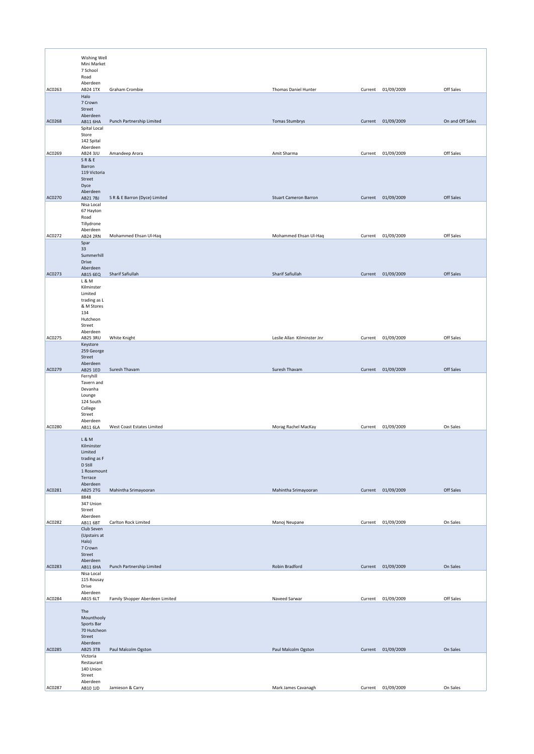| AC0263 | Wishing Well Mini Market 7 School Road Aberdeen AB24 1TX | Graham Crombie | Thomas Daniel Hunter | Current | 01/09/2009 | Off Sales |
|---|---|---|---|---|---|---|
| AC0268 | Halo 7 Crown Street Aberdeen AB11 6HA | Punch Partnership Limited | Tomas Stumbrys | Current | 01/09/2009 | On and Off Sales |
| AC0269 | Spital Local Store 142 Spital Aberdeen AB24 3JU | Amandeep Arora | Amit Sharma | Current | 01/09/2009 | Off Sales |
| AC0270 | S R & E Barron 119 Victoria Street Dyce Aberdeen AB21 7BJ | S R & E Barron (Dyce) Limited | Stuart Cameron Barron | Current | 01/09/2009 | Off Sales |
| AC0272 | Nisa Local 67 Hayton Road Tillydrone Aberdeen AB24 2RN | Mohammed Ehsan Ul-Haq | Mohammed Ehsan Ul-Haq | Current | 01/09/2009 | Off Sales |
| AC0273 | Spar 33 Summerhill Drive Aberdeen AB15 6EQ | Sharif Safiullah | Sharif Safiullah | Current | 01/09/2009 | Off Sales |
| AC0275 | L & M Kilminster Limited trading as L & M Stores 134 Hutcheon Street Aberdeen AB25 3RU | White Knight | Leslie Allan Kilminster Jnr | Current | 01/09/2009 | Off Sales |
| AC0279 | Keystore 259 George Street Aberdeen AB25 1ED | Suresh Thavam | Suresh Thavam | Current | 01/09/2009 | Off Sales |
| AC0280 | Ferryhill Tavern and Devanha Lounge 124 South College Street Aberdeen AB11 6LA | West Coast Estates Limited | Morag Rachel MacKay | Current | 01/09/2009 | On Sales |
| AC0281 | L & M Kilminster Limited trading as F D Still 1 Rosemount Terrace Aberdeen AB25 2TG | Mahintha Srimayooran | Mahintha Srimayooran | Current | 01/09/2009 | Off Sales |
| AC0282 | 8848 347 Union Street Aberdeen AB11 6BT | Carlton Rock Limited | Manoj Neupane | Current | 01/09/2009 | On Sales |
| AC0283 | Club Seven (Upstairs at Halo) 7 Crown Street Aberdeen AB11 6HA | Punch Partnership Limited | Robin Bradford | Current | 01/09/2009 | On Sales |
| AC0284 | Nisa Local 115 Rousay Drive Aberdeen AB15 6LT | Family Shopper Aberdeen Limited | Naveed Sarwar | Current | 01/09/2009 | Off Sales |
| AC0285 | The Mounthooly Sports Bar 70 Hutcheon Street Aberdeen AB25 3TB | Paul Malcolm Ogston | Paul Malcolm Ogston | Current | 01/09/2009 | On Sales |
| AC0287 | Victoria Restaurant 140 Union Street Aberdeen AB10 1JD | Jamieson & Carry | Mark James Cavanagh | Current | 01/09/2009 | On Sales |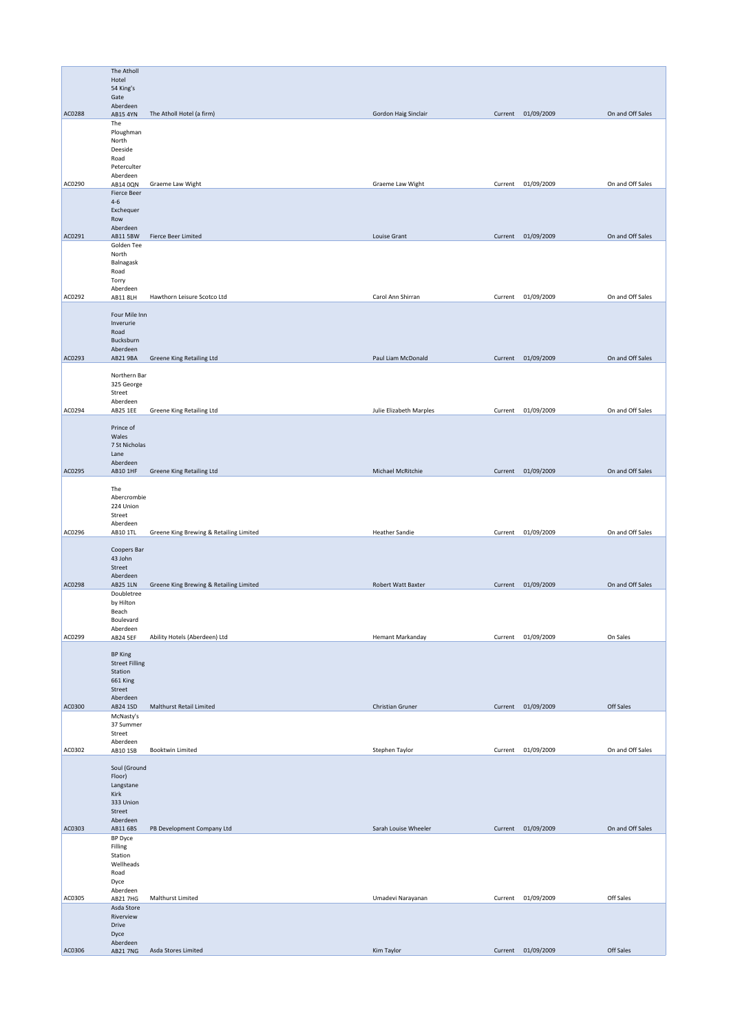| | | | | | | |
|---|---|---|---|---|---|---|
| AC0288 | The Atholl Hotel 54 King's Gate Aberdeen AB15 4YN | The Atholl Hotel (a firm) | Gordon Haig Sinclair | Current | 01/09/2009 | On and Off Sales |
| AC0290 | The Ploughman North Deeside Road Peterculter Aberdeen AB14 0QN | Graeme Law Wight | Graeme Law Wight | Current | 01/09/2009 | On and Off Sales |
| AC0291 | Fierce Beer 4-6 Exchequer Row Aberdeen AB11 5BW | Fierce Beer Limited | Louise Grant | Current | 01/09/2009 | On and Off Sales |
| AC0292 | Golden Tee North Balnagask Road Torry Aberdeen AB11 8LH | Hawthorn Leisure Scotco Ltd | Carol Ann Shirran | Current | 01/09/2009 | On and Off Sales |
| AC0293 | Four Mile Inn Inverurie Road Bucksburn Aberdeen AB21 9BA | Greene King Retailing Ltd | Paul Liam McDonald | Current | 01/09/2009 | On and Off Sales |
| AC0294 | Northern Bar 325 George Street Aberdeen AB25 1EE | Greene King Retailing Ltd | Julie Elizabeth Marples | Current | 01/09/2009 | On and Off Sales |
| AC0295 | Prince of Wales 7 St Nicholas Lane Aberdeen AB10 1HF | Greene King Retailing Ltd | Michael McRitchie | Current | 01/09/2009 | On and Off Sales |
| AC0296 | The Abercrombie 224 Union Street Aberdeen AB10 1TL | Greene King Brewing & Retailing Limited | Heather Sandie | Current | 01/09/2009 | On and Off Sales |
| AC0298 | Coopers Bar 43 John Street Aberdeen AB25 1LN | Greene King Brewing & Retailing Limited | Robert Watt Baxter | Current | 01/09/2009 | On and Off Sales |
| AC0299 | Doubletree by Hilton Beach Boulevard Aberdeen AB24 5EF | Ability Hotels (Aberdeen) Ltd | Hemant Markanday | Current | 01/09/2009 | On Sales |
| AC0300 | BP King Street Filling Station 661 King Street Aberdeen AB24 1SD | Malthurst Retail Limited | Christian Gruner | Current | 01/09/2009 | Off Sales |
| AC0302 | McNasty's 37 Summer Street Aberdeen AB10 1SB | Booktwin Limited | Stephen Taylor | Current | 01/09/2009 | On and Off Sales |
| AC0303 | Soul (Ground Floor) Langstane Kirk 333 Union Street Aberdeen AB11 6BS | PB Development Company Ltd | Sarah Louise Wheeler | Current | 01/09/2009 | On and Off Sales |
| AC0305 | BP Dyce Filling Station Wellheads Road Dyce Aberdeen AB21 7HG | Malthurst Limited | Umadevi Narayanan | Current | 01/09/2009 | Off Sales |
| AC0306 | Asda Store Riverview Drive Dyce Aberdeen AB21 7NG | Asda Stores Limited | Kim Taylor | Current | 01/09/2009 | Off Sales |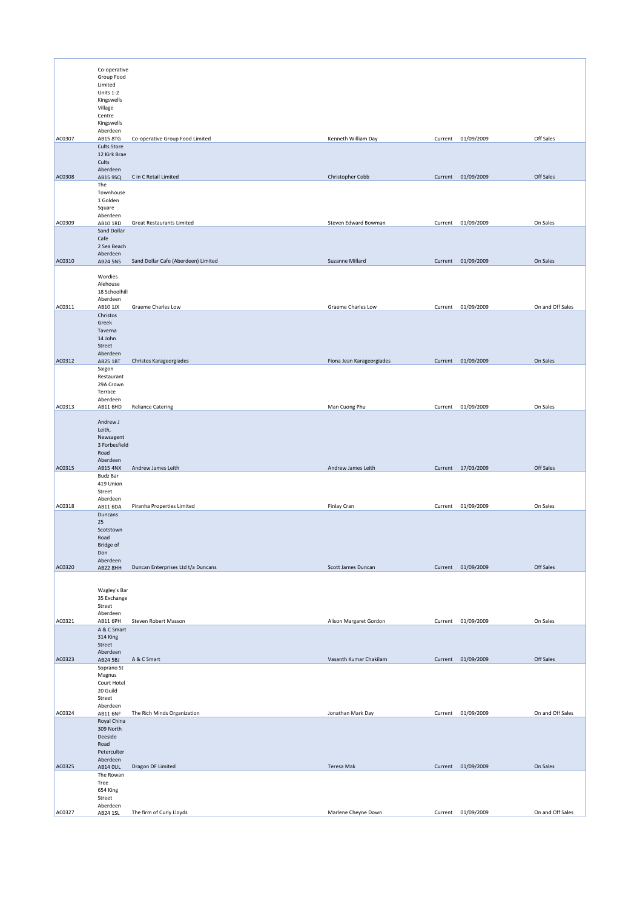| | | | | | | |
|---|---|---|---|---|---|---|
| AC0307 | Co-operative Group Food Limited Units 1-2 Kingswells Village Centre Kingswells Aberdeen AB15 8TG | Co-operative Group Food Limited | Kenneth William Day | Current | 01/09/2009 | Off Sales |
| AC0308 | Cults Store 12 Kirk Brae Cults Aberdeen AB15 9SQ | C in C Retail Limited | Christopher Cobb | Current | 01/09/2009 | Off Sales |
| AC0309 | The Townhouse 1 Golden Square Aberdeen AB10 1RD | Great Restaurants Limited | Steven Edward Bowman | Current | 01/09/2009 | On Sales |
| AC0310 | Sand Dollar Cafe 2 Sea Beach Aberdeen AB24 5NS | Sand Dollar Cafe (Aberdeen) Limited | Suzanne Millard | Current | 01/09/2009 | On Sales |
| AC0311 | Wordies Alehouse 18 Schoolhill Aberdeen AB10 1JX | Graeme Charles Low | Graeme Charles Low | Current | 01/09/2009 | On and Off Sales |
| AC0312 | Christos Greek Taverna 14 John Street Aberdeen AB25 1BT | Christos Karageorgiades | Fiona Jean Karageorgiades | Current | 01/09/2009 | On Sales |
| AC0313 | Saigon Restaurant 29A Crown Terrace Aberdeen AB11 6HD | Reliance Catering | Man Cuong Phu | Current | 01/09/2009 | On Sales |
| AC0315 | Andrew J Leith, Newsagent 3 Forbesfield Road Aberdeen AB15 4NX | Andrew James Leith | Andrew James Leith | Current | 17/03/2009 | Off Sales |
| AC0318 | Budz Bar 419 Union Street Aberdeen AB11 6DA | Piranha Properties Limited | Finlay Cran | Current | 01/09/2009 | On Sales |
| AC0320 | Duncans 25 Scotstown Road Bridge of Don Aberdeen AB22 8HH | Duncan Enterprises Ltd t/a Duncans | Scott James Duncan | Current | 01/09/2009 | Off Sales |
| AC0321 | Wagley's Bar 35 Exchange Street Aberdeen AB11 6PH | Steven Robert Masson | Alison Margaret Gordon | Current | 01/09/2009 | On Sales |
| AC0323 | A & C Smart 314 King Street Aberdeen AB24 5BJ | A & C Smart | Vasanth Kumar Chakilam | Current | 01/09/2009 | Off Sales |
| AC0324 | Soprano St Magnus Court Hotel 20 Guild Street Aberdeen AB11 6NF | The Rich Minds Organization | Jonathan Mark Day | Current | 01/09/2009 | On and Off Sales |
| AC0325 | Royal China 309 North Deeside Road Peterculter Aberdeen AB14 0UL | Dragon DF Limited | Teresa Mak | Current | 01/09/2009 | On Sales |
| AC0327 | The Rowan Tree 654 King Street Aberdeen AB24 1SL | The firm of Curly Lloyds | Marlene Cheyne Down | Current | 01/09/2009 | On and Off Sales |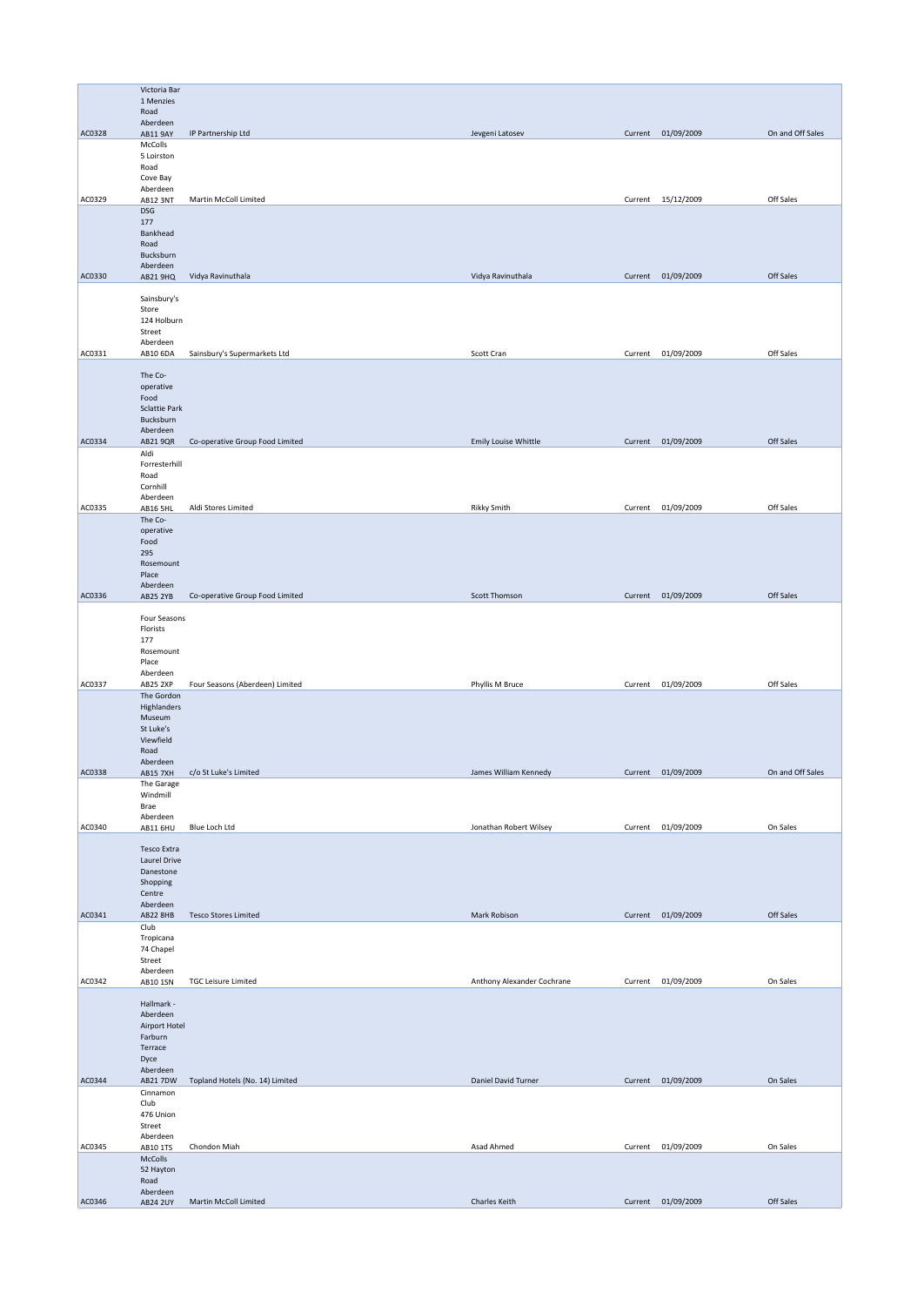| AC0328 | Victoria Bar 1 Menzies Road Aberdeen AB11 9AY | IP Partnership Ltd | Jevgeni Latosev | Current | 01/09/2009 | On and Off Sales |
|---|---|---|---|---|---|---|
| AC0329 | McColls 5 Loirston Road Cove Bay Aberdeen AB12 3NT | Martin McColl Limited | | Current | 15/12/2009 | Off Sales |
| AC0330 | DSG 177 Bankhead Road Bucksburn Aberdeen AB21 9HQ | Vidya Ravinuthala | Vidya Ravinuthala | Current | 01/09/2009 | Off Sales |
| AC0331 | Sainsbury's Store 124 Holburn Street Aberdeen AB10 6DA | Sainsbury's Supermarkets Ltd | Scott Cran | Current | 01/09/2009 | Off Sales |
| AC0334 | The Co-operative Food Sclattie Park Bucksburn Aberdeen AB21 9QR | Co-operative Group Food Limited | Emily Louise Whittle | Current | 01/09/2009 | Off Sales |
| AC0335 | Aldi Forresterhill Road Cornhill Aberdeen AB16 5HL | Aldi Stores Limited | Rikky Smith | Current | 01/09/2009 | Off Sales |
| AC0336 | The Co-operative Food 295 Rosemount Place Aberdeen AB25 2YB | Co-operative Group Food Limited | Scott Thomson | Current | 01/09/2009 | Off Sales |
| AC0337 | Four Seasons Florists 177 Rosemount Place Aberdeen AB25 2XP | Four Seasons (Aberdeen) Limited | Phyllis M Bruce | Current | 01/09/2009 | Off Sales |
| AC0338 | The Gordon Highlanders Museum St Luke's Viewfield Road Aberdeen AB15 7XH | c/o St Luke's Limited | James William Kennedy | Current | 01/09/2009 | On and Off Sales |
| AC0340 | The Garage Windmill Brae Aberdeen AB11 6HU | Blue Loch Ltd | Jonathan Robert Wilsey | Current | 01/09/2009 | On Sales |
| AC0341 | Tesco Extra Laurel Drive Danestone Shopping Centre Aberdeen AB22 8HB | Tesco Stores Limited | Mark Robison | Current | 01/09/2009 | Off Sales |
| AC0342 | Club Tropicana 74 Chapel Street Aberdeen AB10 1SN | TGC Leisure Limited | Anthony Alexander Cochrane | Current | 01/09/2009 | On Sales |
| AC0344 | Hallmark - Aberdeen Airport Hotel Farburn Terrace Dyce Aberdeen AB21 7DW | Topland Hotels (No. 14) Limited | Daniel David Turner | Current | 01/09/2009 | On Sales |
| AC0345 | Cinnamon Club 476 Union Street Aberdeen AB10 1TS | Chondon Miah | Asad Ahmed | Current | 01/09/2009 | On Sales |
| AC0346 | McColls 52 Hayton Road Aberdeen AB24 2UY | Martin McColl Limited | Charles Keith | Current | 01/09/2009 | Off Sales |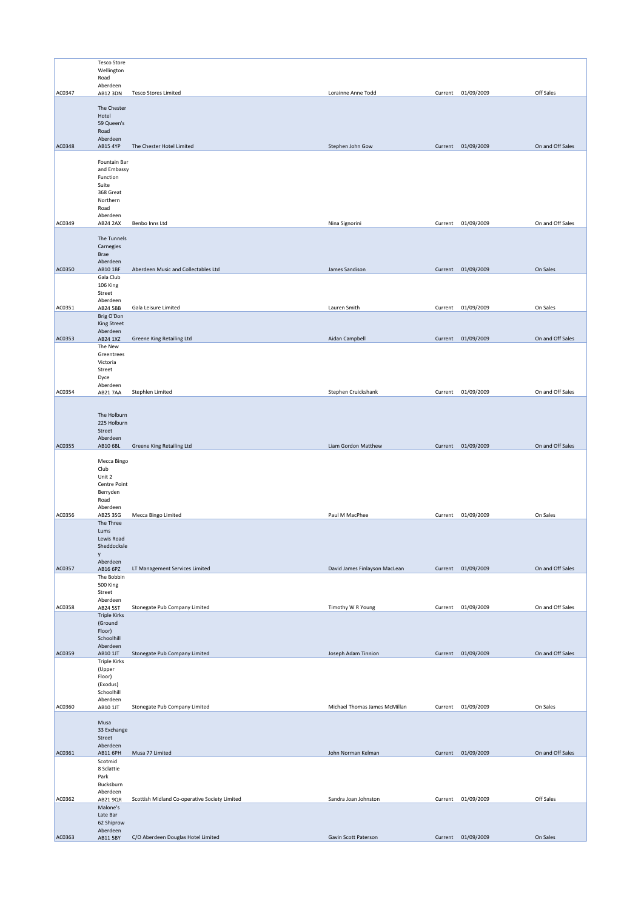| | | | | | | |
|---|---|---|---|---|---|---|
| AC0347 | Tesco Store Wellington Road Aberdeen AB12 3DN | Tesco Stores Limited | Lorainne Anne Todd | Current | 01/09/2009 | Off Sales |
| AC0348 | The Chester Hotel 59 Queen's Road Aberdeen AB15 4YP | The Chester Hotel Limited | Stephen John Gow | Current | 01/09/2009 | On and Off Sales |
| AC0349 | Fountain Bar and Embassy Function Suite 368 Great Northern Road Aberdeen AB24 2AX | Benbo Inns Ltd | Nina Signorini | Current | 01/09/2009 | On and Off Sales |
| AC0350 | The Tunnels Carnegies Brae Aberdeen AB10 1BF | Aberdeen Music and Collectables Ltd | James Sandison | Current | 01/09/2009 | On Sales |
| AC0351 | Gala Club 106 King Street Aberdeen AB24 5BB | Gala Leisure Limited | Lauren Smith | Current | 01/09/2009 | On Sales |
| AC0353 | Brig O'Don King Street Aberdeen AB24 1XZ | Greene King Retailing Ltd | Aidan Campbell | Current | 01/09/2009 | On and Off Sales |
| AC0354 | The New Greentrees Victoria Street Dyce Aberdeen AB21 7AA | Stephlen Limited | Stephen Cruickshank | Current | 01/09/2009 | On and Off Sales |
| AC0355 | The Holburn 225 Holburn Street Aberdeen AB10 6BL | Greene King Retailing Ltd | Liam Gordon Matthew | Current | 01/09/2009 | On and Off Sales |
| AC0356 | Mecca Bingo Club Unit 2 Centre Point Berryden Road Aberdeen AB25 3SG | Mecca Bingo Limited | Paul M MacPhee | Current | 01/09/2009 | On Sales |
| AC0357 | The Three Lums Lewis Road Sheddocksley Aberdeen AB16 6PZ | LT Management Services Limited | David James Finlayson MacLean | Current | 01/09/2009 | On and Off Sales |
| AC0358 | The Bobbin 500 King Street Aberdeen AB24 5ST | Stonegate Pub Company Limited | Timothy W R Young | Current | 01/09/2009 | On and Off Sales |
| AC0359 | Triple Kirks (Ground Floor) Schoolhill Aberdeen AB10 1JT | Stonegate Pub Company Limited | Joseph Adam Tinnion | Current | 01/09/2009 | On and Off Sales |
| AC0360 | Triple Kirks (Upper Floor) (Exodus) Schoolhill Aberdeen AB10 1JT | Stonegate Pub Company Limited | Michael Thomas James McMillan | Current | 01/09/2009 | On Sales |
| AC0361 | Musa 33 Exchange Street Aberdeen AB11 6PH | Musa 77 Limited | John Norman Kelman | Current | 01/09/2009 | On and Off Sales |
| AC0362 | Scotmid 8 Sclattie Park Bucksburn Aberdeen AB21 9QR | Scottish Midland Co-operative Society Limited | Sandra Joan Johnston | Current | 01/09/2009 | Off Sales |
| AC0363 | Malone's Late Bar 62 Shiprow Aberdeen AB11 5BY | C/O Aberdeen Douglas Hotel Limited | Gavin Scott Paterson | Current | 01/09/2009 | On Sales |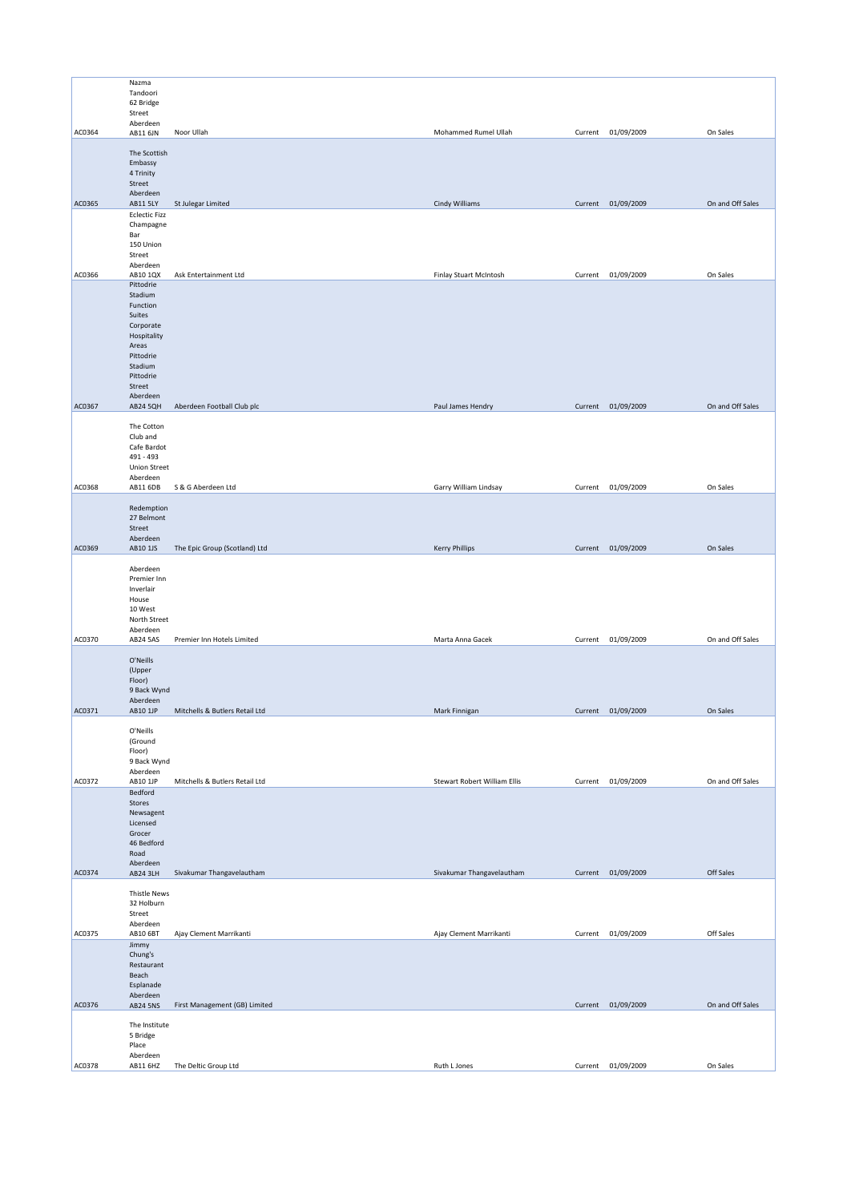| | | | | | | |
|---|---|---|---|---|---|---|
| AC0364 | Nazma Tandoori 62 Bridge Street Aberdeen AB11 6JN | Noor Ullah | Mohammed Rumel Ullah | Current | 01/09/2009 | On Sales |
| AC0365 | The Scottish Embassy 4 Trinity Street Aberdeen AB11 5LY | St Julegar Limited | Cindy Williams | Current | 01/09/2009 | On and Off Sales |
| AC0366 | Eclectic Fizz Champagne Bar 150 Union Street Aberdeen AB10 1QX | Ask Entertainment Ltd | Finlay Stuart McIntosh | Current | 01/09/2009 | On Sales |
| AC0367 | Pittodrie Stadium Function Suites Corporate Hospitality Areas Pittodrie Stadium Pittodrie Street Aberdeen AB24 5QH | Aberdeen Football Club plc | Paul James Hendry | Current | 01/09/2009 | On and Off Sales |
| AC0368 | The Cotton Club and Cafe Bardot 491 - 493 Union Street Aberdeen AB11 6DB | S & G Aberdeen Ltd | Garry William Lindsay | Current | 01/09/2009 | On Sales |
| AC0369 | Redemption 27 Belmont Street Aberdeen AB10 1JS | The Epic Group (Scotland) Ltd | Kerry Phillips | Current | 01/09/2009 | On Sales |
| AC0370 | Aberdeen Premier Inn Inverlair House 10 West North Street Aberdeen AB24 5AS | Premier Inn Hotels Limited | Marta Anna Gacek | Current | 01/09/2009 | On and Off Sales |
| AC0371 | O'Neills (Upper Floor) 9 Back Wynd Aberdeen AB10 1JP | Mitchells & Butlers Retail Ltd | Mark Finnigan | Current | 01/09/2009 | On Sales |
| AC0372 | O'Neills (Ground Floor) 9 Back Wynd Aberdeen AB10 1JP | Mitchells & Butlers Retail Ltd | Stewart Robert William Ellis | Current | 01/09/2009 | On and Off Sales |
| AC0374 | Bedford Stores Newsagent Licensed Grocer 46 Bedford Road Aberdeen AB24 3LH | Sivakumar Thangavelautham | Sivakumar Thangavelautham | Current | 01/09/2009 | Off Sales |
| AC0375 | Thistle News 32 Holburn Street Aberdeen AB10 6BT | Ajay Clement Marrikanti | Ajay Clement Marrikanti | Current | 01/09/2009 | Off Sales |
| AC0376 | Jimmy Chung's Restaurant Beach Esplanade Aberdeen AB24 5NS | First Management (GB) Limited | | Current | 01/09/2009 | On and Off Sales |
| AC0378 | The Institute 5 Bridge Place Aberdeen AB11 6HZ | The Deltic Group Ltd | Ruth L Jones | Current | 01/09/2009 | On Sales |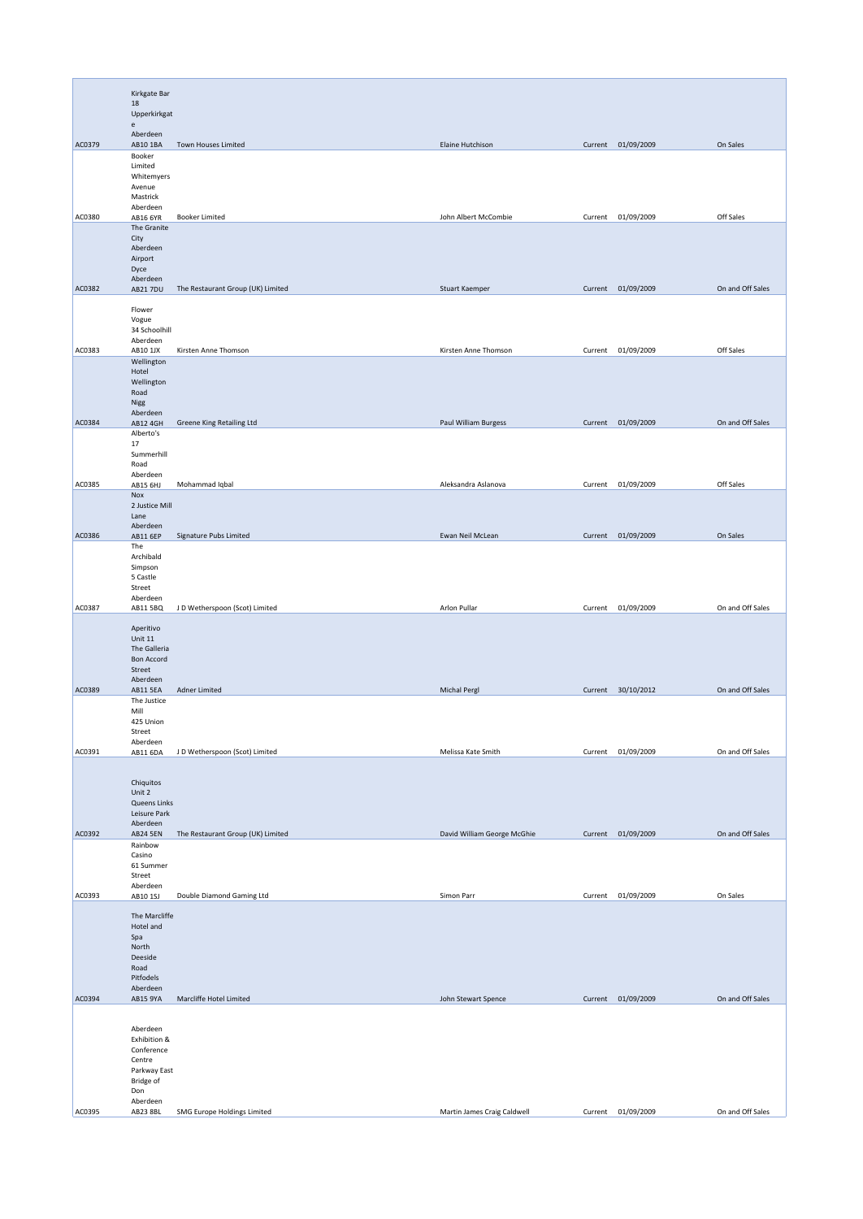| | | | | | | |
|---|---|---|---|---|---|---|
| AC0379 | Kirkgate Bar 18 Upperkirkgate Aberdeen AB10 1BA | Town Houses Limited | Elaine Hutchison | Current | 01/09/2009 | On Sales |
| AC0380 | Booker Limited Whitemyers Avenue Mastrick Aberdeen AB16 6YR | Booker Limited | John Albert McCombie | Current | 01/09/2009 | Off Sales |
| AC0382 | The Granite City Aberdeen Airport Dyce Aberdeen AB21 7DU | The Restaurant Group (UK) Limited | Stuart Kaemper | Current | 01/09/2009 | On and Off Sales |
| AC0383 | Flower Vogue 34 Schoolhill Aberdeen AB10 1JX | Kirsten Anne Thomson | Kirsten Anne Thomson | Current | 01/09/2009 | Off Sales |
| AC0384 | Wellington Hotel Wellington Road Nigg Aberdeen AB12 4GH | Greene King Retailing Ltd | Paul William Burgess | Current | 01/09/2009 | On and Off Sales |
| AC0385 | Alberto's 17 Summerhill Road Aberdeen AB15 6HJ | Mohammad Iqbal | Aleksandra Aslanova | Current | 01/09/2009 | Off Sales |
| AC0386 | Nox 2 Justice Mill Lane Aberdeen AB11 6EP | Signature Pubs Limited | Ewan Neil McLean | Current | 01/09/2009 | On Sales |
| AC0387 | The Archibald Simpson 5 Castle Street Aberdeen AB11 5BQ | J D Wetherspoon (Scot) Limited | Arlon Pullar | Current | 01/09/2009 | On and Off Sales |
| AC0389 | Aperitivo Unit 11 The Galleria Bon Accord Street Aberdeen AB11 5EA | Adner Limited | Michal Pergl | Current | 30/10/2012 | On and Off Sales |
| AC0391 | The Justice Mill 425 Union Street Aberdeen AB11 6DA | J D Wetherspoon (Scot) Limited | Melissa Kate Smith | Current | 01/09/2009 | On and Off Sales |
| AC0392 | Chiquitos Unit 2 Queens Links Leisure Park Aberdeen AB24 5EN | The Restaurant Group (UK) Limited | David William George McGhie | Current | 01/09/2009 | On and Off Sales |
| AC0393 | Rainbow Casino 61 Summer Street Aberdeen AB10 1SJ | Double Diamond Gaming Ltd | Simon Parr | Current | 01/09/2009 | On Sales |
| AC0394 | The Marcliffe Hotel and Spa North Deeside Road Pitfodels Aberdeen AB15 9YA | Marcliffe Hotel Limited | John Stewart Spence | Current | 01/09/2009 | On and Off Sales |
| AC0395 | Aberdeen Exhibition & Conference Centre Parkway East Bridge of Don Aberdeen AB23 8BL | SMG Europe Holdings Limited | Martin James Craig Caldwell | Current | 01/09/2009 | On and Off Sales |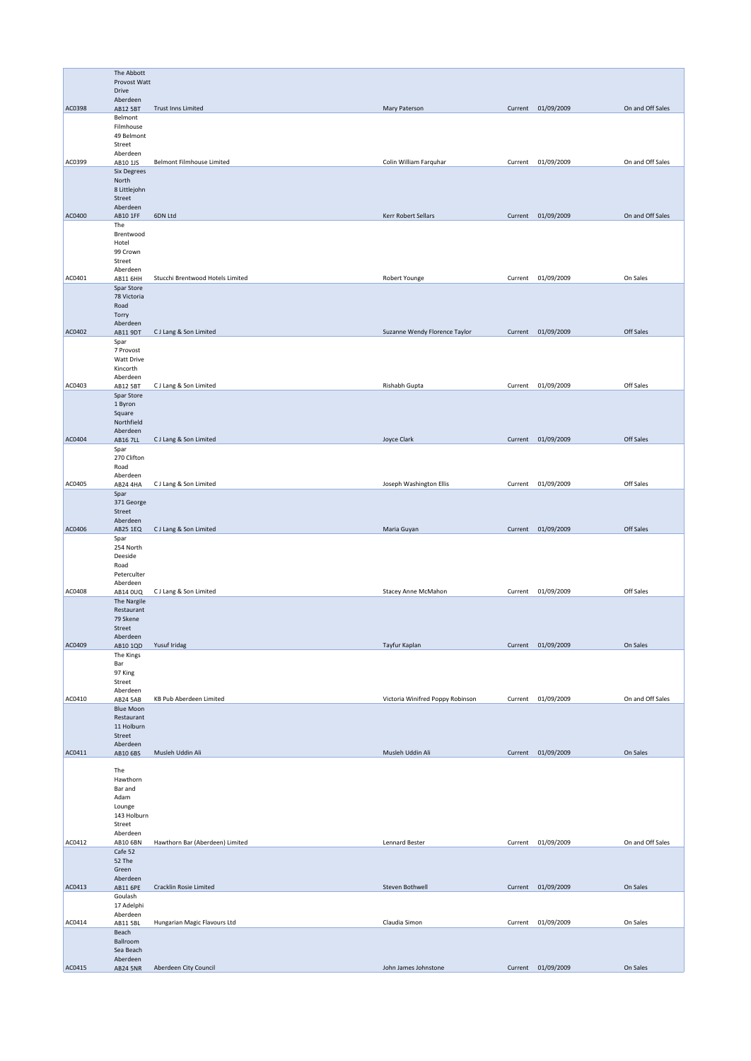| | | | | | | |
|---|---|---|---|---|---|---|
| AC0398 | The Abbott Provost Watt Drive Aberdeen AB12 5BT | Trust Inns Limited | Mary Paterson | Current | 01/09/2009 | On and Off Sales |
| AC0399 | Belmont Filmhouse 49 Belmont Street Aberdeen AB10 1JS | Belmont Filmhouse Limited | Colin William Farquhar | Current | 01/09/2009 | On and Off Sales |
| AC0400 | Six Degrees North 8 Littlejohn Street Aberdeen AB10 1FF | 6DN Ltd | Kerr Robert Sellars | Current | 01/09/2009 | On and Off Sales |
| AC0401 | The Brentwood Hotel 99 Crown Street Aberdeen AB11 6HH | Stucchi Brentwood Hotels Limited | Robert Younge | Current | 01/09/2009 | On Sales |
| AC0402 | Spar Store 78 Victoria Road Torry Aberdeen AB11 9DT | C J Lang & Son Limited | Suzanne Wendy Florence Taylor | Current | 01/09/2009 | Off Sales |
| AC0403 | Spar 7 Provost Watt Drive Kincorth Aberdeen AB12 5BT | C J Lang & Son Limited | Rishabh Gupta | Current | 01/09/2009 | Off Sales |
| AC0404 | Spar Store 1 Byron Square Northfield Aberdeen AB16 7LL | C J Lang & Son Limited | Joyce Clark | Current | 01/09/2009 | Off Sales |
| AC0405 | Spar 270 Clifton Road Aberdeen AB24 4HA | C J Lang & Son Limited | Joseph Washington Ellis | Current | 01/09/2009 | Off Sales |
| AC0406 | Spar 371 George Street Aberdeen AB25 1EQ | C J Lang & Son Limited | Maria Guyan | Current | 01/09/2009 | Off Sales |
| AC0408 | Spar 254 North Deeside Road Peterculter Aberdeen AB14 0UQ | C J Lang & Son Limited | Stacey Anne McMahon | Current | 01/09/2009 | Off Sales |
| AC0409 | The Nargile Restaurant 79 Skene Street Aberdeen AB10 1QD | Yusuf Iridag | Tayfur Kaplan | Current | 01/09/2009 | On Sales |
| AC0410 | The Kings Bar 97 King Street Aberdeen AB24 5AB | KB Pub Aberdeen Limited | Victoria Winifred Poppy Robinson | Current | 01/09/2009 | On and Off Sales |
| AC0411 | Blue Moon Restaurant 11 Holburn Street Aberdeen AB10 6BS | Musleh Uddin Ali | Musleh Uddin Ali | Current | 01/09/2009 | On Sales |
| AC0412 | The Hawthorn Bar and Adam Lounge 143 Holburn Street Aberdeen AB10 6BN | Hawthorn Bar (Aberdeen) Limited | Lennard Bester | Current | 01/09/2009 | On and Off Sales |
| AC0413 | Cafe 52 52 The Green Aberdeen AB11 6PE | Cracklin Rosie Limited | Steven Bothwell | Current | 01/09/2009 | On Sales |
| AC0414 | Goulash 17 Adelphi Aberdeen AB11 5BL | Hungarian Magic Flavours Ltd | Claudia Simon | Current | 01/09/2009 | On Sales |
| AC0415 | Beach Ballroom Sea Beach Aberdeen AB24 5NR | Aberdeen City Council | John James Johnstone | Current | 01/09/2009 | On Sales |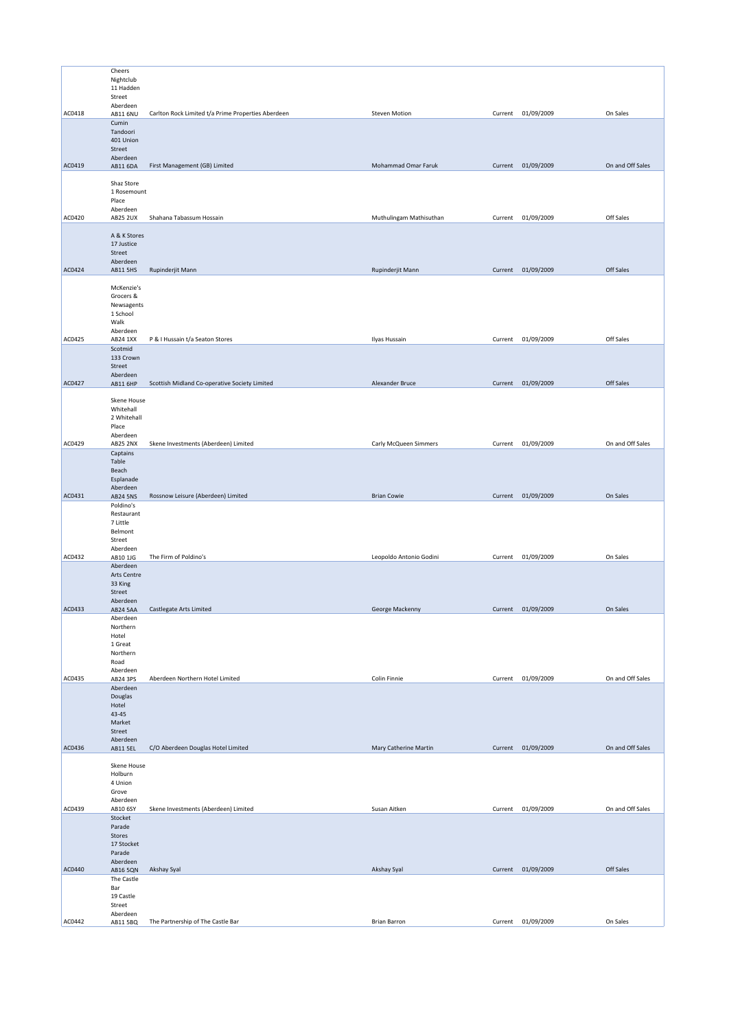| | | | | | | |
|---|---|---|---|---|---|---|
| AC0418 | Cheers Nightclub 11 Hadden Street Aberdeen AB11 6NU | Carlton Rock Limited t/a Prime Properties Aberdeen | Steven Motion | Current | 01/09/2009 | On Sales |
| AC0419 | Cumin Tandoori 401 Union Street Aberdeen AB11 6DA | First Management (GB) Limited | Mohammad Omar Faruk | Current | 01/09/2009 | On and Off Sales |
| AC0420 | Shaz Store 1 Rosemount Place Aberdeen AB25 2UX | Shahana Tabassum Hossain | Muthulingam Mathisuthan | Current | 01/09/2009 | Off Sales |
| AC0424 | A & K Stores 17 Justice Street Aberdeen AB11 5HS | Rupinderjit Mann | Rupinderjit Mann | Current | 01/09/2009 | Off Sales |
| AC0425 | McKenzie's Grocers & Newsagents 1 School Walk Aberdeen AB24 1XX | P & I Hussain t/a Seaton Stores | Ilyas Hussain | Current | 01/09/2009 | Off Sales |
| AC0427 | Scotmid 133 Crown Street Aberdeen AB11 6HP | Scottish Midland Co-operative Society Limited | Alexander Bruce | Current | 01/09/2009 | Off Sales |
| AC0429 | Skene House Whitehall 2 Whitehall Place Aberdeen AB25 2NX | Skene Investments (Aberdeen) Limited | Carly McQueen Simmers | Current | 01/09/2009 | On and Off Sales |
| AC0431 | Captains Table Beach Esplanade Aberdeen AB24 5NS | Rossnow Leisure (Aberdeen) Limited | Brian Cowie | Current | 01/09/2009 | On Sales |
| AC0432 | Poldino's Restaurant 7 Little Belmont Street Aberdeen AB10 1JG | The Firm of Poldino's | Leopoldo Antonio Godini | Current | 01/09/2009 | On Sales |
| AC0433 | Aberdeen Arts Centre 33 King Street Aberdeen AB24 5AA | Castlegate Arts Limited | George Mackenny | Current | 01/09/2009 | On Sales |
| AC0435 | Aberdeen Northern Hotel 1 Great Northern Road Aberdeen AB24 3PS | Aberdeen Northern Hotel Limited | Colin Finnie | Current | 01/09/2009 | On and Off Sales |
| AC0436 | Aberdeen Douglas Hotel 43-45 Market Street Aberdeen AB11 5EL | C/O Aberdeen Douglas Hotel Limited | Mary Catherine Martin | Current | 01/09/2009 | On and Off Sales |
| AC0439 | Skene House Holburn 4 Union Grove Aberdeen AB10 6SY | Skene Investments (Aberdeen) Limited | Susan Aitken | Current | 01/09/2009 | On and Off Sales |
| AC0440 | Stocket Parade Stores 17 Stocket Parade Aberdeen AB16 5QN | Akshay Syal | Akshay Syal | Current | 01/09/2009 | Off Sales |
| AC0442 | The Castle Bar 19 Castle Street Aberdeen AB11 5BQ | The Partnership of The Castle Bar | Brian Barron | Current | 01/09/2009 | On Sales |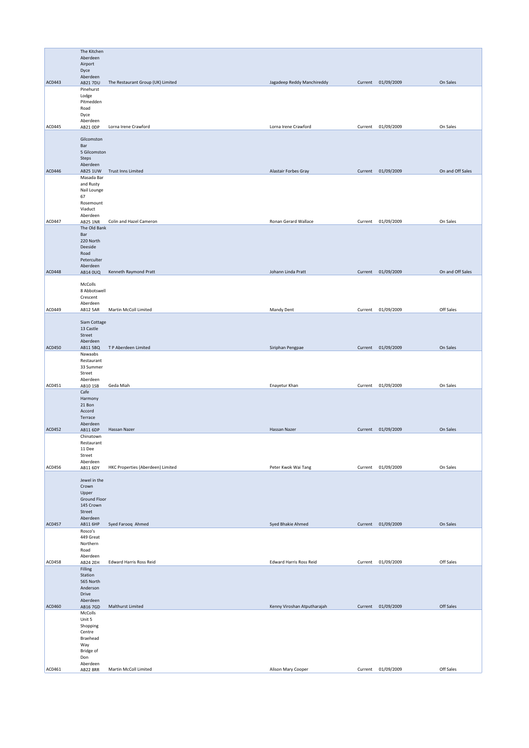| | | | | | | |
|---|---|---|---|---|---|---|
| AC0443 | The Kitchen Aberdeen Airport Dyce Aberdeen AB21 7DU | The Restaurant Group (UK) Limited | Jagadeep Reddy Manchireddy | Current | 01/09/2009 | On Sales |
| AC0445 | Pinehurst Lodge Pitmedden Road Dyce Aberdeen AB21 0DP | Lorna Irene Crawford | Lorna Irene Crawford | Current | 01/09/2009 | On Sales |
| AC0446 | Gilcomston Bar 5 Gilcomston Steps Aberdeen AB25 1UW | Trust Inns Limited | Alastair Forbes Gray | Current | 01/09/2009 | On and Off Sales |
| AC0447 | Masada Bar and Rusty Nail Lounge 67 Rosemount Viaduct Aberdeen AB25 1NR | Colin and Hazel Cameron | Ronan Gerard Wallace | Current | 01/09/2009 | On Sales |
| AC0448 | The Old Bank Bar 220 North Deeside Road Peterculter Aberdeen AB14 0UQ | Kenneth Raymond Pratt | Johann Linda Pratt | Current | 01/09/2009 | On and Off Sales |
| AC0449 | McColls 8 Abbotswell Crescent Aberdeen AB12 5AR | Martin McColl Limited | Mandy Dent | Current | 01/09/2009 | Off Sales |
| AC0450 | Siam Cottage 13 Castle Street Aberdeen AB11 5BQ | T P Aberdeen Limited | Siriphan Pengpae | Current | 01/09/2009 | On Sales |
| AC0451 | Nawaabs Restaurant 33 Summer Street Aberdeen AB10 1SB | Geda Miah | Enayetur Khan | Current | 01/09/2009 | On Sales |
| AC0452 | Cafe Harmony 21 Bon Accord Terrace Aberdeen AB11 6DP | Hassan Nazer | Hassan Nazer | Current | 01/09/2009 | On Sales |
| AC0456 | Chinatown Restaurant 11 Dee Street Aberdeen AB11 6DY | HKC Properties (Aberdeen) Limited | Peter Kwok Wai Tang | Current | 01/09/2009 | On Sales |
| AC0457 | Jewel in the Crown Upper Ground Floor 145 Crown Street Aberdeen AB11 6HP | Syed Farooq Ahmed | Syed Bhakie Ahmed | Current | 01/09/2009 | On Sales |
| AC0458 | Rosco's 449 Great Northern Road Aberdeen AB24 2EH | Edward Harris Ross Reid | Edward Harris Ross Reid | Current | 01/09/2009 | Off Sales |
| AC0460 | Filling Station 565 North Anderson Drive Aberdeen AB16 7GD | Malthurst Limited | Kenny Viroshan Atputharajah | Current | 01/09/2009 | Off Sales |
| AC0461 | McColls Unit 5 Shopping Centre Braehead Way Bridge of Don Aberdeen AB22 8RR | Martin McColl Limited | Alison Mary Cooper | Current | 01/09/2009 | Off Sales |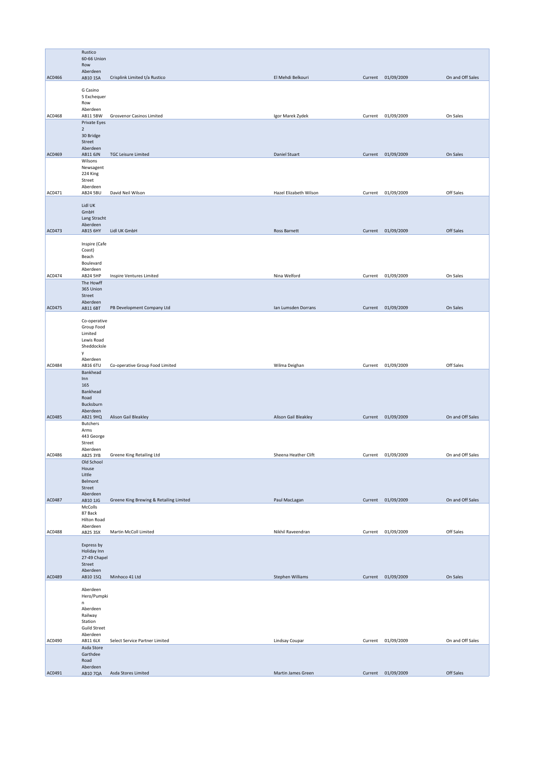| | | | | | | |
|---|---|---|---|---|---|---|
| AC0466 | Rustico 60-66 Union Row Aberdeen AB10 1SA | Crisplink Limited t/a Rustico | El Mehdi Belkouri | Current | 01/09/2009 | On and Off Sales |
| AC0468 | G Casino 5 Exchequer Row Aberdeen AB11 5BW | Grosvenor Casinos Limited | Igor Marek Zydek | Current | 01/09/2009 | On Sales |
| AC0469 | Private Eyes 2 30 Bridge Street Aberdeen AB11 6JN | TGC Leisure Limited | Daniel Stuart | Current | 01/09/2009 | On Sales |
| AC0471 | Wilsons Newsagent 224 King Street Aberdeen AB24 5BU | David Neil Wilson | Hazel Elizabeth Wilson | Current | 01/09/2009 | Off Sales |
| AC0473 | Lidl UK GmbH Lang Stracht Aberdeen AB15 6HY | Lidl UK GmbH | Ross Barnett | Current | 01/09/2009 | Off Sales |
| AC0474 | Inspire (Cafe Coast) Beach Boulevard Aberdeen AB24 5HP | Inspire Ventures Limited | Nina Welford | Current | 01/09/2009 | On Sales |
| AC0475 | The Howff 365 Union Street Aberdeen AB11 6BT | PB Development Company Ltd | Ian Lumsden Dorrans | Current | 01/09/2009 | On Sales |
| AC0484 | Co-operative Group Food Limited Lewis Road Sheddocksley Aberdeen AB16 6TU | Co-operative Group Food Limited | Wilma Deighan | Current | 01/09/2009 | Off Sales |
| AC0485 | Bankhead Inn 165 Bankhead Road Bucksburn Aberdeen AB21 9HQ | Alison Gail Bleakley | Alison Gail Bleakley | Current | 01/09/2009 | On and Off Sales |
| AC0486 | Butchers Arms 443 George Street Aberdeen AB25 3YB | Greene King Retailing Ltd | Sheena Heather Clift | Current | 01/09/2009 | On and Off Sales |
| AC0487 | Old School House Little Belmont Street Aberdeen AB10 1JG | Greene King Brewing & Retailing Limited | Paul MacLagan | Current | 01/09/2009 | On and Off Sales |
| AC0488 | McColls 87 Back Hilton Road Aberdeen AB25 3SX | Martin McColl Limited | Nikhil Raveendran | Current | 01/09/2009 | Off Sales |
| AC0489 | Express by Holiday Inn 27-49 Chapel Street Aberdeen AB10 1SQ | Minhoco 41 Ltd | Stephen Williams | Current | 01/09/2009 | On Sales |
| AC0490 | Aberdeen Hero/Pumpkin Aberdeen Railway Station Guild Street Aberdeen AB11 6LX | Select Service Partner Limited | Lindsay Coupar | Current | 01/09/2009 | On and Off Sales |
| AC0491 | Asda Store Garthdee Road Aberdeen AB10 7QA | Asda Stores Limited | Martin James Green | Current | 01/09/2009 | Off Sales |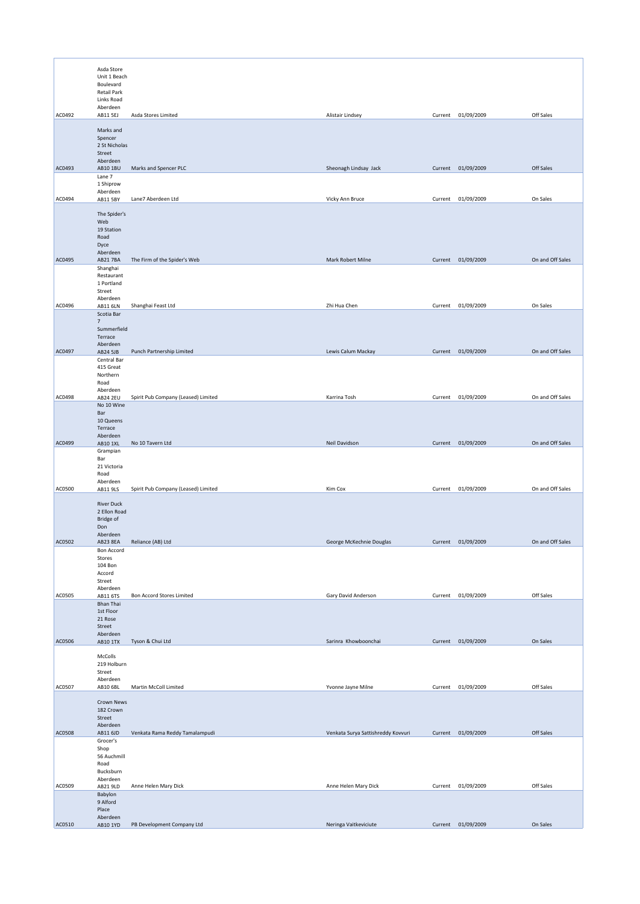| | | | | | | |
|---|---|---|---|---|---|---|
| AC0492 | Asda Store Unit 1 Beach Boulevard Retail Park Links Road Aberdeen AB11 5EJ | Asda Stores Limited | Alistair Lindsey | Current | 01/09/2009 | Off Sales |
| AC0493 | Marks and Spencer 2 St Nicholas Street Aberdeen AB10 1BU | Marks and Spencer PLC | Sheonagh Lindsay Jack | Current | 01/09/2009 | Off Sales |
| AC0494 | Lane 7 1 Shiprow Aberdeen AB11 5BY | Lane7 Aberdeen Ltd | Vicky Ann Bruce | Current | 01/09/2009 | On Sales |
| AC0495 | The Spider's Web 19 Station Road Dyce Aberdeen AB21 7BA | The Firm of the Spider's Web | Mark Robert Milne | Current | 01/09/2009 | On and Off Sales |
| AC0496 | Shanghai Restaurant 1 Portland Street Aberdeen AB11 6LN | Shanghai Feast Ltd | Zhi Hua Chen | Current | 01/09/2009 | On Sales |
| AC0497 | Scotia Bar 7 Summerfield Terrace Aberdeen AB24 5JB | Punch Partnership Limited | Lewis Calum Mackay | Current | 01/09/2009 | On and Off Sales |
| AC0498 | Central Bar 415 Great Northern Road Aberdeen AB24 2EU | Spirit Pub Company (Leased) Limited | Karrina Tosh | Current | 01/09/2009 | On and Off Sales |
| AC0499 | No 10 Wine Bar 10 Queens Terrace Aberdeen AB10 1XL | No 10 Tavern Ltd | Neil Davidson | Current | 01/09/2009 | On and Off Sales |
| AC0500 | Grampian Bar 21 Victoria Road Aberdeen AB11 9LS | Spirit Pub Company (Leased) Limited | Kim Cox | Current | 01/09/2009 | On and Off Sales |
| AC0502 | River Duck 2 Ellon Road Bridge of Don Aberdeen AB23 8EA | Reliance (AB) Ltd | George McKechnie Douglas | Current | 01/09/2009 | On and Off Sales |
| AC0505 | Bon Accord Stores 104 Bon Accord Street Aberdeen AB11 6TS | Bon Accord Stores Limited | Gary David Anderson | Current | 01/09/2009 | Off Sales |
| AC0506 | Bhan Thai 1st Floor 21 Rose Street Aberdeen AB10 1TX | Tyson & Chui Ltd | Sarinra Khowboonchai | Current | 01/09/2009 | On Sales |
| AC0507 | McColls 219 Holburn Street Aberdeen AB10 6BL | Martin McColl Limited | Yvonne Jayne Milne | Current | 01/09/2009 | Off Sales |
| AC0508 | Crown News 182 Crown Street Aberdeen AB11 6JD | Venkata Rama Reddy Tamalampudi | Venkata Surya Sattishreddy Kovvuri | Current | 01/09/2009 | Off Sales |
| AC0509 | Grocer's Shop 56 Auchmill Road Bucksburn Aberdeen AB21 9LD | Anne Helen Mary Dick | Anne Helen Mary Dick | Current | 01/09/2009 | Off Sales |
| AC0510 | Babylon 9 Alford Place Aberdeen AB10 1YD | PB Development Company Ltd | Neringa Vaitkeviciute | Current | 01/09/2009 | On Sales |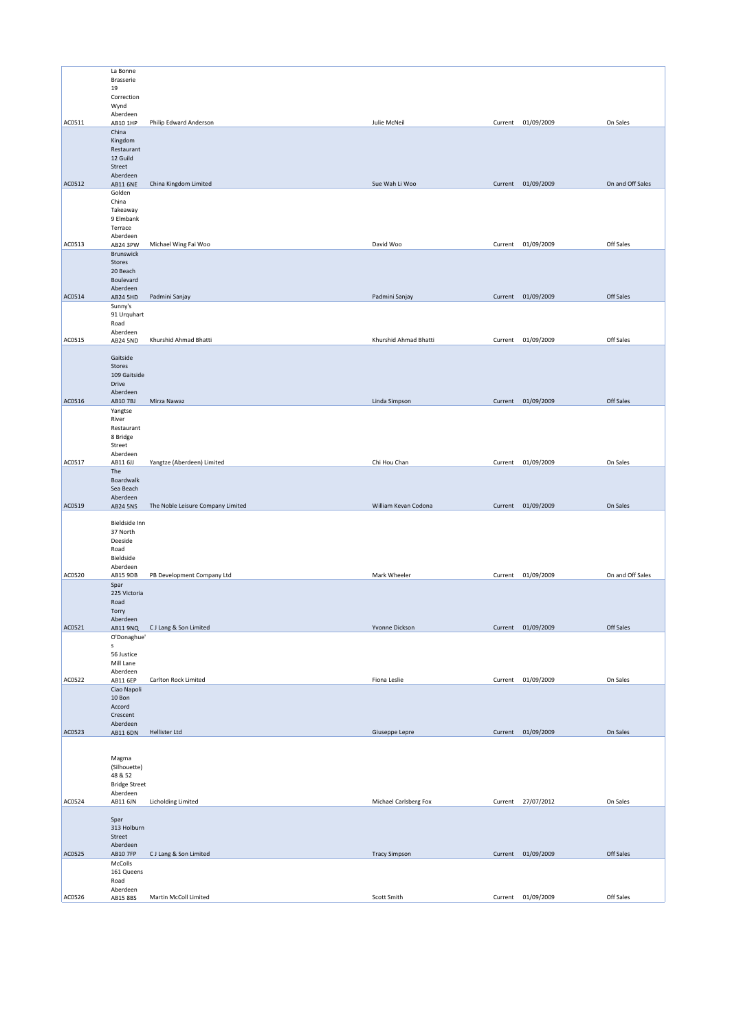| | | | | | | |
|---|---|---|---|---|---|---|
| AC0511 | La Bonne Brasserie 19 Correction Wynd Aberdeen AB10 1HP | Philip Edward Anderson | Julie McNeil | Current | 01/09/2009 | On Sales |
| AC0512 | China Kingdom Restaurant 12 Guild Street Aberdeen AB11 6NE | China Kingdom Limited | Sue Wah Li Woo | Current | 01/09/2009 | On and Off Sales |
| AC0513 | Golden China Takeaway 9 Elmbank Terrace Aberdeen AB24 3PW | Michael Wing Fai Woo | David Woo | Current | 01/09/2009 | Off Sales |
| AC0514 | Brunswick Stores 20 Beach Boulevard Aberdeen AB24 5HD | Padmini Sanjay | Padmini Sanjay | Current | 01/09/2009 | Off Sales |
| AC0515 | Sunny's 91 Urquhart Road Aberdeen AB24 5ND | Khurshid Ahmad Bhatti | Khurshid Ahmad Bhatti | Current | 01/09/2009 | Off Sales |
| AC0516 | Gaitside Stores 109 Gaitside Drive Aberdeen AB10 7BJ | Mirza Nawaz | Linda Simpson | Current | 01/09/2009 | Off Sales |
| AC0517 | Yangtse River Restaurant 8 Bridge Street Aberdeen AB11 6JJ | Yangtze (Aberdeen) Limited | Chi Hou Chan | Current | 01/09/2009 | On Sales |
| AC0519 | The Boardwalk Sea Beach Aberdeen AB24 5NS | The Noble Leisure Company Limited | William Kevan Codona | Current | 01/09/2009 | On Sales |
| AC0520 | Bieldside Inn 37 North Deeside Road Bieldside Aberdeen AB15 9DB | PB Development Company Ltd | Mark Wheeler | Current | 01/09/2009 | On and Off Sales |
| AC0521 | Spar 225 Victoria Road Torry Aberdeen AB11 9NQ | C J Lang & Son Limited | Yvonne Dickson | Current | 01/09/2009 | Off Sales |
| AC0522 | O'Donaghue's 56 Justice Mill Lane Aberdeen AB11 6EP | Carlton Rock Limited | Fiona Leslie | Current | 01/09/2009 | On Sales |
| AC0523 | Ciao Napoli 10 Bon Accord Crescent Aberdeen AB11 6DN | Hellister Ltd | Giuseppe Lepre | Current | 01/09/2009 | On Sales |
| AC0524 | Magma (Silhouette) 48 & 52 Bridge Street Aberdeen AB11 6JN | Licholding Limited | Michael Carlsberg Fox | Current | 27/07/2012 | On Sales |
| AC0525 | Spar 313 Holburn Street Aberdeen AB10 7FP | C J Lang & Son Limited | Tracy Simpson | Current | 01/09/2009 | Off Sales |
| AC0526 | McColls 161 Queens Road Aberdeen AB15 8BS | Martin McColl Limited | Scott Smith | Current | 01/09/2009 | Off Sales |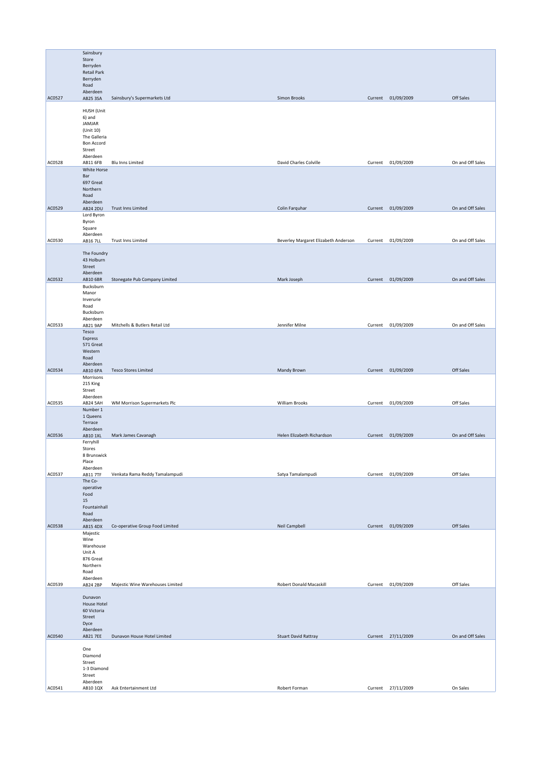| | | | | | | |
|---|---|---|---|---|---|---|
| AC0527 | Sainsbury Store Berryden Retail Park Berryden Road Aberdeen AB25 3SA | Sainsbury's Supermarkets Ltd | Simon Brooks | Current | 01/09/2009 | Off Sales |
| AC0528 | HUSH (Unit 6) and JAMJAR (Unit 10) The Galleria Bon Accord Street Aberdeen AB11 6FB | Blu Inns Limited | David Charles Colville | Current | 01/09/2009 | On and Off Sales |
| AC0529 | White Horse Bar 697 Great Northern Road Aberdeen AB24 2DU | Trust Inns Limited | Colin Farquhar | Current | 01/09/2009 | On and Off Sales |
| AC0530 | Lord Byron Byron Square Aberdeen AB16 7LL | Trust Inns Limited | Beverley Margaret Elizabeth Anderson | Current | 01/09/2009 | On and Off Sales |
| AC0532 | The Foundry 43 Holburn Street Aberdeen AB10 6BR | Stonegate Pub Company Limited | Mark Joseph | Current | 01/09/2009 | On and Off Sales |
| AC0533 | Bucksburn Manor Inverurie Road Bucksburn Aberdeen AB21 9AP | Mitchells & Butlers Retail Ltd | Jennifer Milne | Current | 01/09/2009 | On and Off Sales |
| AC0534 | Tesco Express 571 Great Western Road Aberdeen AB10 6PA | Tesco Stores Limited | Mandy Brown | Current | 01/09/2009 | Off Sales |
| AC0535 | Morrisons 215 King Street Aberdeen AB24 5AH | WM Morrison Supermarkets Plc | William Brooks | Current | 01/09/2009 | Off Sales |
| AC0536 | Number 1 1 Queens Terrace Aberdeen AB10 1XL | Mark James Cavanagh | Helen Elizabeth Richardson | Current | 01/09/2009 | On and Off Sales |
| AC0537 | Ferryhill Stores 8 Brunswick Place Aberdeen AB11 7TF | Venkata Rama Reddy Tamalampudi | Satya Tamalampudi | Current | 01/09/2009 | Off Sales |
| AC0538 | The Co-operative Food 15 Fountainhall Road Aberdeen AB15 4DX | Co-operative Group Food Limited | Neil Campbell | Current | 01/09/2009 | Off Sales |
| AC0539 | Majestic Wine Warehouse Unit A 876 Great Northern Road Aberdeen AB24 2BP | Majestic Wine Warehouses Limited | Robert Donald Macaskill | Current | 01/09/2009 | Off Sales |
| AC0540 | Dunavon House Hotel 60 Victoria Street Dyce Aberdeen AB21 7EE | Dunavon House Hotel Limited | Stuart David Rattray | Current | 27/11/2009 | On and Off Sales |
| AC0541 | One Diamond Street 1-3 Diamond Street Aberdeen AB10 1QX | Ask Entertainment Ltd | Robert Forman | Current | 27/11/2009 | On Sales |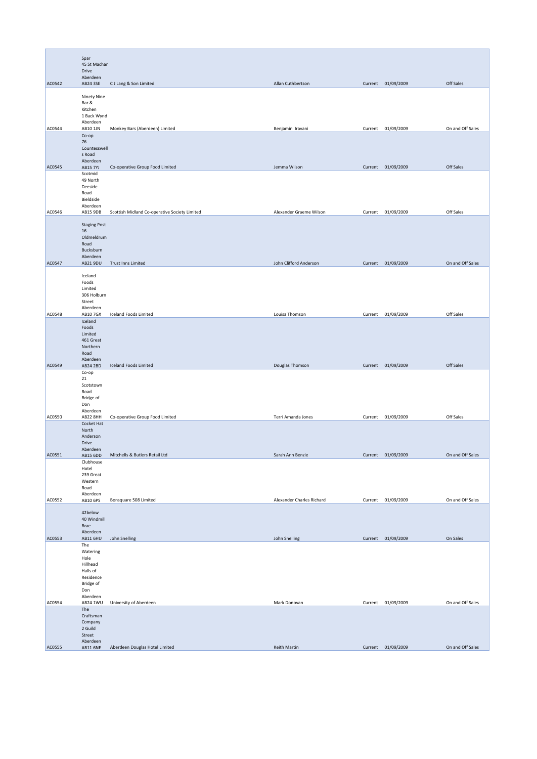| | | | | | | |
|---|---|---|---|---|---|---|
| AC0542 | Spar 45 St Machar Drive Aberdeen AB24 3SE | C J Lang & Son Limited | Allan Cuthbertson | Current | 01/09/2009 | Off Sales |
| AC0544 | Ninety Nine Bar & Kitchen 1 Back Wynd Aberdeen AB10 1JN | Monkey Bars (Aberdeen) Limited | Benjamin Iravani | Current | 01/09/2009 | On and Off Sales |
| AC0545 | Co-op 76 Countesswells Road Aberdeen AB15 7YJ | Co-operative Group Food Limited | Jemma Wilson | Current | 01/09/2009 | Off Sales |
| AC0546 | Scotmid 49 North Deeside Road Bieldside Aberdeen AB15 9DB | Scottish Midland Co-operative Society Limited | Alexander Graeme Wilson | Current | 01/09/2009 | Off Sales |
| AC0547 | Staging Post 16 Oldmeldrum Road Bucksburn Aberdeen AB21 9DU | Trust Inns Limited | John Clifford Anderson | Current | 01/09/2009 | On and Off Sales |
| AC0548 | Iceland Foods Limited 306 Holburn Street Aberdeen AB10 7GX | Iceland Foods Limited | Louisa Thomson | Current | 01/09/2009 | Off Sales |
| AC0549 | Iceland Foods Limited 461 Great Northern Road Aberdeen AB24 2BD | Iceland Foods Limited | Douglas Thomson | Current | 01/09/2009 | Off Sales |
| AC0550 | Co-op 21 Scotstown Road Bridge of Don Aberdeen AB22 8HH | Co-operative Group Food Limited | Terri Amanda Jones | Current | 01/09/2009 | Off Sales |
| AC0551 | Cocket Hat North Anderson Drive Aberdeen AB15 6DD | Mitchells & Butlers Retail Ltd | Sarah Ann Benzie | Current | 01/09/2009 | On and Off Sales |
| AC0552 | Clubhouse Hotel 239 Great Western Road Aberdeen AB10 6PS | Bonsquare 508 Limited | Alexander Charles Richard | Current | 01/09/2009 | On and Off Sales |
| AC0553 | 42below 40 Windmill Brae Aberdeen AB11 6HU | John Snelling | John Snelling | Current | 01/09/2009 | On Sales |
| AC0554 | The Watering Hole Hillhead Halls of Residence Bridge of Don Aberdeen AB24 1WU | University of Aberdeen | Mark Donovan | Current | 01/09/2009 | On and Off Sales |
| AC0555 | The Craftsman Company 2 Guild Street Aberdeen AB11 6NE | Aberdeen Douglas Hotel Limited | Keith Martin | Current | 01/09/2009 | On and Off Sales |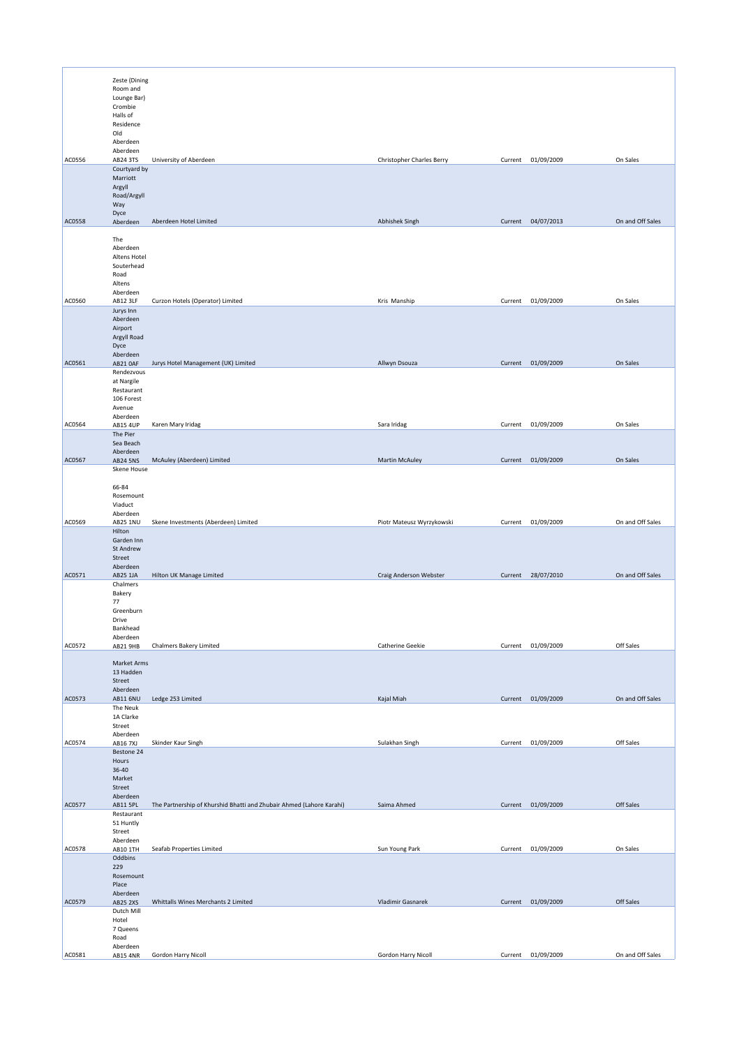| | | | | | | |
|---|---|---|---|---|---|---|
| AC0556 | Zeste (Dining Room and Lounge Bar) Crombie Halls of Residence Old Aberdeen Aberdeen AB24 3TS | University of Aberdeen | Christopher Charles Berry | Current | 01/09/2009 | On Sales |
| AC0558 | Courtyard by Marriott Argyll Road/Argyll Way Dyce Aberdeen | Aberdeen Hotel Limited | Abhishek Singh | Current | 04/07/2013 | On and Off Sales |
| AC0560 | The Aberdeen Altens Hotel Souterhead Road Altens Aberdeen AB12 3LF | Curzon Hotels (Operator) Limited | Kris Manship | Current | 01/09/2009 | On Sales |
| AC0561 | Jurys Inn Aberdeen Airport Argyll Road Dyce Aberdeen AB21 0AF | Jurys Hotel Management (UK) Limited | Allwyn Dsouza | Current | 01/09/2009 | On Sales |
| AC0564 | Rendezvous at Nargile Restaurant 106 Forest Avenue Aberdeen AB15 4UP | Karen Mary Iridag | Sara Iridag | Current | 01/09/2009 | On Sales |
| AC0567 | The Pier Sea Beach Aberdeen AB24 5NS | McAuley (Aberdeen) Limited | Martin McAuley | Current | 01/09/2009 | On Sales |
| AC0569 | Skene House 66-84 Rosemount Viaduct Aberdeen AB25 1NU | Skene Investments (Aberdeen) Limited | Piotr Mateusz Wyrzykowski | Current | 01/09/2009 | On and Off Sales |
| AC0571 | Hilton Garden Inn St Andrew Street Aberdeen AB25 1JA | Hilton UK Manage Limited | Craig Anderson Webster | Current | 28/07/2010 | On and Off Sales |
| AC0572 | Chalmers Bakery 77 Greenburn Drive Bankhead Aberdeen AB21 9HB | Chalmers Bakery Limited | Catherine Geekie | Current | 01/09/2009 | Off Sales |
| AC0573 | Market Arms 13 Hadden Street Aberdeen AB11 6NU | Ledge 253 Limited | Kajal Miah | Current | 01/09/2009 | On and Off Sales |
| AC0574 | The Neuk 1A Clarke Street Aberdeen AB16 7XJ | Skinder Kaur Singh | Sulakhan Singh | Current | 01/09/2009 | Off Sales |
| AC0577 | Bestone 24 Hours 36-40 Market Street Aberdeen AB11 5PL | The Partnership of Khurshid Bhatti and Zhubair Ahmed (Lahore Karahi) | Saima Ahmed | Current | 01/09/2009 | Off Sales |
| AC0578 | Restaurant 51 Huntly Street Aberdeen AB10 1TH | Seafab Properties Limited | Sun Young Park | Current | 01/09/2009 | On Sales |
| AC0579 | Oddbins 229 Rosemount Place Aberdeen AB25 2XS | Whittalls Wines Merchants 2 Limited | Vladimir Gasnarek | Current | 01/09/2009 | Off Sales |
| AC0581 | Dutch Mill Hotel 7 Queens Road Aberdeen AB15 4NR | Gordon Harry Nicoll | Gordon Harry Nicoll | Current | 01/09/2009 | On and Off Sales |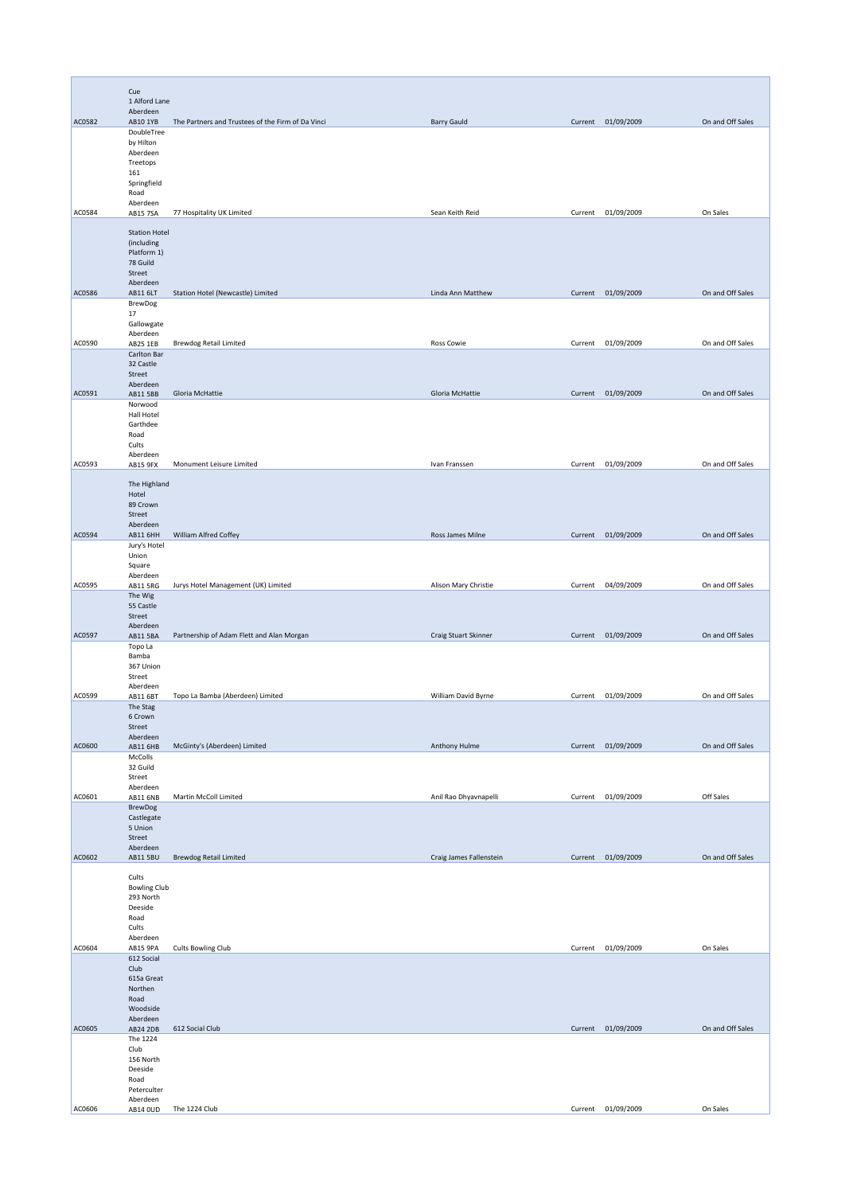| | | | | | | |
|---|---|---|---|---|---|---|
| AC0582 | Cue 1 Alford Lane Aberdeen AB10 1YB | The Partners and Trustees of the Firm of Da Vinci | Barry Gauld | Current | 01/09/2009 | On and Off Sales |
| AC0584 | DoubleTree by Hilton Aberdeen Treetops 161 Springfield Road Aberdeen AB15 7SA | 77 Hospitality UK Limited | Sean Keith Reid | Current | 01/09/2009 | On Sales |
| AC0586 | Station Hotel (including Platform 1) 78 Guild Street Aberdeen AB11 6LT | Station Hotel (Newcastle) Limited | Linda Ann Matthew | Current | 01/09/2009 | On and Off Sales |
| AC0590 | BrewDog 17 Gallowgate Aberdeen AB25 1EB | Brewdog Retail Limited | Ross Cowie | Current | 01/09/2009 | On and Off Sales |
| AC0591 | Carlton Bar 32 Castle Street Aberdeen AB11 5BB | Gloria McHattie | Gloria McHattie | Current | 01/09/2009 | On and Off Sales |
| AC0593 | Norwood Hall Hotel Garthdee Road Cults Aberdeen AB15 9FX | Monument Leisure Limited | Ivan Franssen | Current | 01/09/2009 | On and Off Sales |
| AC0594 | The Highland Hotel 89 Crown Street Aberdeen AB11 6HH | William Alfred Coffey | Ross James Milne | Current | 01/09/2009 | On and Off Sales |
| AC0595 | Jury's Hotel Union Square Aberdeen AB11 5RG | Jurys Hotel Management (UK) Limited | Alison Mary Christie | Current | 04/09/2009 | On and Off Sales |
| AC0597 | The Wig 55 Castle Street Aberdeen AB11 5BA | Partnership of Adam Flett and Alan Morgan | Craig Stuart Skinner | Current | 01/09/2009 | On and Off Sales |
| AC0599 | Topo La Bamba 367 Union Street Aberdeen AB11 6BT | Topo La Bamba (Aberdeen) Limited | William David Byrne | Current | 01/09/2009 | On and Off Sales |
| AC0600 | The Stag 6 Crown Street Aberdeen AB11 6HB | McGinty's (Aberdeen) Limited | Anthony Hulme | Current | 01/09/2009 | On and Off Sales |
| AC0601 | McColls 32 Guild Street Aberdeen AB11 6NB | Martin McColl Limited | Anil Rao Dhyavnapelli | Current | 01/09/2009 | Off Sales |
| AC0602 | BrewDog Castlegate 5 Union Street Aberdeen AB11 5BU | Brewdog Retail Limited | Craig James Fallenstein | Current | 01/09/2009 | On and Off Sales |
| AC0604 | Cults Bowling Club 293 North Deeside Road Cults Aberdeen AB15 9PA | Cults Bowling Club | | Current | 01/09/2009 | On Sales |
| AC0605 | 612 Social Club 615a Great Northen Road Woodside Aberdeen AB24 2DB | 612 Social Club | | Current | 01/09/2009 | On and Off Sales |
| AC0606 | The 1224 Club 156 North Deeside Road Peterculter Aberdeen AB14 0UD | The 1224 Club | | Current | 01/09/2009 | On Sales |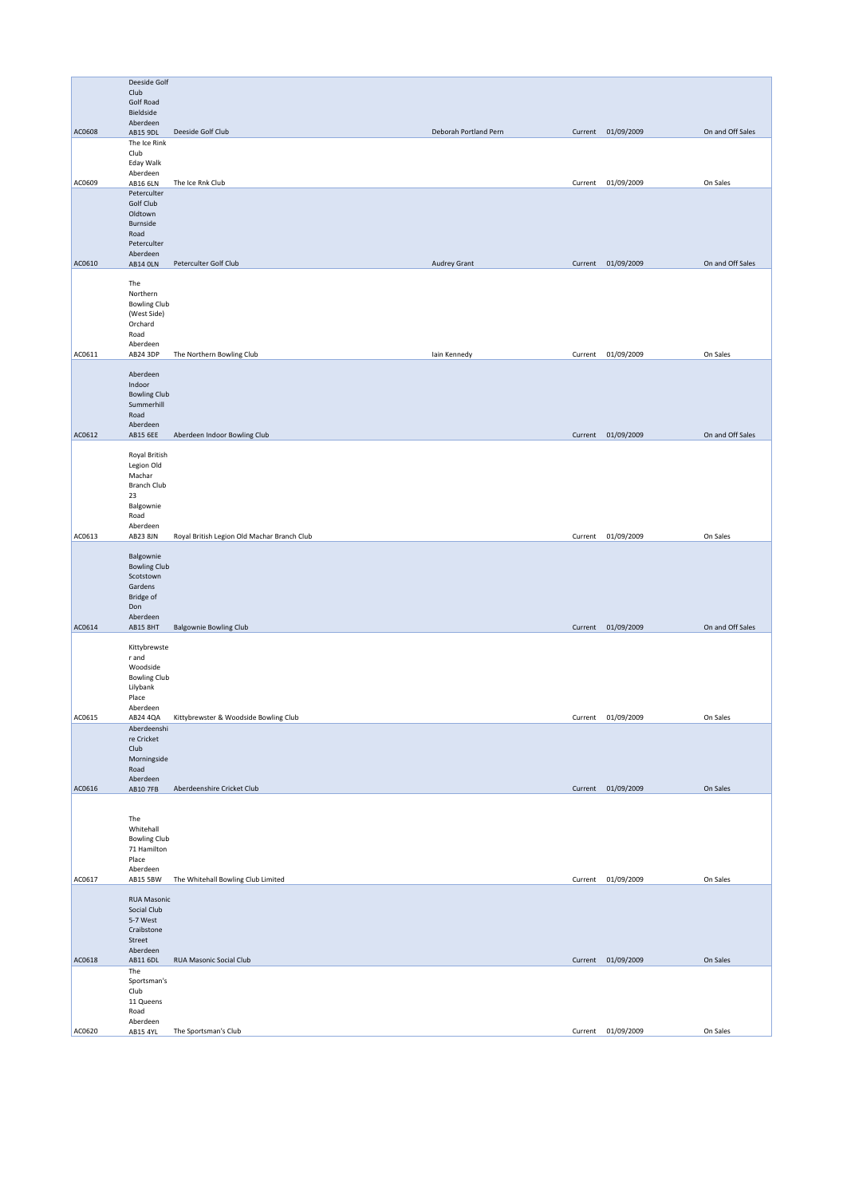| | | | | | | |
|---|---|---|---|---|---|---|
| AC0608 | Deeside Golf Club Golf Road Bieldside Aberdeen AB15 9DL | Deeside Golf Club | Deborah Portland Pern | Current | 01/09/2009 | On and Off Sales |
| AC0609 | The Ice Rink Club Eday Walk Aberdeen AB16 6LN | The Ice Rnk Club | | Current | 01/09/2009 | On Sales |
| AC0610 | Peterculter Golf Club Oldtown Burnside Road Peterculter Aberdeen AB14 0LN | Peterculter Golf Club | Audrey Grant | Current | 01/09/2009 | On and Off Sales |
| AC0611 | The Northern Bowling Club (West Side) Orchard Road Aberdeen AB24 3DP | The Northern Bowling Club | Iain Kennedy | Current | 01/09/2009 | On Sales |
| AC0612 | Aberdeen Indoor Bowling Club Summerhill Road Aberdeen AB15 6EE | Aberdeen Indoor Bowling Club | | Current | 01/09/2009 | On and Off Sales |
| AC0613 | Royal British Legion Old Machar Branch Club 23 Balgownie Road Aberdeen AB23 8JN | Royal British Legion Old Machar Branch Club | | Current | 01/09/2009 | On Sales |
| AC0614 | Balgownie Bowling Club Scotstown Gardens Bridge of Don Aberdeen AB15 8HT | Balgownie Bowling Club | | Current | 01/09/2009 | On and Off Sales |
| AC0615 | Kittybrewster and Woodside Bowling Club Lilybank Place Aberdeen AB24 4QA | Kittybrewster & Woodside Bowling Club | | Current | 01/09/2009 | On Sales |
| AC0616 | Aberdeenshire Cricket Club Morningside Road Aberdeen AB10 7FB | Aberdeenshire Cricket Club | | Current | 01/09/2009 | On Sales |
| AC0617 | The Whitehall Bowling Club 71 Hamilton Place Aberdeen AB15 5BW | The Whitehall Bowling Club Limited | | Current | 01/09/2009 | On Sales |
| AC0618 | RUA Masonic Social Club 5-7 West Craibstone Street Aberdeen AB11 6DL | RUA Masonic Social Club | | Current | 01/09/2009 | On Sales |
| AC0620 | The Sportsman's Club 11 Queens Road Aberdeen AB15 4YL | The Sportsman's Club | | Current | 01/09/2009 | On Sales |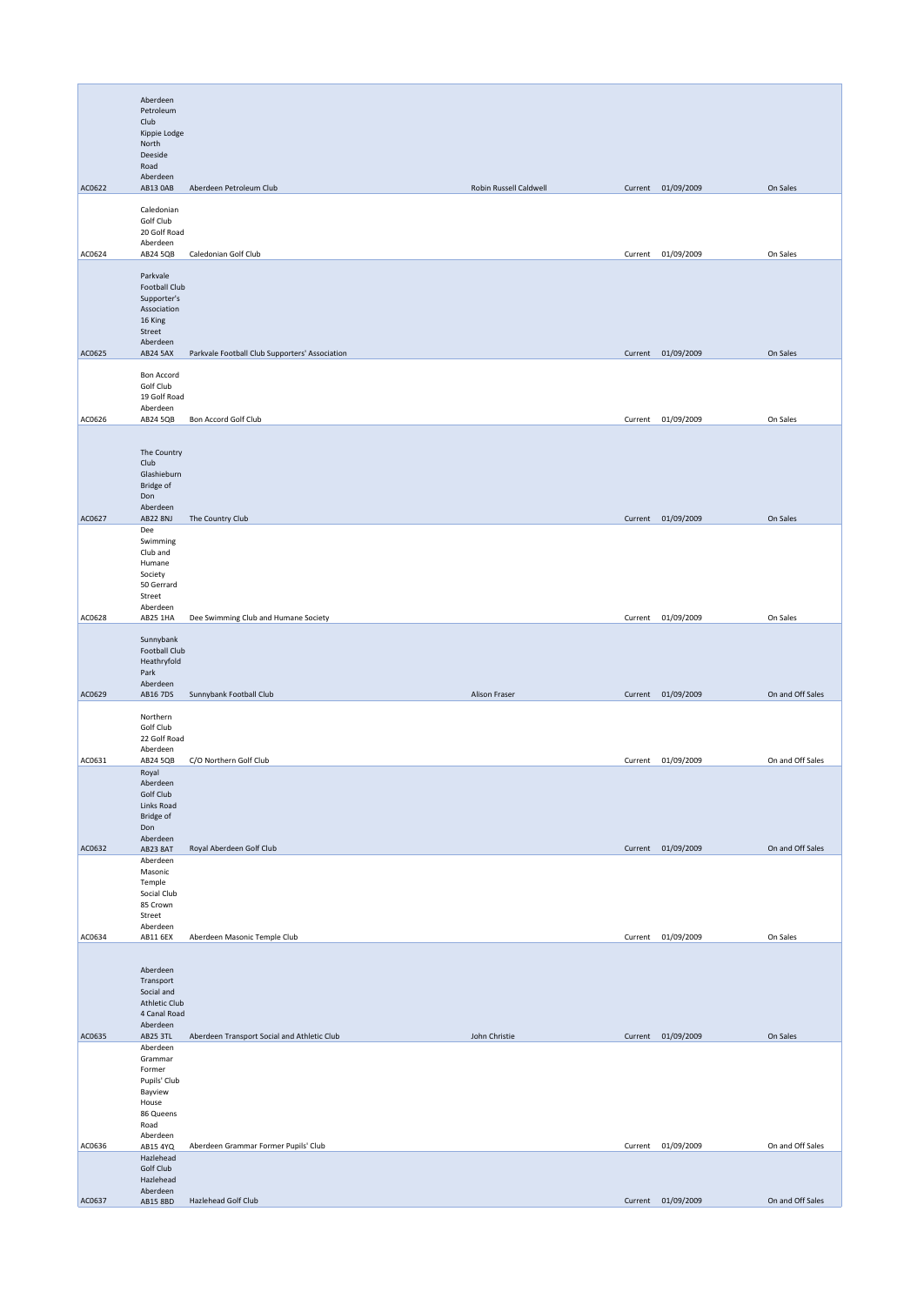| | | | | | | |
|---|---|---|---|---|---|---|
| AC0622 | Aberdeen Petroleum Club Kippie Lodge North Deeside Road Aberdeen AB13 0AB | Aberdeen Petroleum Club | Robin Russell Caldwell | Current | 01/09/2009 | On Sales |
| AC0624 | Caledonian Golf Club 20 Golf Road Aberdeen AB24 5QB | Caledonian Golf Club | | Current | 01/09/2009 | On Sales |
| AC0625 | Parkvale Football Club Supporter's Association 16 King Street Aberdeen AB24 5AX | Parkvale Football Club Supporters' Association | | Current | 01/09/2009 | On Sales |
| AC0626 | Bon Accord Golf Club 19 Golf Road Aberdeen AB24 5QB | Bon Accord Golf Club | | Current | 01/09/2009 | On Sales |
| AC0627 | The Country Club Glashieburn Bridge of Don Aberdeen AB22 8NJ | The Country Club | | Current | 01/09/2009 | On Sales |
| AC0628 | Dee Swimming Club and Humane Society 50 Gerrard Street Aberdeen AB25 1HA | Dee Swimming Club and Humane Society | | Current | 01/09/2009 | On Sales |
| AC0629 | Sunnybank Football Club Heathryfold Park Aberdeen AB16 7DS | Sunnybank Football Club | Alison Fraser | Current | 01/09/2009 | On and Off Sales |
| AC0631 | Northern Golf Club 22 Golf Road Aberdeen AB24 5QB | C/O Northern Golf Club | | Current | 01/09/2009 | On and Off Sales |
| AC0632 | Royal Aberdeen Golf Club Links Road Bridge of Don Aberdeen AB23 8AT | Royal Aberdeen Golf Club | | Current | 01/09/2009 | On and Off Sales |
| AC0634 | Aberdeen Masonic Temple Social Club 85 Crown Street Aberdeen AB11 6EX | Aberdeen Masonic Temple Club | | Current | 01/09/2009 | On Sales |
| AC0635 | Aberdeen Transport Social and Athletic Club 4 Canal Road Aberdeen AB25 3TL | Aberdeen Transport Social and Athletic Club | John Christie | Current | 01/09/2009 | On Sales |
| AC0636 | Aberdeen Grammar Former Pupils' Club Bayview House 86 Queens Road Aberdeen AB15 4YQ | Aberdeen Grammar Former Pupils' Club | | Current | 01/09/2009 | On and Off Sales |
| AC0637 | Hazlehead Golf Club Hazlehead Aberdeen AB15 8BD | Hazlehead Golf Club | | Current | 01/09/2009 | On and Off Sales |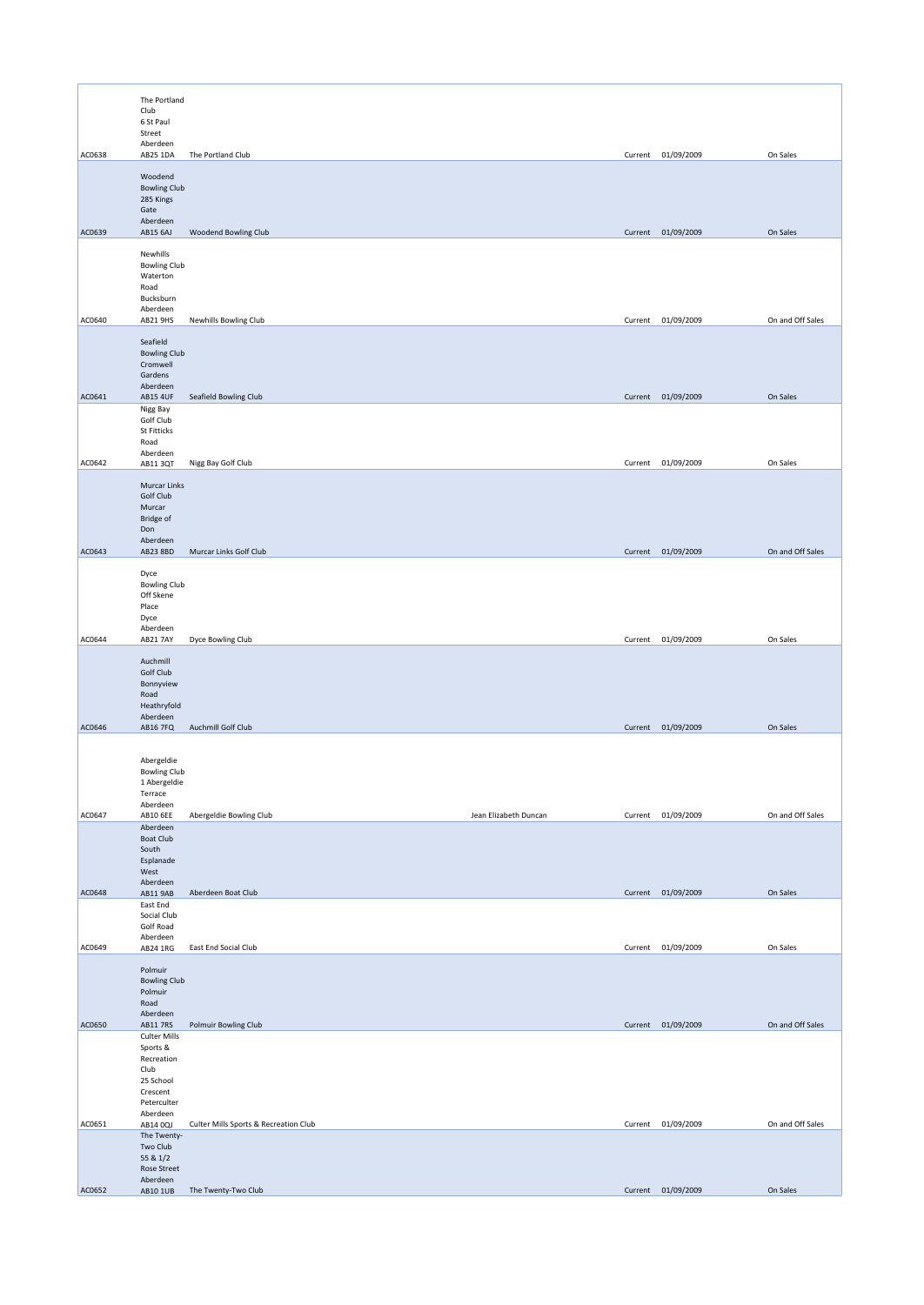| | | | | | | |
|---|---|---|---|---|---|---|
| AC0638 | The Portland Club 6 St Paul Street Aberdeen AB25 1DA | The Portland Club | | Current | 01/09/2009 | On Sales |
| AC0639 | Woodend Bowling Club 285 Kings Gate Aberdeen AB15 6AJ | Woodend Bowling Club | | Current | 01/09/2009 | On Sales |
| AC0640 | Newhills Bowling Club Waterton Road Bucksburn Aberdeen AB21 9HS | Newhills Bowling Club | | Current | 01/09/2009 | On and Off Sales |
| AC0641 | Seafield Bowling Club Cromwell Gardens Aberdeen AB15 4UF | Seafield Bowling Club | | Current | 01/09/2009 | On Sales |
| AC0642 | Nigg Bay Golf Club St Fitticks Road Aberdeen AB11 3QT | Nigg Bay Golf Club | | Current | 01/09/2009 | On Sales |
| AC0643 | Murcar Links Golf Club Murcar Bridge of Don Aberdeen AB23 8BD | Murcar Links Golf Club | | Current | 01/09/2009 | On and Off Sales |
| AC0644 | Dyce Bowling Club Off Skene Place Dyce Aberdeen AB21 7AY | Dyce Bowling Club | | Current | 01/09/2009 | On Sales |
| AC0646 | Auchmill Golf Club Bonnyview Road Heathryfold Aberdeen AB16 7FQ | Auchmill Golf Club | | Current | 01/09/2009 | On Sales |
| AC0647 | Abergeldie Bowling Club 1 Abergeldie Terrace Aberdeen AB10 6EE | Abergeldie Bowling Club | Jean Elizabeth Duncan | Current | 01/09/2009 | On and Off Sales |
| AC0648 | Aberdeen Boat Club South Esplanade West Aberdeen AB11 9AB | Aberdeen Boat Club | | Current | 01/09/2009 | On Sales |
| AC0649 | East End Social Club Golf Road Aberdeen AB24 1RG | East End Social Club | | Current | 01/09/2009 | On Sales |
| AC0650 | Polmuir Bowling Club Polmuir Road Aberdeen AB11 7RS | Polmuir Bowling Club | | Current | 01/09/2009 | On and Off Sales |
| AC0651 | Culter Mills Sports & Recreation Club 25 School Crescent Peterculter Aberdeen AB14 0QJ | Culter Mills Sports & Recreation Club | | Current | 01/09/2009 | On and Off Sales |
| AC0652 | The Twenty-Two Club 55 & 1/2 Rose Street Aberdeen AB10 1UB | The Twenty-Two Club | | Current | 01/09/2009 | On Sales |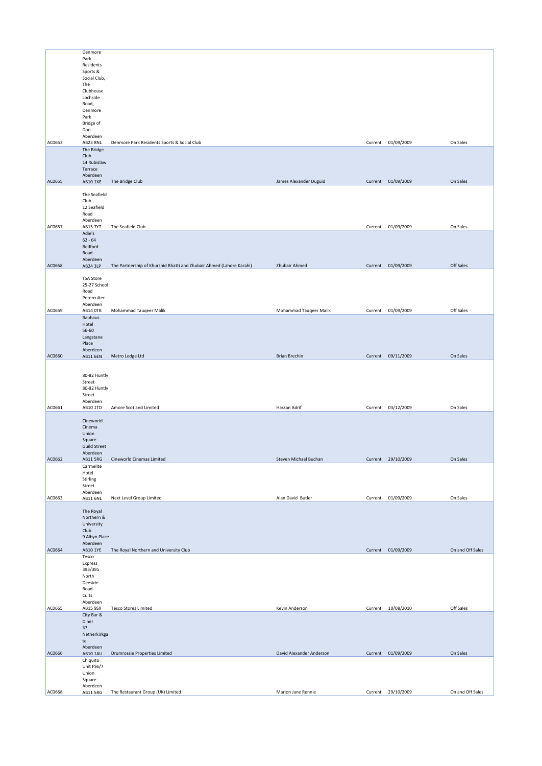| | | | | | | |
|---|---|---|---|---|---|---|
| AC0653 | Denmore Park Residents Sports & Social Club, The Clubhouse Lochside Road, Denmore Park Bridge of Don Aberdeen AB23 8NL | Denmore Park Residents Sports & Social Club | | Current | 01/09/2009 | On Sales |
| AC0655 | The Bridge Club 14 Rubislaw Terrace Aberdeen AB10 1XE | The Bridge Club | James Alexander Duguid | Current | 01/09/2009 | On Sales |
| AC0657 | The Seafield Club 12 Seafield Road Aberdeen AB15 7YT | The Seafield Club | | Current | 01/09/2009 | On Sales |
| AC0658 | Adie's 62 - 64 Bedford Road Aberdeen AB24 3LP | The Partnership of Khurshid Bhatti and Zhubair Ahmed (Lahore Karahi) | Zhubair Ahmed | Current | 01/09/2009 | Off Sales |
| AC0659 | TSA Store 25-27 School Road Peterculter Aberdeen AB14 0TB | Mohammad Tauqeer Malik | Mohammad Tauqeer Malik | Current | 01/09/2009 | Off Sales |
| AC0660 | Bauhaus Hotel 56-60 Langstane Place Aberdeen AB11 6EN | Metro Lodge Ltd | Brian Brechin | Current | 09/11/2009 | On Sales |
| AC0661 | 80-82 Huntly Street 80-82 Huntly Street Aberdeen AB10 1TD | Amore Scotland Limited | Hassan Adrif | Current | 03/12/2009 | On Sales |
| AC0662 | Cineworld Cinema Union Square Guild Street Aberdeen AB11 5RG | Cineworld Cinemas Limited | Steven Michael Buchan | Current | 29/10/2009 | On Sales |
| AC0663 | Carmelite Hotel Stirling Street Aberdeen AB11 6NL | Next Level Group Limited | Alan David Butler | Current | 01/09/2009 | On Sales |
| AC0664 | The Royal Northern & University Club 9 Albyn Place Aberdeen AB10 1YE | The Royal Northern and University Club | | Current | 01/09/2009 | On and Off Sales |
| AC0665 | Tesco Express 393/395 North Deeside Road Cults Aberdeen AB15 9SX | Tesco Stores Limited | Kevin Anderson | Current | 10/08/2010 | Off Sales |
| AC0666 | City Bar & Diner 37 Netherkirkgate Aberdeen AB10 1AU | Drumrossie Properties Limited | David Alexander Anderson | Current | 01/09/2009 | On Sales |
| AC0668 | Chiquito Unit FS6/7 Union Square Aberdeen AB11 5RG | The Restaurant Group (UK) Limited | Marion Jane Rennie | Current | 29/10/2009 | On and Off Sales |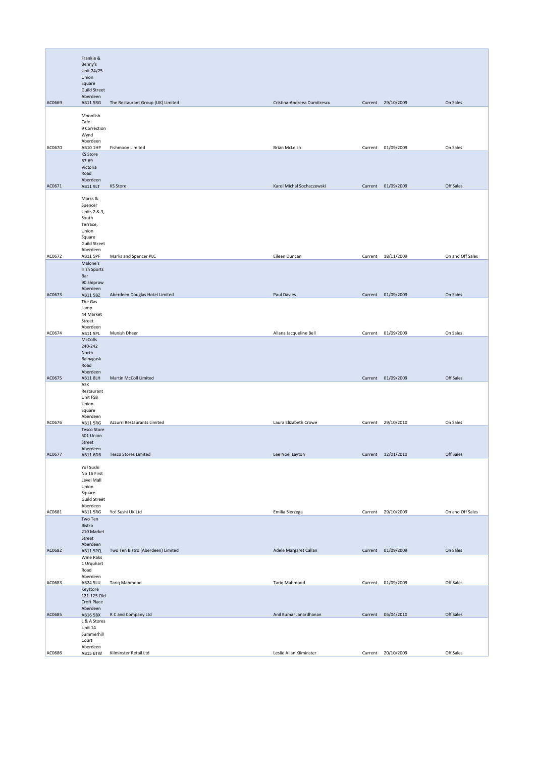| | | | | | | |
|---|---|---|---|---|---|---|
| AC0669 | Frankie & Benny's Unit 24/25 Union Square Guild Street Aberdeen AB11 5RG | The Restaurant Group (UK) Limited | Cristina-Andreea Dumitrescu | Current | 29/10/2009 | On Sales |
| AC0670 | Moonfish Cafe 9 Correction Wynd Aberdeen AB10 1HP | Fishmoon Limited | Brian McLeish | Current | 01/09/2009 | On Sales |
| AC0671 | KS Store 67-69 Victoria Road Aberdeen AB11 9LT | KS Store | Karol Michal Sochaczewski | Current | 01/09/2009 | Off Sales |
| AC0672 | Marks & Spencer Units 2 & 3, South Terrace, Union Square Guild Street Aberdeen AB11 5PF | Marks and Spencer PLC | Eileen Duncan | Current | 18/11/2009 | On and Off Sales |
| AC0673 | Malone's Irish Sports Bar 90 Shiprow Aberdeen AB11 5BZ | Aberdeen Douglas Hotel Limited | Paul Davies | Current | 01/09/2009 | On Sales |
| AC0674 | The Gas Lamp 44 Market Street Aberdeen AB11 5PL | Munish Dheer | Allana Jacqueline Bell | Current | 01/09/2009 | On Sales |
| AC0675 | McColls 240-242 North Balnagask Road Aberdeen AB11 8LH | Martin McColl Limited | | Current | 01/09/2009 | Off Sales |
| AC0676 | ASK Restaurant Unit FS8 Union Square Aberdeen AB11 5RG | Azzurri Restaurants Limited | Laura Elizabeth Crowe | Current | 29/10/2010 | On Sales |
| AC0677 | Tesco Store 501 Union Street Aberdeen AB11 6DB | Tesco Stores Limited | Lee Noel Layton | Current | 12/01/2010 | Off Sales |
| AC0681 | Yo! Sushi No 16 First Level Mall Union Square Guild Street Aberdeen AB11 5RG | Yo! Sushi UK Ltd | Emilia Sierzega | Current | 29/10/2009 | On and Off Sales |
| AC0682 | Two Ten Bistro 210 Market Street Aberdeen AB11 5PQ | Two Ten Bistro (Aberdeen) Limited | Adele Margaret Callan | Current | 01/09/2009 | On Sales |
| AC0683 | Wine Raks 1 Urquhart Road Aberdeen AB24 5LU | Tariq Mahmood | Tariq Mahmood | Current | 01/09/2009 | Off Sales |
| AC0685 | Keystore 121-125 Old Croft Place Aberdeen AB16 5BX | R C and Company Ltd | Anil Kumar Janardhanan | Current | 06/04/2010 | Off Sales |
| AC0686 | L & A Stores Unit 14 Summerhill Court Aberdeen AB15 6TW | Kilminster Retail Ltd | Leslie Allan Kilminster | Current | 20/10/2009 | Off Sales |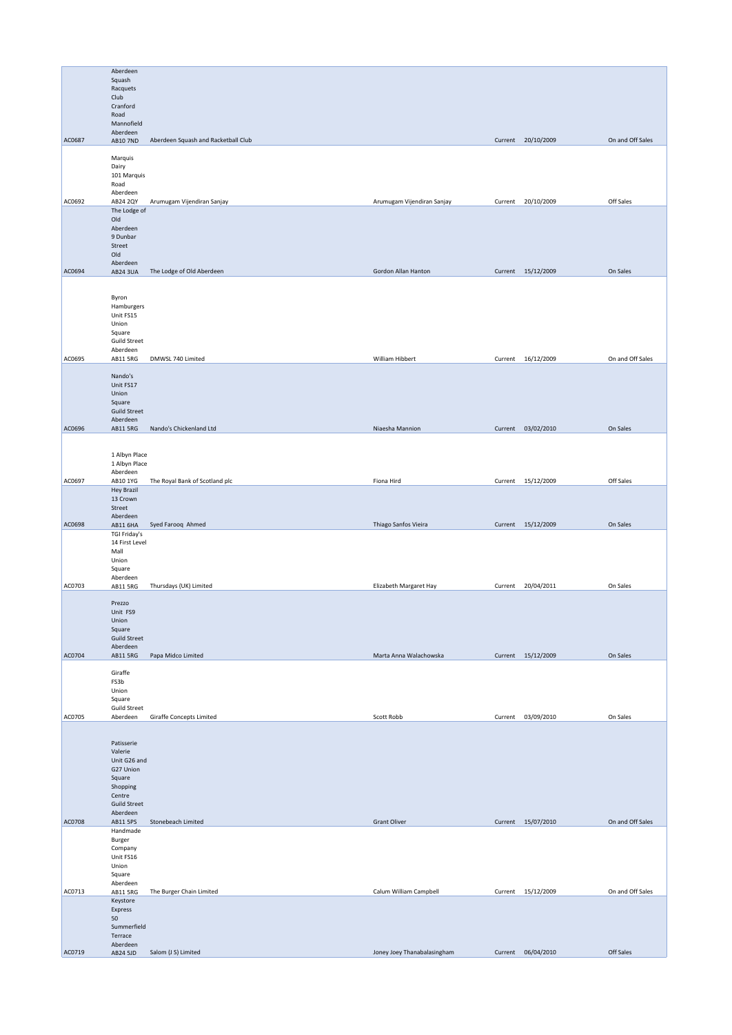| AC0687 | Aberdeen Squash Racquets Club Cranford Road Mannofield Aberdeen AB10 7ND | Aberdeen Squash and Racketball Club | | Current | 20/10/2009 | On and Off Sales |
|---|---|---|---|---|---|---|
| AC0692 | Marquis Dairy 101 Marquis Road Aberdeen AB24 2QY | Arumugam Vijendiran Sanjay | Arumugam Vijendiran Sanjay | Current | 20/10/2009 | Off Sales |
| AC0694 | The Lodge of Old Aberdeen 9 Dunbar Street Old Aberdeen AB24 3UA | The Lodge of Old Aberdeen | Gordon Allan Hanton | Current | 15/12/2009 | On Sales |
| AC0695 | Byron Hamburgers Unit FS15 Union Square Guild Street Aberdeen AB11 5RG | DMWSL 740 Limited | William Hibbert | Current | 16/12/2009 | On and Off Sales |
| AC0696 | Nando's Unit FS17 Union Square Guild Street Aberdeen AB11 5RG | Nando's Chickenland Ltd | Niaesha Mannion | Current | 03/02/2010 | On Sales |
| AC0697 | 1 Albyn Place 1 Albyn Place Aberdeen AB10 1YG | The Royal Bank of Scotland plc | Fiona Hird | Current | 15/12/2009 | Off Sales |
| AC0698 | Hey Brazil 13 Crown Street Aberdeen AB11 6HA | Syed Farooq Ahmed | Thiago Sanfos Vieira | Current | 15/12/2009 | On Sales |
| AC0703 | TGI Friday's 14 First Level Mall Union Square Aberdeen AB11 5RG | Thursdays (UK) Limited | Elizabeth Margaret Hay | Current | 20/04/2011 | On Sales |
| AC0704 | Prezzo Unit FS9 Union Square Guild Street Aberdeen AB11 5RG | Papa Midco Limited | Marta Anna Walachowska | Current | 15/12/2009 | On Sales |
| AC0705 | Giraffe FS3b Union Square Guild Street Aberdeen | Giraffe Concepts Limited | Scott Robb | Current | 03/09/2010 | On Sales |
| AC0708 | Patisserie Valerie Unit G26 and G27 Union Square Shopping Centre Guild Street Aberdeen AB11 5PS | Stonebeach Limited | Grant Oliver | Current | 15/07/2010 | On and Off Sales |
| AC0713 | Handmade Burger Company Unit FS16 Union Square Aberdeen AB11 5RG | The Burger Chain Limited | Calum William Campbell | Current | 15/12/2009 | On and Off Sales |
| AC0719 | Keystore Express 50 Summerfield Terrace Aberdeen AB24 5JD | Salom (J S) Limited | Joney Joey Thanabalasingham | Current | 06/04/2010 | Off Sales |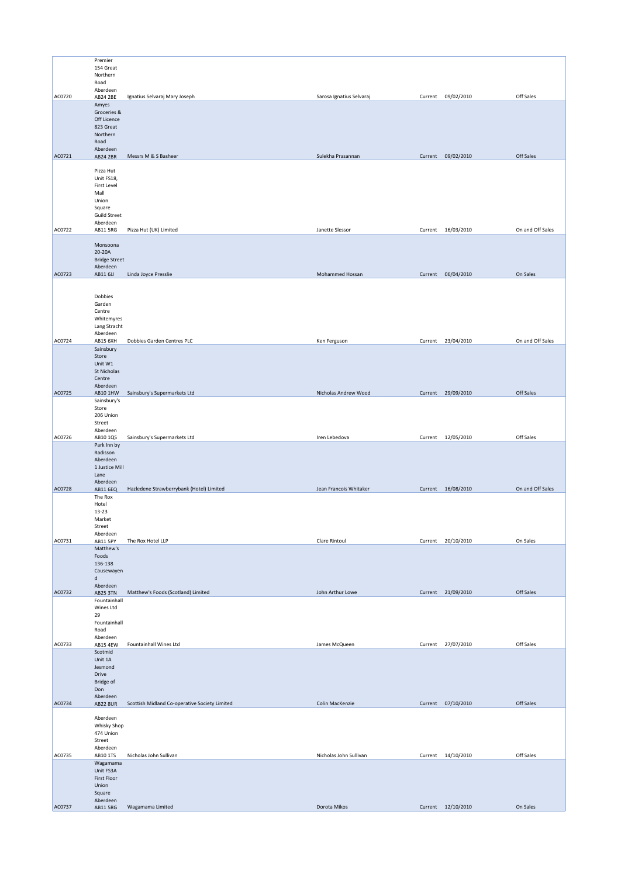| | | | | | | |
|---|---|---|---|---|---|---|
| AC0720 | Premier 154 Great Northern Road Aberdeen AB24 2BE | Ignatius Selvaraj Mary Joseph | Sarosa Ignatius Selvaraj | Current | 09/02/2010 | Off Sales |
| AC0721 | Amyes Groceries & Off Licence 823 Great Northern Road Aberdeen AB24 2BR | Messrs M & S Basheer | Sulekha Prasannan | Current | 09/02/2010 | Off Sales |
| AC0722 | Pizza Hut Unit FS18, First Level Mall Union Square Guild Street Aberdeen AB11 5RG | Pizza Hut (UK) Limited | Janette Slessor | Current | 16/03/2010 | On and Off Sales |
| AC0723 | Monsoona 20-20A Bridge Street Aberdeen AB11 6JJ | Linda Joyce Presslie | Mohammed Hossan | Current | 06/04/2010 | On Sales |
| AC0724 | Dobbies Garden Centre Whitemyres Lang Stracht Aberdeen AB15 6XH | Dobbies Garden Centres PLC | Ken Ferguson | Current | 23/04/2010 | On and Off Sales |
| AC0725 | Sainsbury Store Unit W1 St Nicholas Centre Aberdeen AB10 1HW | Sainsbury's Supermarkets Ltd | Nicholas Andrew Wood | Current | 29/09/2010 | Off Sales |
| AC0726 | Sainsbury's Store 206 Union Street Aberdeen AB10 1QS | Sainsbury's Supermarkets Ltd | Iren Lebedova | Current | 12/05/2010 | Off Sales |
| AC0728 | Park Inn by Radisson Aberdeen 1 Justice Mill Lane Aberdeen AB11 6EQ | Hazledene Strawberrybank (Hotel) Limited | Jean Francois Whitaker | Current | 16/08/2010 | On and Off Sales |
| AC0731 | The Rox Hotel 13-23 Market Street Aberdeen AB11 5PY | The Rox Hotel LLP | Clare Rintoul | Current | 20/10/2010 | On Sales |
| AC0732 | Matthew's Foods 136-138 Causewayend Aberdeen AB25 3TN | Matthew's Foods (Scotland) Limited | John Arthur Lowe | Current | 21/09/2010 | Off Sales |
| AC0733 | Fountainhall Wines Ltd 29 Fountainhall Road Aberdeen AB15 4EW | Fountainhall Wines Ltd | James McQueen | Current | 27/07/2010 | Off Sales |
| AC0734 | Scotmid Unit 1A Jesmond Drive Bridge of Don Aberdeen AB22 8UR | Scottish Midland Co-operative Society Limited | Colin MacKenzie | Current | 07/10/2010 | Off Sales |
| AC0735 | Aberdeen Whisky Shop 474 Union Street Aberdeen AB10 1TS | Nicholas John Sullivan | Nicholas John Sullivan | Current | 14/10/2010 | Off Sales |
| AC0737 | Wagamama Unit FS3A First Floor Union Square Aberdeen AB11 5RG | Wagamama Limited | Dorota Mikos | Current | 12/10/2010 | On Sales |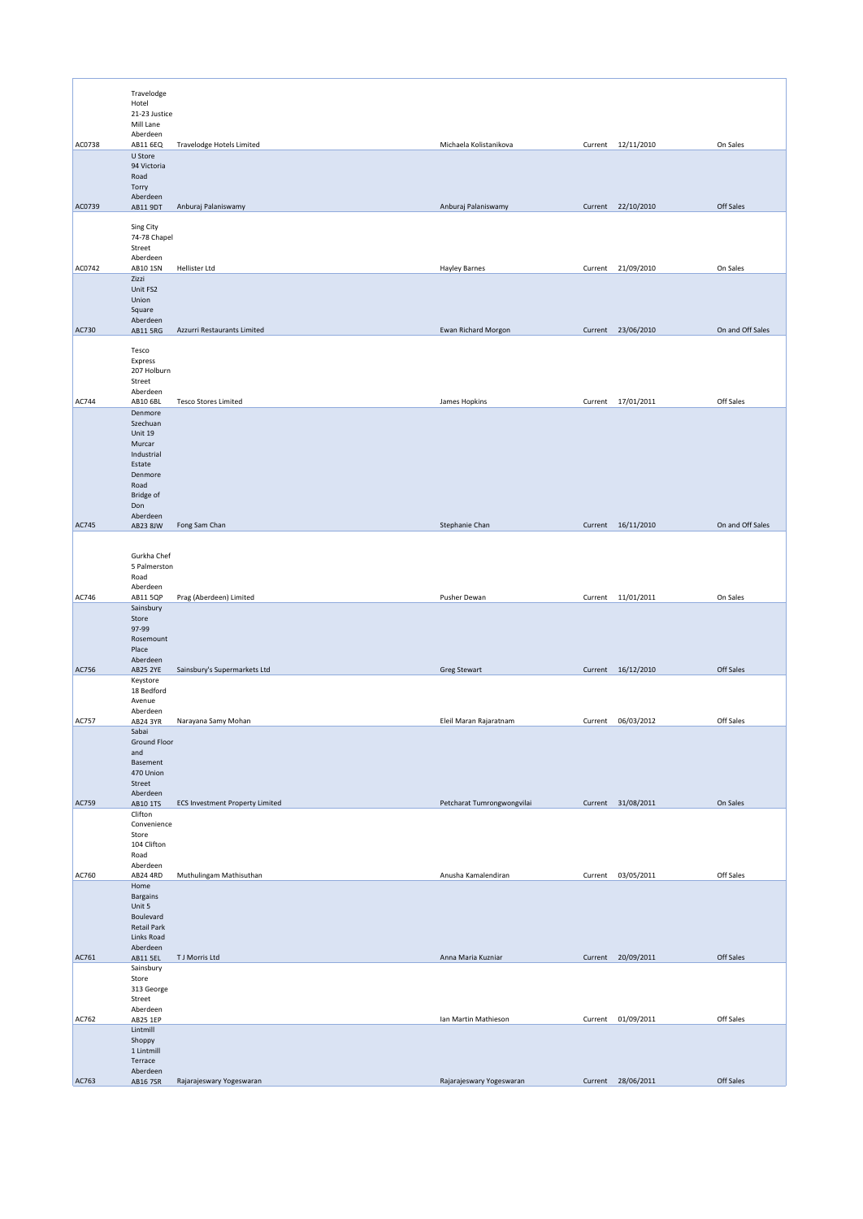| | | | | | | |
|---|---|---|---|---|---|---|
| AC0738 | Travelodge Hotel 21-23 Justice Mill Lane Aberdeen AB11 6EQ | Travelodge Hotels Limited | Michaela Kolistanikova | Current | 12/11/2010 | On Sales |
| AC0739 | U Store 94 Victoria Road Torry Aberdeen AB11 9DT | Anburaj Palaniswamy | Anburaj Palaniswamy | Current | 22/10/2010 | Off Sales |
| AC0742 | Sing City 74-78 Chapel Street Aberdeen AB10 1SN | Hellister Ltd | Hayley Barnes | Current | 21/09/2010 | On Sales |
| AC730 | Zizzi Unit FS2 Union Square Aberdeen AB11 5RG | Azzurri Restaurants Limited | Ewan Richard Morgon | Current | 23/06/2010 | On and Off Sales |
| AC744 | Tesco Express 207 Holburn Street Aberdeen AB10 6BL | Tesco Stores Limited | James Hopkins | Current | 17/01/2011 | Off Sales |
| AC745 | Denmore Szechuan Unit 19 Murcar Industrial Estate Denmore Road Bridge of Don Aberdeen AB23 8JW | Fong Sam Chan | Stephanie Chan | Current | 16/11/2010 | On and Off Sales |
| AC746 | Gurkha Chef 5 Palmerston Road Aberdeen AB11 5QP | Prag (Aberdeen) Limited | Pusher Dewan | Current | 11/01/2011 | On Sales |
| AC756 | Sainsbury Store 97-99 Rosemount Place Aberdeen AB25 2YE | Sainsbury's Supermarkets Ltd | Greg Stewart | Current | 16/12/2010 | Off Sales |
| AC757 | Keystore 18 Bedford Avenue Aberdeen AB24 3YR | Narayana Samy Mohan | Eleil Maran Rajaratnam | Current | 06/03/2012 | Off Sales |
| AC759 | Sabai Ground Floor and Basement 470 Union Street Aberdeen AB10 1TS | ECS Investment Property Limited | Petcharat Tumrongwongvilai | Current | 31/08/2011 | On Sales |
| AC760 | Clifton Convenience Store 104 Clifton Road Aberdeen AB24 4RD | Muthulingam Mathisuthan | Anusha Kamalendiran | Current | 03/05/2011 | Off Sales |
| AC761 | Home Bargains Unit 5 Boulevard Retail Park Links Road Aberdeen AB11 5EL | T J Morris Ltd | Anna Maria Kuzniar | Current | 20/09/2011 | Off Sales |
| AC762 | Sainsbury Store 313 George Street Aberdeen AB25 1EP | | Ian Martin Mathieson | Current | 01/09/2011 | Off Sales |
| AC763 | Lintmill Shoppy 1 Lintmill Terrace Aberdeen AB16 7SR | Rajarajeswary Yogeswaran | Rajarajeswary Yogeswaran | Current | 28/06/2011 | Off Sales |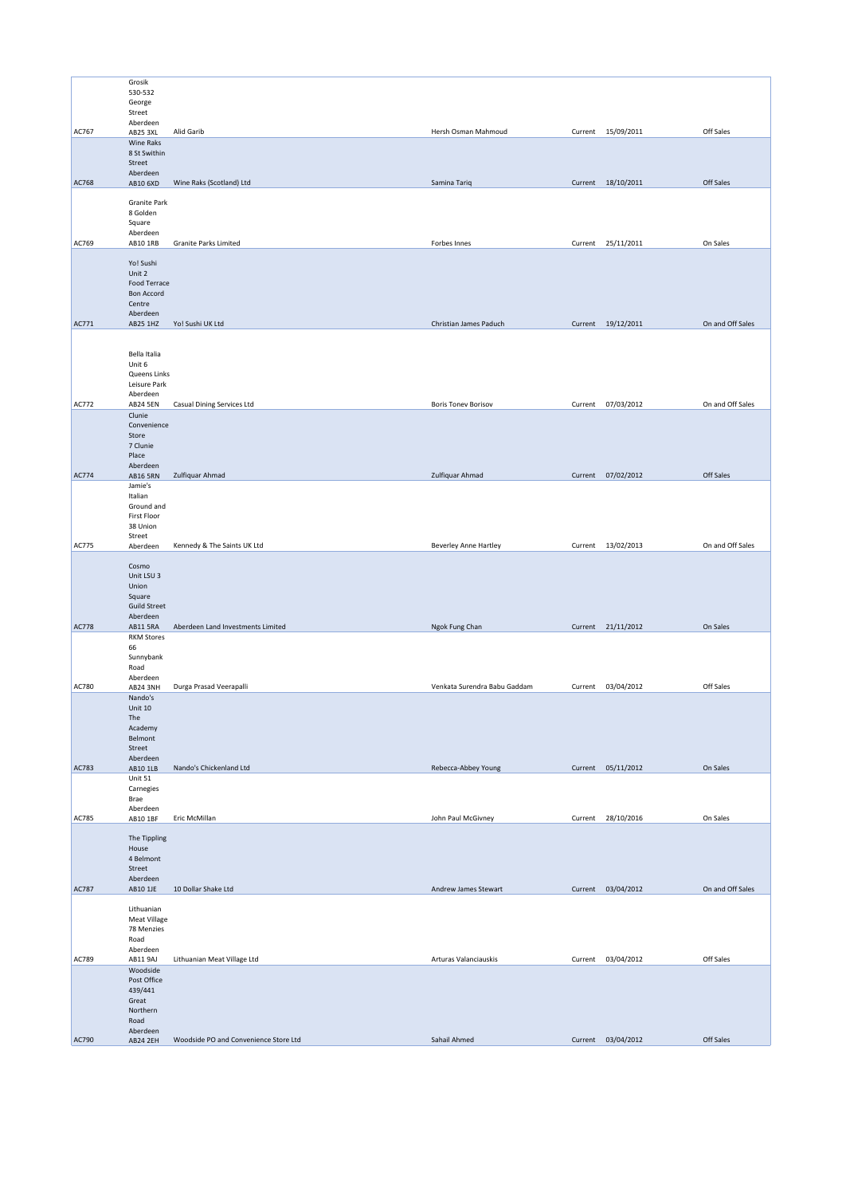| | | | | | | |
|---|---|---|---|---|---|---|
| AC767 | Grosik 530-532 George Street Aberdeen AB25 3XL | Alid Garib | Hersh Osman Mahmoud | Current | 15/09/2011 | Off Sales |
| AC768 | Wine Raks 8 St Swithin Street Aberdeen AB10 6XD | Wine Raks (Scotland) Ltd | Samina Tariq | Current | 18/10/2011 | Off Sales |
| AC769 | Granite Park 8 Golden Square Aberdeen AB10 1RB | Granite Parks Limited | Forbes Innes | Current | 25/11/2011 | On Sales |
| AC771 | Yo! Sushi Unit 2 Food Terrace Bon Accord Centre Aberdeen AB25 1HZ | Yo! Sushi UK Ltd | Christian James Paduch | Current | 19/12/2011 | On and Off Sales |
| AC772 | Bella Italia Unit 6 Queens Links Leisure Park Aberdeen AB24 5EN | Casual Dining Services Ltd | Boris Tonev Borisov | Current | 07/03/2012 | On and Off Sales |
| AC774 | Clunie Convenience Store 7 Clunie Place Aberdeen AB16 5RN | Zulfiquar Ahmad | Zulfiquar Ahmad | Current | 07/02/2012 | Off Sales |
| AC775 | Jamie's Italian Ground and First Floor 38 Union Street Aberdeen | Kennedy & The Saints UK Ltd | Beverley Anne Hartley | Current | 13/02/2013 | On and Off Sales |
| AC778 | Cosmo Unit LSU 3 Union Square Guild Street Aberdeen AB11 5RA | Aberdeen Land Investments Limited | Ngok Fung Chan | Current | 21/11/2012 | On Sales |
| AC780 | RKM Stores 66 Sunnybank Road Aberdeen AB24 3NH | Durga Prasad Veerapalli | Venkata Surendra Babu Gaddam | Current | 03/04/2012 | Off Sales |
| AC783 | Nando's Unit 10 The Academy Belmont Street Aberdeen AB10 1LB | Nando's Chickenland Ltd | Rebecca-Abbey Young | Current | 05/11/2012 | On Sales |
| AC785 | Unit 51 Carnegies Brae Aberdeen AB10 1BF | Eric McMillan | John Paul McGivney | Current | 28/10/2016 | On Sales |
| AC787 | The Tippling House 4 Belmont Street Aberdeen AB10 1JE | 10 Dollar Shake Ltd | Andrew James Stewart | Current | 03/04/2012 | On and Off Sales |
| AC789 | Lithuanian Meat Village 78 Menzies Road Aberdeen AB11 9AJ | Lithuanian Meat Village Ltd | Arturas Valanciauskis | Current | 03/04/2012 | Off Sales |
| AC790 | Woodside Post Office 439/441 Great Northern Road Aberdeen AB24 2EH | Woodside PO and Convenience Store Ltd | Sahail Ahmed | Current | 03/04/2012 | Off Sales |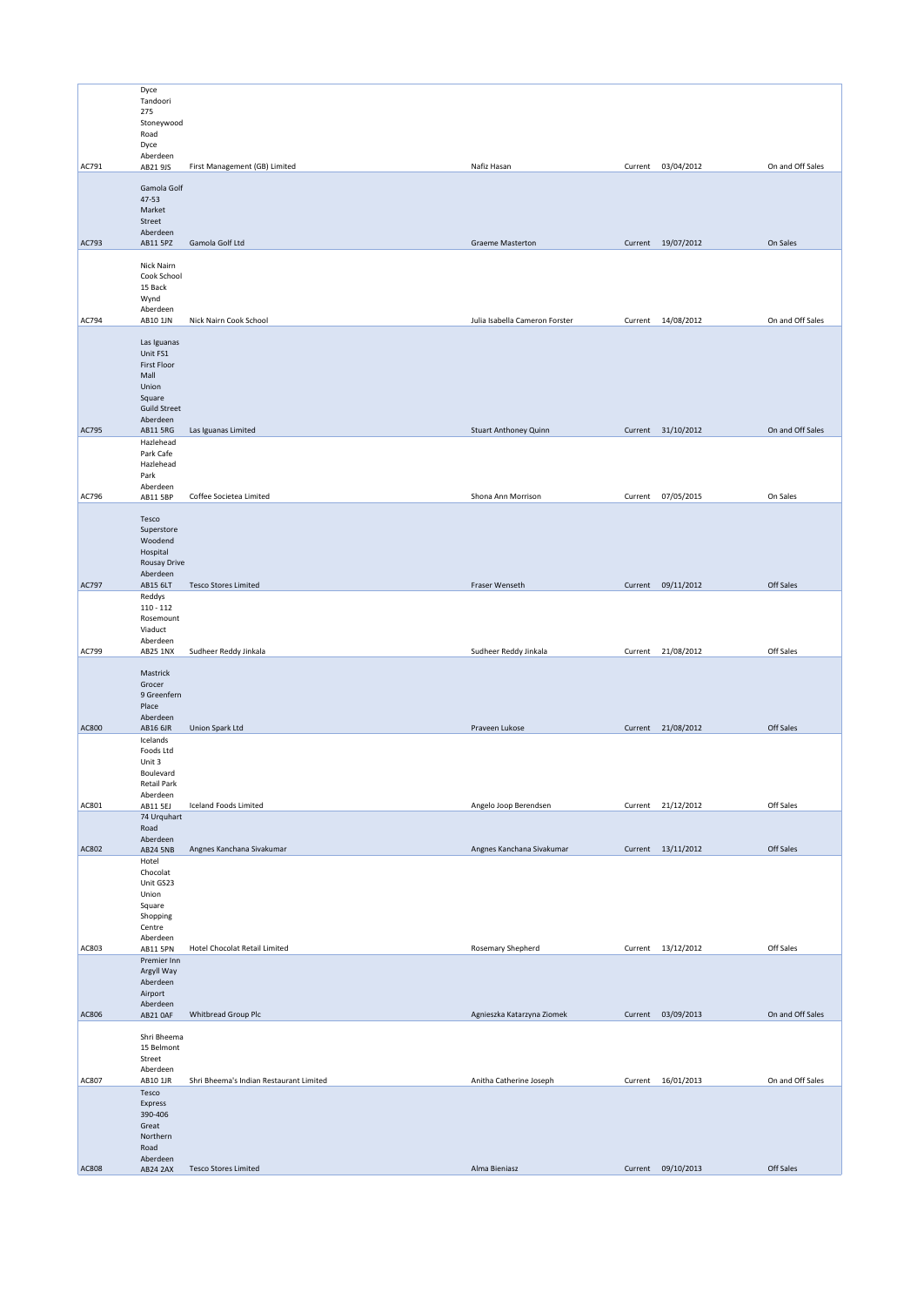| | | | | | | |
|---|---|---|---|---|---|---|
| AC791 | Dyce Tandoori 275 Stoneywood Road Dyce Aberdeen AB21 9JS | First Management (GB) Limited | Nafiz Hasan | Current | 03/04/2012 | On and Off Sales |
| AC793 | Gamola Golf 47-53 Market Street Aberdeen AB11 5PZ | Gamola Golf Ltd | Graeme Masterton | Current | 19/07/2012 | On Sales |
| AC794 | Nick Nairn Cook School 15 Back Wynd Aberdeen AB10 1JN | Nick Nairn Cook School | Julia Isabella Cameron Forster | Current | 14/08/2012 | On and Off Sales |
| AC795 | Las Iguanas Unit FS1 First Floor Mall Union Square Guild Street Aberdeen AB11 5RG | Las Iguanas Limited | Stuart Anthoney Quinn | Current | 31/10/2012 | On and Off Sales |
| AC796 | Hazlehead Park Cafe Hazlehead Park Aberdeen AB11 5BP | Coffee Societea Limited | Shona Ann Morrison | Current | 07/05/2015 | On Sales |
| AC797 | Tesco Superstore Woodend Hospital Rousay Drive Aberdeen AB15 6LT | Tesco Stores Limited | Fraser Wenseth | Current | 09/11/2012 | Off Sales |
| AC799 | Reddys 110 - 112 Rosemount Viaduct Aberdeen AB25 1NX | Sudheer Reddy Jinkala | Sudheer Reddy Jinkala | Current | 21/08/2012 | Off Sales |
| AC800 | Mastrick Grocer 9 Greenfern Place Aberdeen AB16 6JR | Union Spark Ltd | Praveen Lukose | Current | 21/08/2012 | Off Sales |
| AC801 | Icelands Foods Ltd Unit 3 Boulevard Retail Park Aberdeen AB11 5EJ | Iceland Foods Limited | Angelo Joop Berendsen | Current | 21/12/2012 | Off Sales |
| AC802 | 74 Urquhart Road Aberdeen AB24 5NB | Angnes Kanchana Sivakumar | Angnes Kanchana Sivakumar | Current | 13/11/2012 | Off Sales |
| AC803 | Hotel Chocolat Unit GS23 Union Square Shopping Centre Aberdeen AB11 5PN | Hotel Chocolat Retail Limited | Rosemary Shepherd | Current | 13/12/2012 | Off Sales |
| AC806 | Premier Inn Argyll Way Aberdeen Airport Aberdeen AB21 0AF | Whitbread Group Plc | Agnieszka Katarzyna Ziomek | Current | 03/09/2013 | On and Off Sales |
| AC807 | Shri Bheema 15 Belmont Street Aberdeen AB10 1JR | Shri Bheema's Indian Restaurant Limited | Anitha Catherine Joseph | Current | 16/01/2013 | On and Off Sales |
| AC808 | Tesco Express 390-406 Great Northern Road Aberdeen AB24 2AX | Tesco Stores Limited | Alma Bieniasz | Current | 09/10/2013 | Off Sales |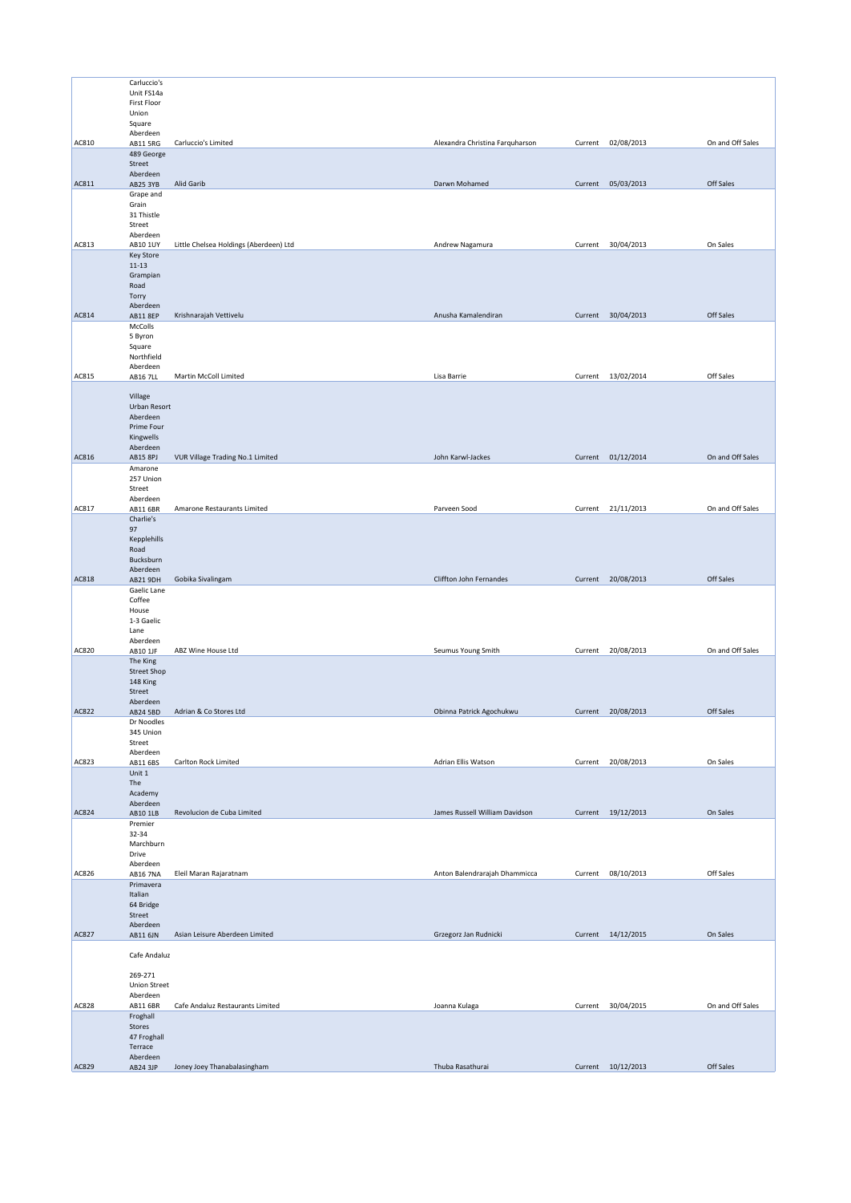| AC810 | Carluccio's Unit FS14a First Floor Union Square Aberdeen AB11 5RG | Carluccio's Limited | Alexandra Christina Farquharson | Current | 02/08/2013 | On and Off Sales |
|---|---|---|---|---|---|---|
| AC811 | 489 George Street Aberdeen AB25 3YB | Alid Garib | Darwn Mohamed | Current | 05/03/2013 | Off Sales |
| AC813 | Grape and Grain 31 Thistle Street Aberdeen AB10 1UY | Little Chelsea Holdings (Aberdeen) Ltd | Andrew Nagamura | Current | 30/04/2013 | On Sales |
| AC814 | Key Store 11-13 Grampian Road Torry Aberdeen AB11 8EP | Krishnarajah Vettivelu | Anusha Kamalendiran | Current | 30/04/2013 | Off Sales |
| AC815 | McColls 5 Byron Square Northfield Aberdeen AB16 7LL | Martin McColl Limited | Lisa Barrie | Current | 13/02/2014 | Off Sales |
| AC816 | Village Urban Resort Aberdeen Prime Four Kingwells Aberdeen AB15 8PJ | VUR Village Trading No.1 Limited | John Karwl-Jackes | Current | 01/12/2014 | On and Off Sales |
| AC817 | Amarone 257 Union Street Aberdeen AB11 6BR | Amarone Restaurants Limited | Parveen Sood | Current | 21/11/2013 | On and Off Sales |
| AC818 | Charlie's 97 Kepplehills Road Bucksburn Aberdeen AB21 9DH | Gobika Sivalingam | Cliffton John Fernandes | Current | 20/08/2013 | Off Sales |
| AC820 | Gaelic Lane Coffee House 1-3 Gaelic Lane Aberdeen AB10 1JF | ABZ Wine House Ltd | Seumus Young Smith | Current | 20/08/2013 | On and Off Sales |
| AC822 | The King Street Shop 148 King Street Aberdeen AB24 5BD | Adrian & Co Stores Ltd | Obinna Patrick Agochukwu | Current | 20/08/2013 | Off Sales |
| AC823 | Dr Noodles 345 Union Street Aberdeen AB11 6BS | Carlton Rock Limited | Adrian Ellis Watson | Current | 20/08/2013 | On Sales |
| AC824 | Unit 1 The Academy Aberdeen AB10 1LB | Revolucion de Cuba Limited | James Russell William Davidson | Current | 19/12/2013 | On Sales |
| AC826 | Premier 32-34 Marchburn Drive Aberdeen AB16 7NA | Eleil Maran Rajaratnam | Anton Balendrarajah Dhammicca | Current | 08/10/2013 | Off Sales |
| AC827 | Primavera Italian 64 Bridge Street Aberdeen AB11 6JN | Asian Leisure Aberdeen Limited | Grzegorz Jan Rudnicki | Current | 14/12/2015 | On Sales |
| AC828 | Cafe Andaluz 269-271 Union Street Aberdeen AB11 6BR | Cafe Andaluz Restaurants Limited | Joanna Kulaga | Current | 30/04/2015 | On and Off Sales |
| AC829 | Froghall Stores 47 Froghall Terrace Aberdeen AB24 3JP | Joney Joey Thanabalasingham | Thuba Rasathurai | Current | 10/12/2013 | Off Sales |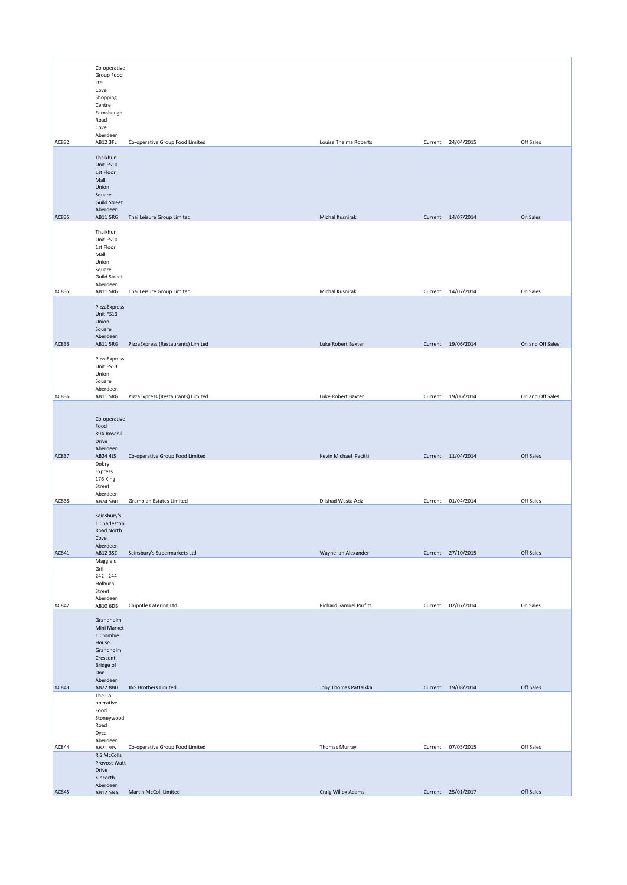| | | | | | | |
|---|---|---|---|---|---|---|
| AC832 | Co-operative Group Food Ltd Cove Shopping Centre Earnsheugh Road Cove Aberdeen AB12 3FL | Co-operative Group Food Limited | Louise Thelma Roberts | Current | 24/04/2015 | Off Sales |
| AC835 | Thaikhun Unit FS10 1st Floor Mall Union Square Guild Street Aberdeen AB11 5RG | Thai Leisure Group Limited | Michal Kusnirak | Current | 14/07/2014 | On Sales |
| AC835 | Thaikhun Unit FS10 1st Floor Mall Union Square Guild Street Aberdeen AB11 5RG | Thai Leisure Group Limited | Michal Kusnirak | Current | 14/07/2014 | On Sales |
| AC836 | PizzaExpress Unit FS13 Union Square Aberdeen AB11 5RG | PizzaExpress (Restaurants) Limited | Luke Robert Baxter | Current | 19/06/2014 | On and Off Sales |
| AC836 | PizzaExpress Unit FS13 Union Square Aberdeen AB11 5RG | PizzaExpress (Restaurants) Limited | Luke Robert Baxter | Current | 19/06/2014 | On and Off Sales |
| AC837 | Co-operative Food 89A Rosehill Drive Aberdeen AB24 4JS | Co-operative Group Food Limited | Kevin Michael Pacitti | Current | 11/04/2014 | Off Sales |
| AC838 | Dobry Express 176 King Street Aberdeen AB24 5BH | Grampian Estates Limited | Dilshad Wasta Aziz | Current | 01/04/2014 | Off Sales |
| AC841 | Sainsbury's 1 Charleston Road North Cove Aberdeen AB12 3SZ | Sainsbury's Supermarkets Ltd | Wayne Ian Alexander | Current | 27/10/2015 | Off Sales |
| AC842 | Maggie's Grill 242 - 244 Holburn Street Aberdeen AB10 6DB | Chipotle Catering Ltd | Richard Samuel Parfitt | Current | 02/07/2014 | On Sales |
| AC843 | Grandholm Mini Market 1 Crombie House Grandholm Crescent Bridge of Don Aberdeen AB22 8BD | JNS Brothers Limited | Joby Thomas Pattaikkal | Current | 19/08/2014 | Off Sales |
| AC844 | The Co-operative Food Stoneywood Road Dyce Aberdeen AB21 9JS | Co-operative Group Food Limited | Thomas Murray | Current | 07/05/2015 | Off Sales |
| AC845 | R S McColls Provost Watt Drive Kincorth Aberdeen AB12 5NA | Martin McColl Limited | Craig Willox Adams | Current | 25/01/2017 | Off Sales |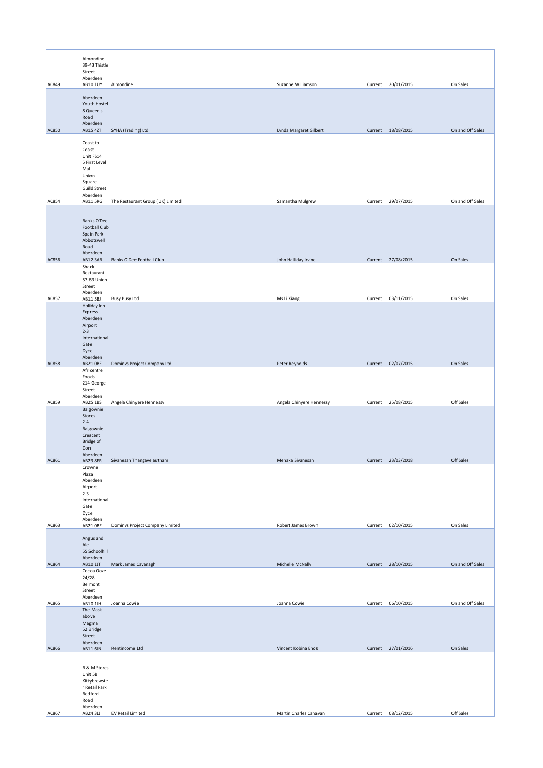| | | | | | | |
|---|---|---|---|---|---|---|
| AC849 | Almondine 39-43 Thistle Street Aberdeen AB10 1UY | Almondine | Suzanne Williamson | Current | 20/01/2015 | On Sales |
| AC850 | Aberdeen Youth Hostel 8 Queen's Road Aberdeen AB15 4ZT | SYHA (Trading) Ltd | Lynda Margaret Gilbert | Current | 18/08/2015 | On and Off Sales |
| AC854 | Coast to Coast Unit FS14 5 First Level Mall Union Square Guild Street Aberdeen AB11 5RG | The Restaurant Group (UK) Limited | Samantha Mulgrew | Current | 29/07/2015 | On and Off Sales |
| AC856 | Banks O'Dee Football Club Spain Park Abbotswell Road Aberdeen AB12 3AB | Banks O'Dee Football Club | John Halliday Irvine | Current | 27/08/2015 | On Sales |
| AC857 | Shack Restaurant 57-63 Union Street Aberdeen AB11 5BJ | Busy Busy Ltd | Ms Li Xiang | Current | 03/11/2015 | On Sales |
| AC858 | Holiday Inn Express Aberdeen Airport 2-3 International Gate Dyce Aberdeen AB21 0BE | Dominvs Project Company Ltd | Peter Reynolds | Current | 02/07/2015 | On Sales |
| AC859 | Africentre Foods 214 George Street Aberdeen AB25 1BS | Angela Chinyere Hennessy | Angela Chinyere Hennessy | Current | 25/08/2015 | Off Sales |
| AC861 | Balgownie Stores 2-4 Balgownie Crescent Bridge of Don Aberdeen AB23 8ER | Sivanesan Thangavelautham | Menaka Sivanesan | Current | 23/03/2018 | Off Sales |
| AC863 | Crowne Plaza Aberdeen Airport 2-3 International Gate Dyce Aberdeen AB21 0BE | Dominvs Project Company Limited | Robert James Brown | Current | 02/10/2015 | On Sales |
| AC864 | Angus and Ale 55 Schoolhill Aberdeen AB10 1JT | Mark James Cavanagh | Michelle McNally | Current | 28/10/2015 | On and Off Sales |
| AC865 | Cocoa Ooze 24/28 Belmont Street Aberdeen AB10 1JH | Joanna Cowie | Joanna Cowie | Current | 06/10/2015 | On and Off Sales |
| AC866 | The Mask above Magma 52 Bridge Street Aberdeen AB11 6JN | Rentincome Ltd | Vincent Kobina Enos | Current | 27/01/2016 | On Sales |
| AC867 | B & M Stores Unit 5B Kittybrewster Retail Park Bedford Road Aberdeen AB24 3LJ | EV Retail Limited | Martin Charles Canavan | Current | 08/12/2015 | Off Sales |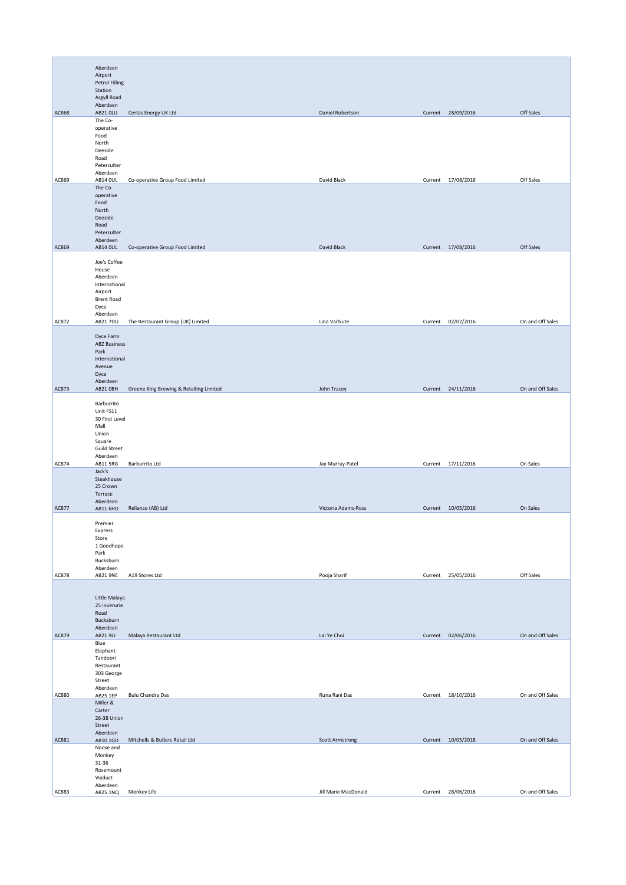| AC868 | Aberdeen Airport Petrol Filling Station Argyll Road Aberdeen AB21 0LU | Certas Energy UK Ltd | Daniel Robertson | Current | 28/09/2016 | Off Sales |
|---|---|---|---|---|---|---|
| AC869 | The Co-operative Food North Deeside Road Peterculter Aberdeen AB14 0UL | Co-operative Group Food Limited | David Black | Current | 17/08/2016 | Off Sales |
| AC869 | The Co-operative Food North Deeside Road Peterculter Aberdeen AB14 0UL | Co-operative Group Food Limited | David Black | Current | 17/08/2016 | Off Sales |
| AC872 | Joe's Coffee House Aberdeen International Airport Brent Road Dyce Aberdeen AB21 7DU | The Restaurant Group (UK) Limited | Lina Vaitkute | Current | 02/02/2016 | On and Off Sales |
| AC873 | Dyce Farm ABZ Business Park International Avenue Dyce Aberdeen AB21 0BH | Greene King Brewing & Retailing Limited | John Tracey | Current | 24/11/2016 | On and Off Sales |
| AC874 | Barburrito Unit FS11 30 First Level Mall Union Square Guild Street Aberdeen AB11 5RG | Barburrito Ltd | Jay Murray-Patel | Current | 17/11/2016 | On Sales |
| AC877 | Jack's Steakhouse 25 Crown Terrace Aberdeen AB11 6HD | Reliance (AB) Ltd | Victoria Adams-Ross | Current | 10/05/2016 | On Sales |
| AC878 | Premier Express Store 1 Goodhope Park Bucksburn Aberdeen AB21 9NE | A19 Stores Ltd | Pooja Sharif | Current | 25/05/2016 | Off Sales |
| AC879 | Little Malaya 25 Inverurie Road Bucksburn Aberdeen AB21 9LJ | Malaya Restaurant Ltd | Lai Ye Choi | Current | 02/06/2016 | On and Off Sales |
| AC880 | Blue Elephant Tandoori Restaurant 303 George Street Aberdeen AB25 1EP | Bulu Chandra Das | Runa Rani Das | Current | 18/10/2016 | On and Off Sales |
| AC881 | Miller & Carter 26-38 Union Street Aberdeen AB10 1GD | Mitchells & Butlers Retail Ltd | Scott Armstrong | Current | 10/05/2018 | On and Off Sales |
| AC883 | Noose and Monkey 31-36 Rosemount Viaduct Aberdeen AB25 1NQ | Monkey Life | Jill Marie MacDonald | Current | 28/06/2016 | On and Off Sales |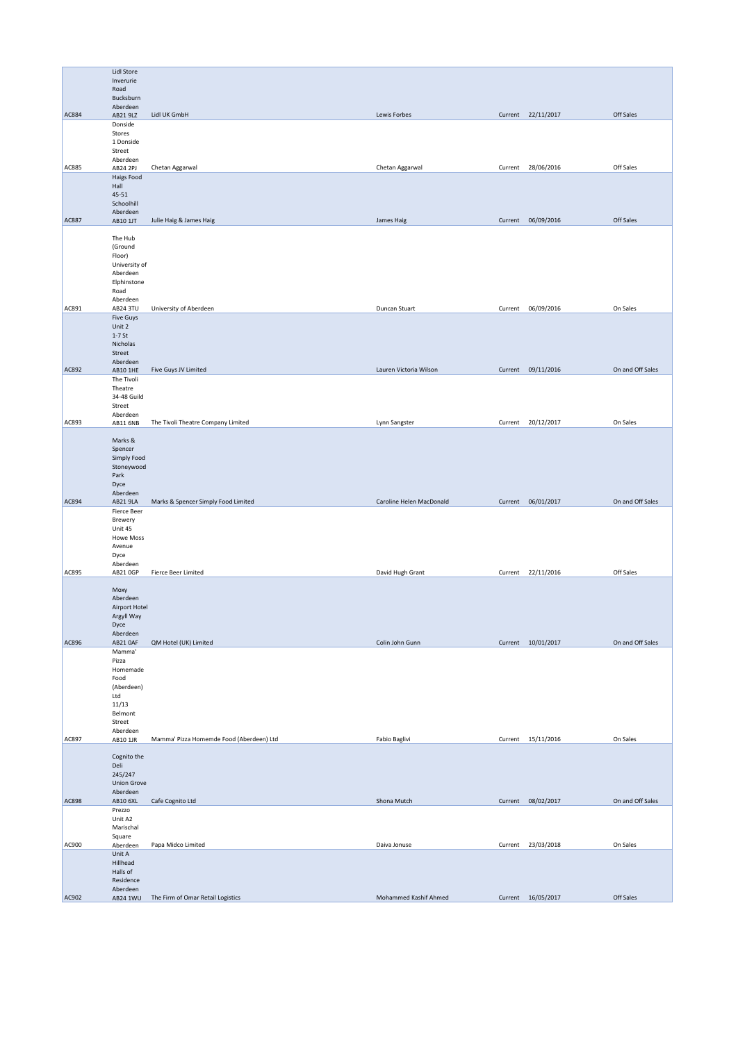| | | | | | | |
|---|---|---|---|---|---|---|
| AC884 | Lidl Store Inverurie Road Bucksburn Aberdeen AB21 9LZ | Lidl UK GmbH | Lewis Forbes | Current | 22/11/2017 | Off Sales |
| AC885 | Donside Stores 1 Donside Street Aberdeen AB24 2PJ | Chetan Aggarwal | Chetan Aggarwal | Current | 28/06/2016 | Off Sales |
| AC887 | Haigs Food Hall 45-51 Schoolhill Aberdeen AB10 1JT | Julie Haig & James Haig | James Haig | Current | 06/09/2016 | Off Sales |
| AC891 | The Hub (Ground Floor) University of Aberdeen Elphinstone Road Aberdeen AB24 3TU | University of Aberdeen | Duncan Stuart | Current | 06/09/2016 | On Sales |
| AC892 | Five Guys Unit 2 1-7 St Nicholas Street Aberdeen AB10 1HE | Five Guys JV Limited | Lauren Victoria Wilson | Current | 09/11/2016 | On and Off Sales |
| AC893 | The Tivoli Theatre 34-48 Guild Street Aberdeen AB11 6NB | The Tivoli Theatre Company Limited | Lynn Sangster | Current | 20/12/2017 | On Sales |
| AC894 | Marks & Spencer Simply Food Stoneywood Park Dyce Aberdeen AB21 9LA | Marks & Spencer Simply Food Limited | Caroline Helen MacDonald | Current | 06/01/2017 | On and Off Sales |
| AC895 | Fierce Beer Brewery Unit 45 Howe Moss Avenue Dyce Aberdeen AB21 0GP | Fierce Beer Limited | David Hugh Grant | Current | 22/11/2016 | Off Sales |
| AC896 | Moxy Aberdeen Airport Hotel Argyll Way Dyce Aberdeen AB21 0AF | QM Hotel (UK) Limited | Colin John Gunn | Current | 10/01/2017 | On and Off Sales |
| AC897 | Mamma' Pizza Homemade Food (Aberdeen) Ltd 11/13 Belmont Street Aberdeen AB10 1JR | Mamma' Pizza Homemde Food (Aberdeen) Ltd | Fabio Baglivi | Current | 15/11/2016 | On Sales |
| AC898 | Cognito the Deli 245/247 Union Grove Aberdeen AB10 6XL | Cafe Cognito Ltd | Shona Mutch | Current | 08/02/2017 | On and Off Sales |
| AC900 | Prezzo Unit A2 Marischal Square Aberdeen | Papa Midco Limited | Daiva Jonuse | Current | 23/03/2018 | On Sales |
| AC902 | Unit A Hillhead Halls of Residence Aberdeen AB24 1WU | The Firm of Omar Retail Logistics | Mohammed Kashif Ahmed | Current | 16/05/2017 | Off Sales |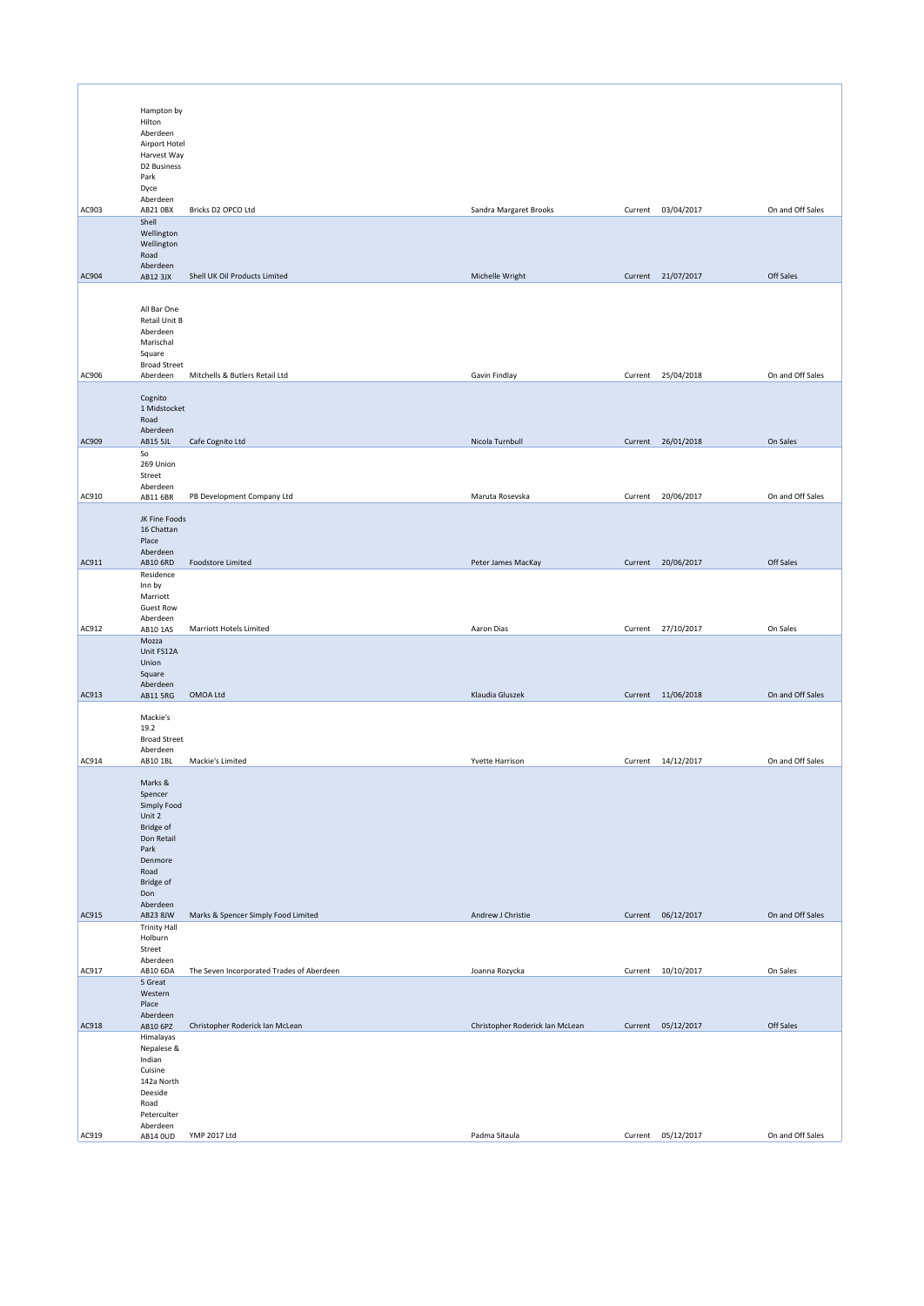| | | | | | | |
|---|---|---|---|---|---|---|
| AC903 | Hampton by Hilton Aberdeen Airport Hotel Harvest Way D2 Business Park Dyce Aberdeen AB21 0BX | Bricks D2 OPCO Ltd | Sandra Margaret Brooks | Current | 03/04/2017 | On and Off Sales |
| AC904 | Shell Wellington Wellington Road Aberdeen AB12 3JX | Shell UK Oil Products Limited | Michelle Wright | Current | 21/07/2017 | Off Sales |
| AC906 | All Bar One Retail Unit B Aberdeen Marischal Square Broad Street Aberdeen | Mitchells & Butlers Retail Ltd | Gavin Findlay | Current | 25/04/2018 | On and Off Sales |
| AC909 | Cognito 1 Midstocket Road Aberdeen AB15 5JL | Cafe Cognito Ltd | Nicola Turnbull | Current | 26/01/2018 | On Sales |
| AC910 | So 269 Union Street Aberdeen AB11 6BR | PB Development Company Ltd | Maruta Rosevska | Current | 20/06/2017 | On and Off Sales |
| AC911 | JK Fine Foods 16 Chattan Place Aberdeen AB10 6RD | Foodstore Limited | Peter James MacKay | Current | 20/06/2017 | Off Sales |
| AC912 | Residence Inn by Marriott Guest Row Aberdeen AB10 1AS | Marriott Hotels Limited | Aaron Dias | Current | 27/10/2017 | On Sales |
| AC913 | Mozza Unit FS12A Union Square Aberdeen AB11 5RG | OMOA Ltd | Klaudia Gluszek | Current | 11/06/2018 | On and Off Sales |
| AC914 | Mackie's 19.2 Broad Street Aberdeen AB10 1BL | Mackie's Limited | Yvette Harrison | Current | 14/12/2017 | On and Off Sales |
| AC915 | Marks & Spencer Simply Food Unit 2 Bridge of Don Retail Park Denmore Road Bridge of Don Aberdeen AB23 8JW | Marks & Spencer Simply Food Limited | Andrew J Christie | Current | 06/12/2017 | On and Off Sales |
| AC917 | Trinity Hall Holburn Street Aberdeen AB10 6DA | The Seven Incorporated Trades of Aberdeen | Joanna Rozycka | Current | 10/10/2017 | On Sales |
| AC918 | 5 Great Western Place Aberdeen AB10 6PZ | Christopher Roderick Ian McLean | Christopher Roderick Ian McLean | Current | 05/12/2017 | Off Sales |
| AC919 | Himalayas Nepalese & Indian Cuisine 142a North Deeside Road Peterculter Aberdeen AB14 0UD | YMP 2017 Ltd | Padma Sitaula | Current | 05/12/2017 | On and Off Sales |